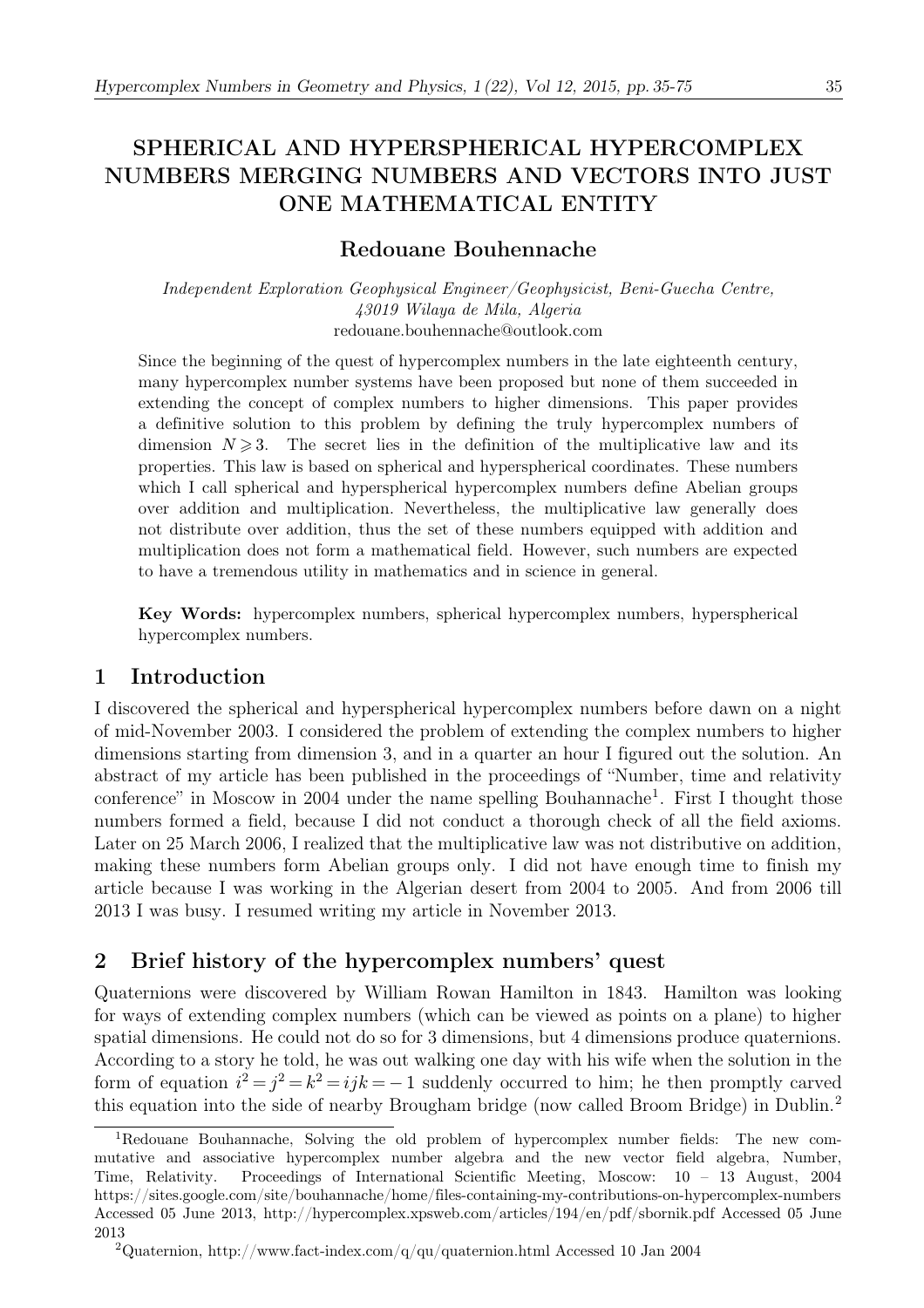# SPHERICAL AND HYPERSPHERICAL HYPERCOMPLEX NUMBERS MERGING NUMBERS AND VECTORS INTO JUST ONE MATHEMATICAL ENTITY

## Redouane Bouhennache

*Independent Exploration Geophysical Engineer/Geophysicist, Beni-Guecha Centre, 43019 Wilaya de Mila, Algeria*
redouane.bouhennache@outlook.com

Since the beginning of the quest of hypercomplex numbers in the late eighteenth century, many hypercomplex number systems have been proposed but none of them succeeded in extending the concept of complex numbers to higher dimensions. This paper provides a definitive solution to this problem by defining the truly hypercomplex numbers of dimension $N \geqslant 3$. The secret lies in the definition of the multiplicative law and its properties. This law is based on spherical and hyperspherical coordinates. These numbers which I call spherical and hyperspherical hypercomplex numbers define Abelian groups over addition and multiplication. Nevertheless, the multiplicative law generally does not distribute over addition, thus the set of these numbers equipped with addition and multiplication does not form a mathematical field. However, such numbers are expected to have a tremendous utility in mathematics and in science in general.

**Key Words:** hypercomplex numbers, spherical hypercomplex numbers, hyperspherical hypercomplex numbers.

## 1 Introduction

I discovered the spherical and hyperspherical hypercomplex numbers before dawn on a night of mid-November 2003. I considered the problem of extending the complex numbers to higher dimensions starting from dimension 3, and in a quarter an hour I figured out the solution. An abstract of my article has been published in the proceedings of "Number, time and relativity conference" in Moscow in 2004 under the name spelling Bouhannache[1]. First I thought those numbers formed a field, because I did not conduct a thorough check of all the field axioms. Later on 25 March 2006, I realized that the multiplicative law was not distributive on addition, making these numbers form Abelian groups only. I did not have enough time to finish my article because I was working in the Algerian desert from 2004 to 2005. And from 2006 till 2013 I was busy. I resumed writing my article in November 2013.

## 2 Brief history of the hypercomplex numbers' quest

Quaternions were discovered by William Rowan Hamilton in 1843. Hamilton was looking for ways of extending complex numbers (which can be viewed as points on a plane) to higher spatial dimensions. He could not do so for 3 dimensions, but 4 dimensions produce quaternions. According to a story he told, he was out walking one day with his wife when the solution in the form of equation $i^2 = j^2 = k^2 = ijk = -1$ suddenly occurred to him; he then promptly carved this equation into the side of nearby Brougham bridge (now called Broom Bridge) in Dublin.[2]

[1] Redouane Bouhannache, Solving the old problem of hypercomplex number fields: The new commutative and associative hypercomplex number algebra and the new vector field algebra, Number, Time, Relativity. Proceedings of International Scientific Meeting, Moscow: 10 – 13 August, 2004 https://sites.google.com/site/bouhannache/home/files-containing-my-contributions-on-hypercomplex-numbers Accessed 05 June 2013, http://hypercomplex.xpsweb.com/articles/194/en/pdf/sbornik.pdf Accessed 05 June 2013

[2] Quaternion, http://www.fact-index.com/q/qu/quaternion.html Accessed 10 Jan 2004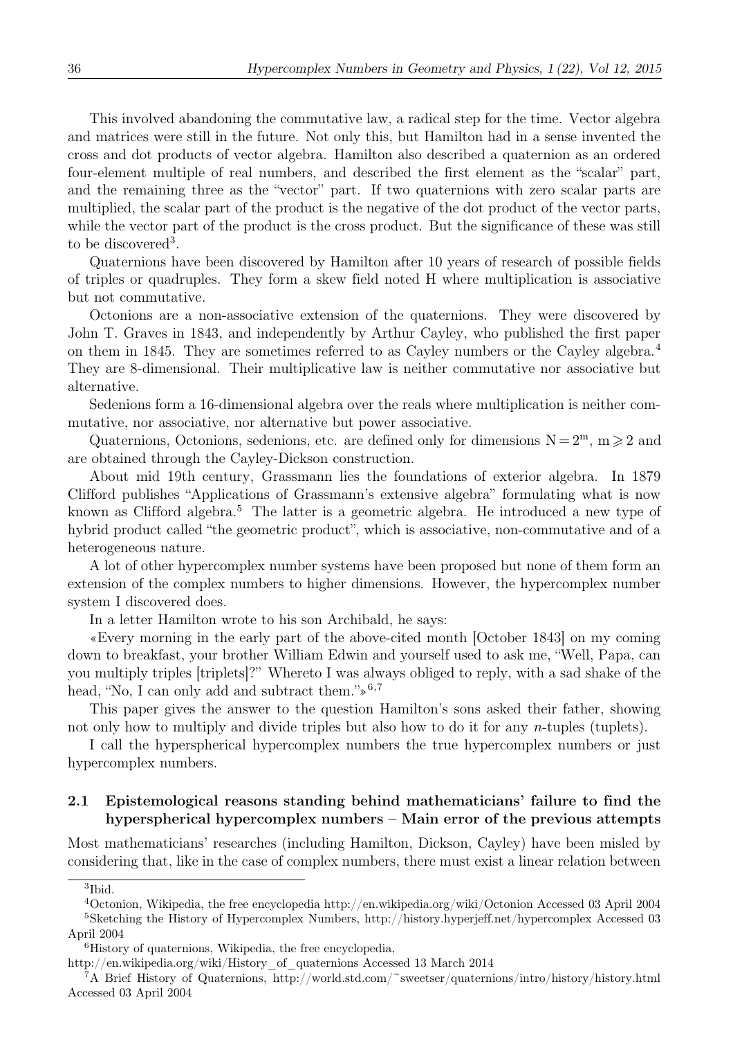This involved abandoning the commutative law, a radical step for the time. Vector algebra and matrices were still in the future. Not only this, but Hamilton had in a sense invented the cross and dot products of vector algebra. Hamilton also described a quaternion as an ordered four-element multiple of real numbers, and described the first element as the "scalar" part, and the remaining three as the "vector" part. If two quaternions with zero scalar parts are multiplied, the scalar part of the product is the negative of the dot product of the vector parts, while the vector part of the product is the cross product. But the significance of these was still to be discovered[3].

Quaternions have been discovered by Hamilton after 10 years of research of possible fields of triples or quadruples. They form a skew field noted H where multiplication is associative but not commutative.

Octonions are a non-associative extension of the quaternions. They were discovered by John T. Graves in 1843, and independently by Arthur Cayley, who published the first paper on them in 1845. They are sometimes referred to as Cayley numbers or the Cayley algebra.[4] They are 8-dimensional. Their multiplicative law is neither commutative nor associative but alternative.

Sedenions form a 16-dimensional algebra over the reals where multiplication is neither commutative, nor associative, nor alternative but power associative.

Quaternions, Octonions, sedenions, etc. are defined only for dimensions $\mathrm{N} = 2^{\mathrm{m}}$, $\mathrm{m} \geqslant 2$ and are obtained through the Cayley-Dickson construction.

About mid 19th century, Grassmann lies the foundations of exterior algebra. In 1879 Clifford publishes "Applications of Grassmann's extensive algebra" formulating what is now known as Clifford algebra.[5] The latter is a geometric algebra. He introduced a new type of hybrid product called "the geometric product", which is associative, non-commutative and of a heterogeneous nature.

A lot of other hypercomplex number systems have been proposed but none of them form an extension of the complex numbers to higher dimensions. However, the hypercomplex number system I discovered does.

In a letter Hamilton wrote to his son Archibald, he says:

«Every morning in the early part of the above-cited month [October 1843] on my coming down to breakfast, your brother William Edwin and yourself used to ask me, "Well, Papa, can you multiply triples [triplets]?" Whereto I was always obliged to reply, with a sad shake of the head, "No, I can only add and subtract them."»[6,7]

This paper gives the answer to the question Hamilton's sons asked their father, showing not only how to multiply and divide triples but also how to do it for any *n*-tuples (tuplets).

I call the hyperspherical hypercomplex numbers the true hypercomplex numbers or just hypercomplex numbers.

### 2.1 Epistemological reasons standing behind mathematicians' failure to find the hyperspherical hypercomplex numbers – Main error of the previous attempts

Most mathematicians' researches (including Hamilton, Dickson, Cayley) have been misled by considering that, like in the case of complex numbers, there must exist a linear relation between

---

[3] Ibid.

[4] Octonion, Wikipedia, the free encyclopedia http://en.wikipedia.org/wiki/Octonion Accessed 03 April 2004

[5] Sketching the History of Hypercomplex Numbers, http://history.hyperjeff.net/hypercomplex Accessed 03 April 2004

[6] History of quaternions, Wikipedia, the free encyclopedia, http://en.wikipedia.org/wiki/History_of_quaternions Accessed 13 March 2014

[7] A Brief History of Quaternions, http://world.std.com/~sweetser/quaternions/intro/history/history.html Accessed 03 April 2004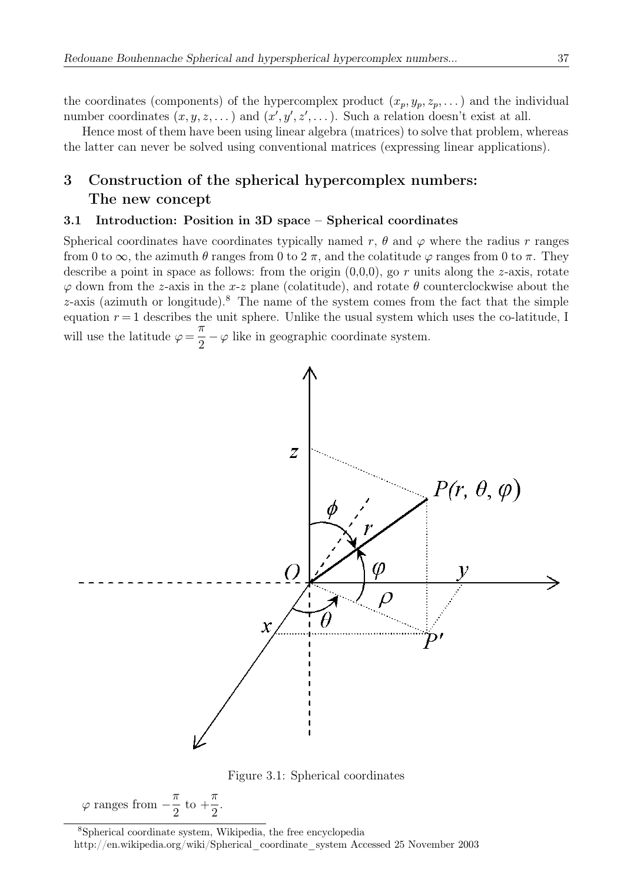the coordinates (components) of the hypercomplex product $(x_p, y_p, z_p, \dots)$ and the individual number coordinates $(x, y, z, \dots)$ and $(x', y', z', \dots)$. Such a relation doesn't exist at all.

Hence most of them have been using linear algebra (matrices) to solve that problem, whereas the latter can never be solved using conventional matrices (expressing linear applications).

## 3 Construction of the spherical hypercomplex numbers: The new concept

### 3.1 Introduction: Position in 3D space – Spherical coordinates

Spherical coordinates have coordinates typically named $r$, $\theta$ and $\varphi$ where the radius $r$ ranges from 0 to $\infty$, the azimuth $\theta$ ranges from 0 to $2\,\pi$, and the colatitude $\varphi$ ranges from 0 to $\pi$. They describe a point in space as follows: from the origin (0,0,0), go $r$ units along the $z$-axis, rotate $\varphi$ down from the $z$-axis in the $x$-$z$ plane (colatitude), and rotate $\theta$ counterclockwise about the $z$-axis (azimuth or longitude).[8] The name of the system comes from the fact that the simple equation $r = 1$ describes the unit sphere. Unlike the usual system which uses the co-latitude, I will use the latitude $\varphi = \dfrac{\pi}{2} - \varphi$ like in geographic coordinate system.

Figure 3.1: Spherical coordinates

$\varphi$ ranges from $-\dfrac{\pi}{2}$ to $+\dfrac{\pi}{2}$.

[8] Spherical coordinate system, Wikipedia, the free encyclopedia http://en.wikipedia.org/wiki/Spherical_coordinate_system Accessed 25 November 2003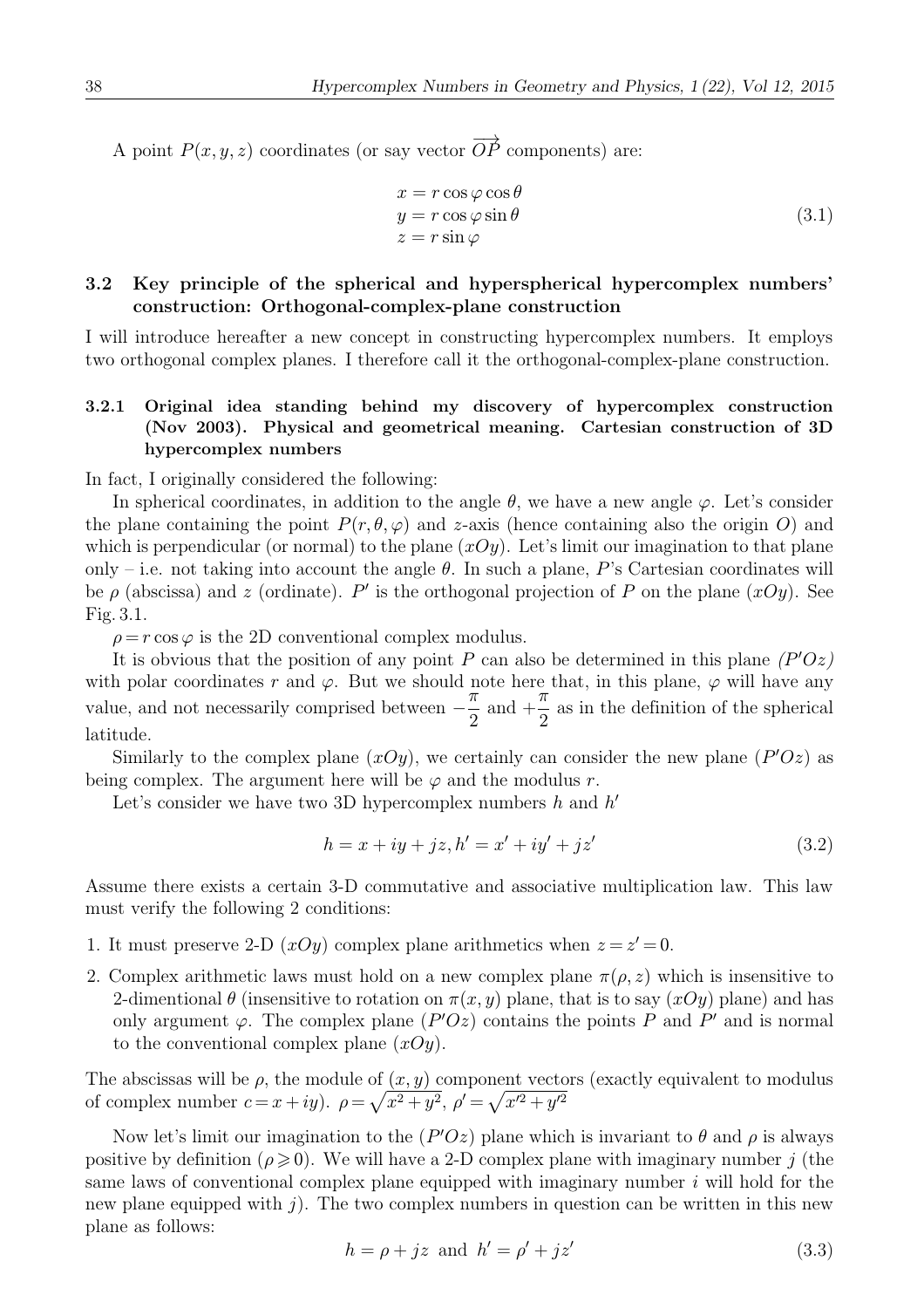A point $P(x, y, z)$ coordinates (or say vector $\overrightarrow{OP}$ components) are:

$$\begin{aligned} x &= r\cos\varphi\cos\theta \\ y &= r\cos\varphi\sin\theta \\ z &= r\sin\varphi \end{aligned} \tag{3.1}$$

### 3.2 Key principle of the spherical and hyperspherical hypercomplex numbers' construction: Orthogonal-complex-plane construction

I will introduce hereafter a new concept in constructing hypercomplex numbers. It employs two orthogonal complex planes. I therefore call it the orthogonal-complex-plane construction.

#### 3.2.1 Original idea standing behind my discovery of hypercomplex construction (Nov 2003). Physical and geometrical meaning. Cartesian construction of 3D hypercomplex numbers

In fact, I originally considered the following:

In spherical coordinates, in addition to the angle $\theta$, we have a new angle $\varphi$. Let's consider the plane containing the point $P(r, \theta, \varphi)$ and $z$-axis (hence containing also the origin $O$) and which is perpendicular (or normal) to the plane $(xOy)$. Let's limit our imagination to that plane only – i.e. not taking into account the angle $\theta$. In such a plane, $P$'s Cartesian coordinates will be $\rho$ (abscissa) and $z$ (ordinate). $P'$ is the orthogonal projection of $P$ on the plane $(xOy)$. See Fig. 3.1.

$\rho = r\cos\varphi$ is the 2D conventional complex modulus.

It is obvious that the position of any point $P$ can also be determined in this plane *$(P'Oz)$* with polar coordinates $r$ and $\varphi$. But we should note here that, in this plane, $\varphi$ will have any value, and not necessarily comprised between $-\dfrac{\pi}{2}$ and $+\dfrac{\pi}{2}$ as in the definition of the spherical latitude.

Similarly to the complex plane $(xOy)$, we certainly can consider the new plane $(P'Oz)$ as being complex. The argument here will be $\varphi$ and the modulus $r$.

Let's consider we have two 3D hypercomplex numbers $h$ and $h'$

$$h = x + iy + jz, h' = x' + iy' + jz' \tag{3.2}$$

Assume there exists a certain 3-D commutative and associative multiplication law. This law must verify the following 2 conditions:

1. It must preserve 2-D $(xOy)$ complex plane arithmetics when $z = z' = 0$.
2. Complex arithmetic laws must hold on a new complex plane $\pi(\rho, z)$ which is insensitive to 2-dimentional $\theta$ (insensitive to rotation on $\pi(x, y)$ plane, that is to say $(xOy)$ plane) and has only argument $\varphi$. The complex plane $(P'Oz)$ contains the points $P$ and $P'$ and is normal to the conventional complex plane $(xOy)$.

The abscissas will be $\rho$, the module of $(x, y)$ component vectors (exactly equivalent to modulus of complex number $c = x + iy$). $\rho = \sqrt{x^2 + y^2}$, $\rho' = \sqrt{x'^2 + y'^2}$

Now let's limit our imagination to the $(P'Oz)$ plane which is invariant to $\theta$ and $\rho$ is always positive by definition ($\rho \geqslant 0$). We will have a 2-D complex plane with imaginary number $j$ (the same laws of conventional complex plane equipped with imaginary number $i$ will hold for the new plane equipped with $j$). The two complex numbers in question can be written in this new plane as follows:

$$h = \rho + jz \text{ and } h' = \rho' + jz' \tag{3.3}$$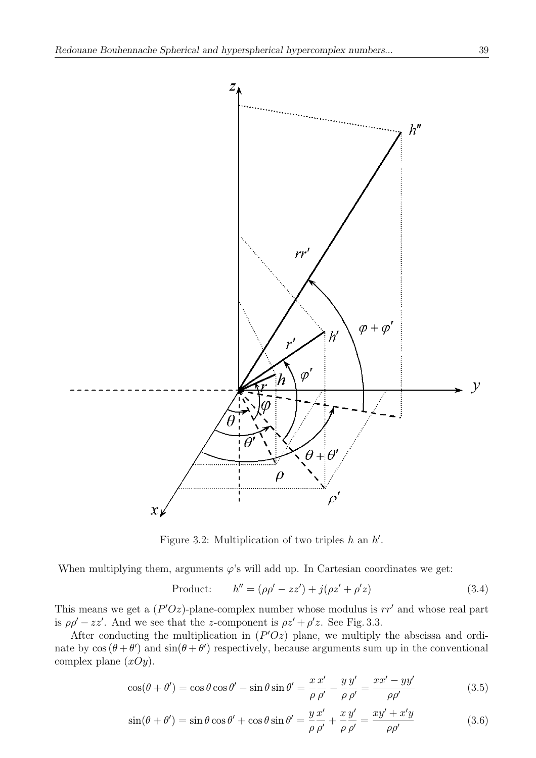Figure 3.2: Multiplication of two triples $h$ an $h'$.

When multiplying them, arguments $\varphi$'s will add up. In Cartesian coordinates we get:

$$\text{Product:} \qquad h'' = (\rho\rho' - zz') + j(\rho z' + \rho' z) \tag{3.4}$$

This means we get a $(P'Oz)$-plane-complex number whose modulus is $rr'$ and whose real part is $\rho\rho' - zz'$. And we see that the $z$-component is $\rho z' + \rho' z$. See Fig. 3.3.

After conducting the multiplication in $(P'Oz)$ plane, we multiply the abscissa and ordinate by $\cos(\theta + \theta')$ and $\sin(\theta + \theta')$ respectively, because arguments sum up in the conventional complex plane $(xOy)$.

$$\cos(\theta + \theta') = \cos\theta\cos\theta' - \sin\theta\sin\theta' = \frac{x}{\rho}\frac{x'}{\rho'} - \frac{y}{\rho}\frac{y'}{\rho'} = \frac{xx' - yy'}{\rho\rho'} \tag{3.5}$$

$$\sin(\theta + \theta') = \sin\theta\cos\theta' + \cos\theta\sin\theta' = \frac{y}{\rho}\frac{x'}{\rho'} + \frac{x}{\rho}\frac{y'}{\rho'} = \frac{xy' + x'y}{\rho\rho'} \tag{3.6}$$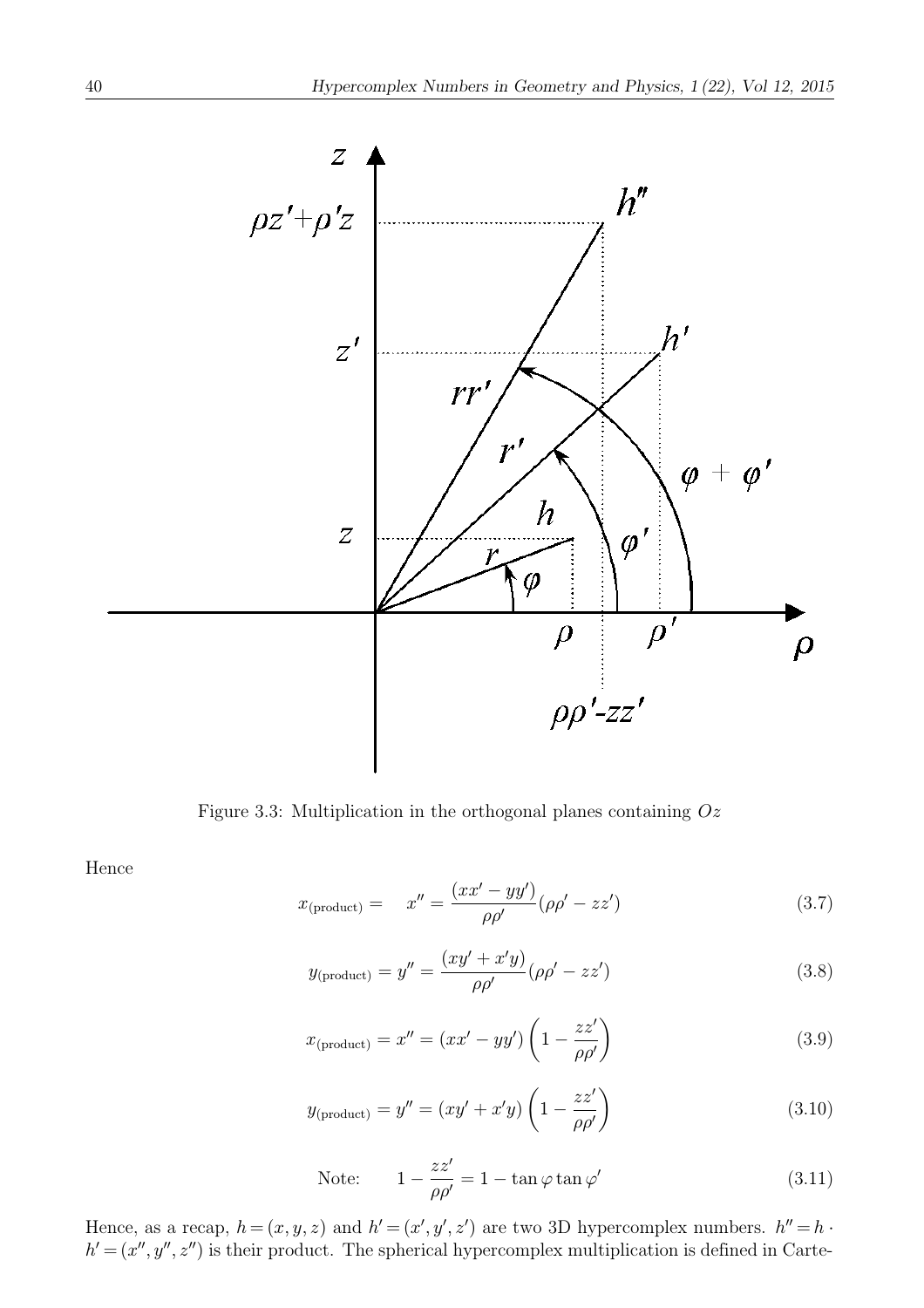Figure 3.3: Multiplication in the orthogonal planes containing $Oz$

Hence

$$x_{\text{(product)}} = \quad x'' = \frac{(xx' - yy')}{\rho\rho'}(\rho\rho' - zz') \tag{3.7}$$

$$y_{\text{(product)}} = y'' = \frac{(xy' + x'y)}{\rho\rho'}(\rho\rho' - zz') \tag{3.8}$$

$$x_{\text{(product)}} = x'' = (xx' - yy')\left(1 - \frac{zz'}{\rho\rho'}\right) \tag{3.9}$$

$$y_{\text{(product)}} = y'' = (xy' + x'y)\left(1 - \frac{zz'}{\rho\rho'}\right) \tag{3.10}$$

$$\text{Note:} \qquad 1 - \frac{zz'}{\rho\rho'} = 1 - \tan\varphi \tan\varphi' \tag{3.11}$$

Hence, as a recap, $h = (x, y, z)$ and $h' = (x', y', z')$ are two 3D hypercomplex numbers. $h'' = h \cdot h' = (x'', y'', z'')$ is their product. The spherical hypercomplex multiplication is defined in Carte-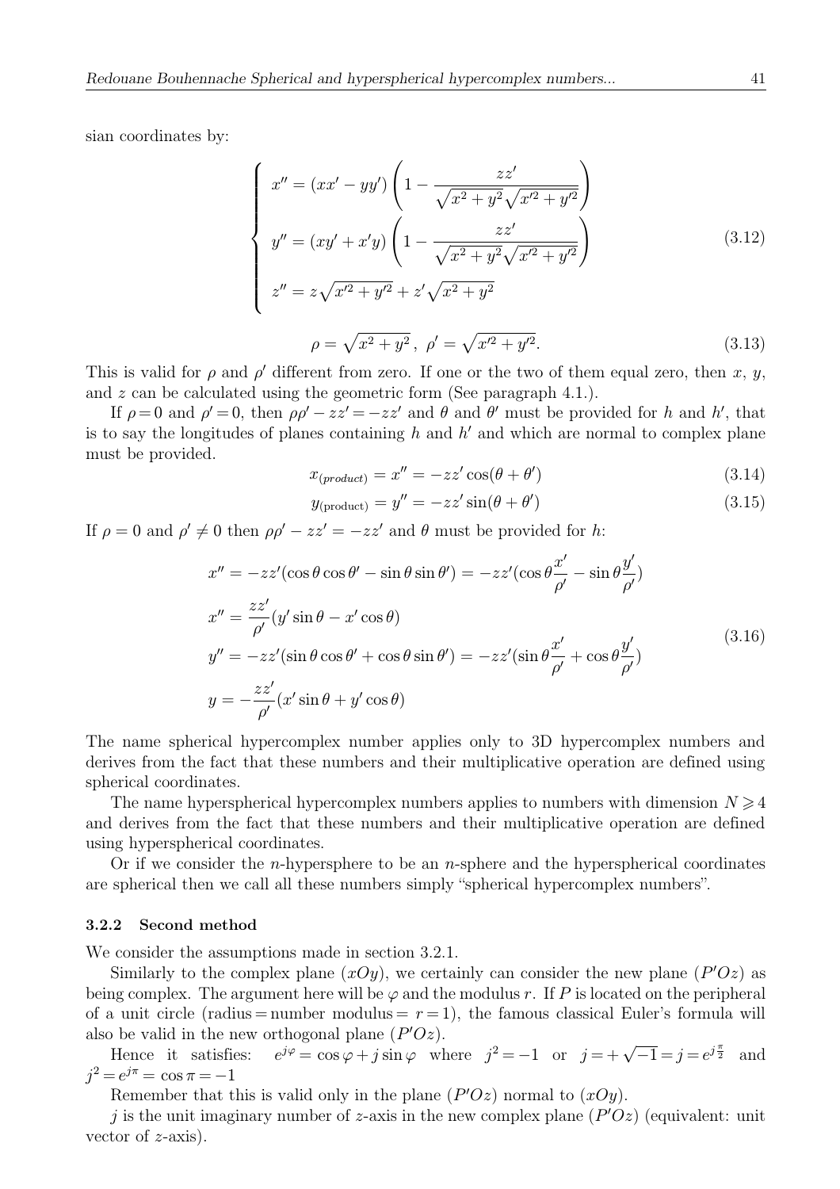sian coordinates by:

$$
\left\{
\begin{aligned}
x'' &= (xx' - yy')\left(1 - \frac{zz'}{\sqrt{x^2+y^2}\sqrt{x'^2+y'^2}}\right) \\
y'' &= (xy' + x'y)\left(1 - \frac{zz'}{\sqrt{x^2+y^2}\sqrt{x'^2+y'^2}}\right) \\
z'' &= z\sqrt{x'^2+y'^2} + z'\sqrt{x^2+y^2}
\end{aligned}
\right.
\tag{3.12}
$$

$$
\rho = \sqrt{x^2+y^2}\,,\;\; \rho' = \sqrt{x'^2+y'^2}. \tag{3.13}
$$

This is valid for $\rho$ and $\rho'$ different from zero. If one or the two of them equal zero, then $x$, $y$, and $z$ can be calculated using the geometric form (See paragraph 4.1.).

If $\rho = 0$ and $\rho' = 0$, then $\rho\rho' - zz' = -zz'$ and $\theta$ and $\theta'$ must be provided for $h$ and $h'$, that is to say the longitudes of planes containing $h$ and $h'$ and which are normal to complex plane must be provided.

$$
x_{(product)} = x'' = -zz'\cos(\theta + \theta') \tag{3.14}
$$

$$
y_{(\text{product})} = y'' = -zz'\sin(\theta + \theta') \tag{3.15}
$$

If $\rho = 0$ and $\rho' \neq 0$ then $\rho\rho' - zz' = -zz'$ and $\theta$ must be provided for $h$:

$$
\begin{aligned}
x'' &= -zz'(\cos\theta\cos\theta' - \sin\theta\sin\theta') = -zz'(\cos\theta\frac{x'}{\rho'} - \sin\theta\frac{y'}{\rho'}) \\
x'' &= \frac{zz'}{\rho'}(y'\sin\theta - x'\cos\theta) \\
y'' &= -zz'(\sin\theta\cos\theta' + \cos\theta\sin\theta') = -zz'(\sin\theta\frac{x'}{\rho'} + \cos\theta\frac{y'}{\rho'}) \\
y &= -\frac{zz'}{\rho'}(x'\sin\theta + y'\cos\theta)
\end{aligned}
\tag{3.16}
$$

The name spherical hypercomplex number applies only to 3D hypercomplex numbers and derives from the fact that these numbers and their multiplicative operation are defined using spherical coordinates.

The name hyperspherical hypercomplex numbers applies to numbers with dimension $N \geqslant 4$ and derives from the fact that these numbers and their multiplicative operation are defined using hyperspherical coordinates.

Or if we consider the $n$-hypersphere to be an $n$-sphere and the hyperspherical coordinates are spherical then we call all these numbers simply "spherical hypercomplex numbers".

### 3.2.2 Second method

We consider the assumptions made in section 3.2.1.

Similarly to the complex plane $(xOy)$, we certainly can consider the new plane $(P'Oz)$ as being complex. The argument here will be $\varphi$ and the modulus $r$. If $P$ is located on the peripheral of a unit circle (radius = number modulus = $r = 1$), the famous classical Euler's formula will also be valid in the new orthogonal plane $(P'Oz)$.

Hence it satisfies: $e^{j\varphi} = \cos\varphi + j\sin\varphi$ where $j^2 = -1$ or $j = +\sqrt{-1} = j = e^{j\frac{\pi}{2}}$ and $j^2 = e^{j\pi} = \cos\pi = -1$

Remember that this is valid only in the plane $(P'Oz)$ normal to $(xOy)$.

$j$ is the unit imaginary number of $z$-axis in the new complex plane $(P'Oz)$ (equivalent: unit vector of $z$-axis).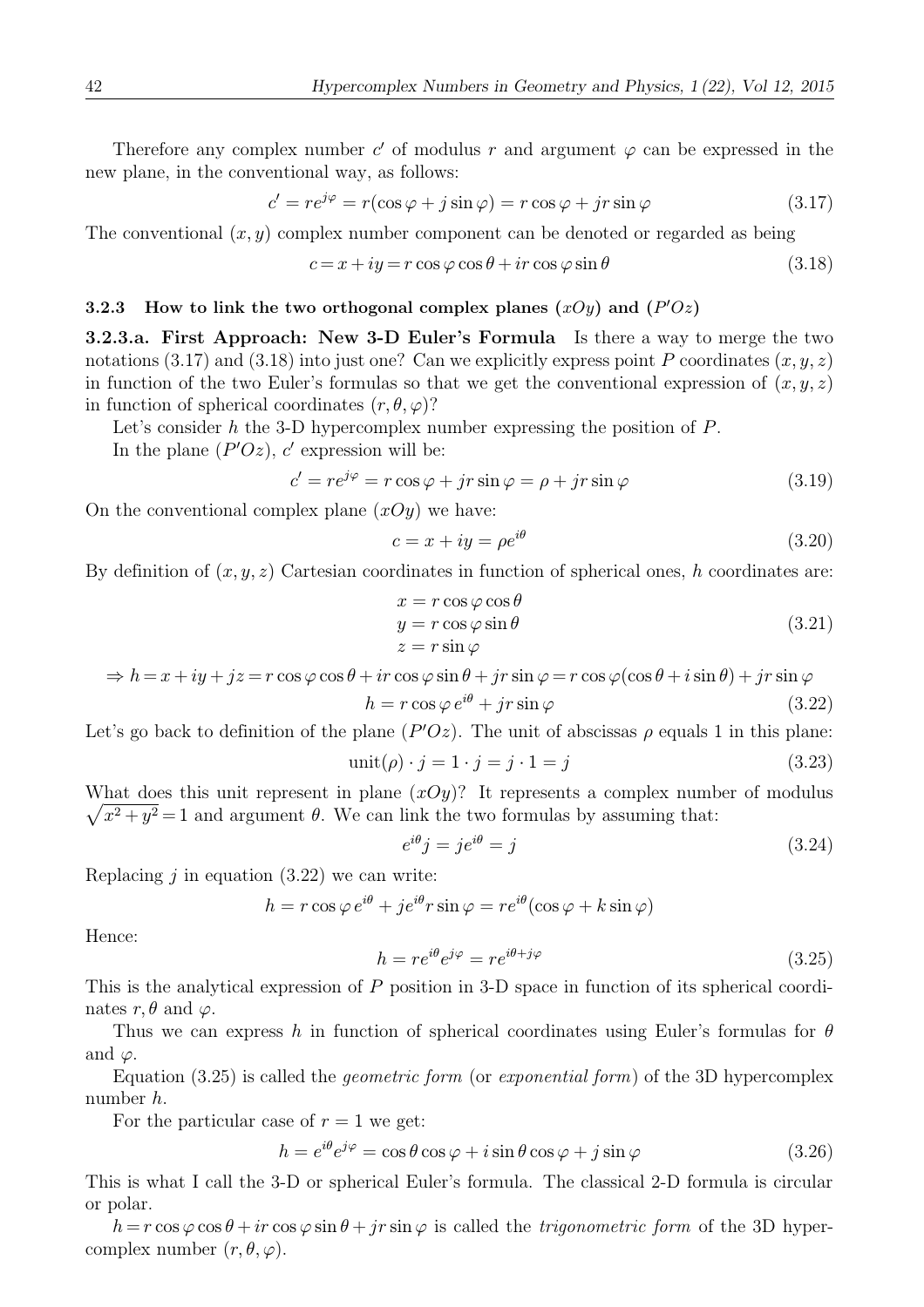Therefore any complex number $c'$ of modulus $r$ and argument $\varphi$ can be expressed in the new plane, in the conventional way, as follows:

$$c' = re^{j\varphi} = r(\cos\varphi + j\sin\varphi) = r\cos\varphi + jr\sin\varphi \tag{3.17}$$

The conventional $(x, y)$ complex number component can be denoted or regarded as being

$$c = x + iy = r\cos\varphi\cos\theta + ir\cos\varphi\sin\theta \tag{3.18}$$

### 3.2.3 How to link the two orthogonal complex planes $(xOy)$ and $(P'Oz)$

**3.2.3.a. First Approach: New 3-D Euler's Formula** Is there a way to merge the two notations (3.17) and (3.18) into just one? Can we explicitly express point $P$ coordinates $(x, y, z)$ in function of the two Euler's formulas so that we get the conventional expression of $(x, y, z)$ in function of spherical coordinates $(r, \theta, \varphi)$?

Let's consider $h$ the 3-D hypercomplex number expressing the position of $P$.

In the plane $(P'Oz)$, $c'$ expression will be:

$$c' = re^{j\varphi} = r\cos\varphi + jr\sin\varphi = \rho + jr\sin\varphi \tag{3.19}$$

On the conventional complex plane $(xOy)$ we have:

$$c = x + iy = \rho e^{i\theta} \tag{3.20}$$

By definition of $(x, y, z)$ Cartesian coordinates in function of spherical ones, $h$ coordinates are:

$$\begin{aligned} x &= r\cos\varphi\cos\theta \\ y &= r\cos\varphi\sin\theta \\ z &= r\sin\varphi \end{aligned} \tag{3.21}$$

$$\Rightarrow h = x + iy + jz = r\cos\varphi\cos\theta + ir\cos\varphi\sin\theta + jr\sin\varphi = r\cos\varphi(\cos\theta + i\sin\theta) + jr\sin\varphi$$

$$h = r\cos\varphi\, e^{i\theta} + jr\sin\varphi \tag{3.22}$$

Let's go back to definition of the plane $(P'Oz)$. The unit of abscissas $\rho$ equals 1 in this plane:

$$\text{unit}(\rho) \cdot j = 1 \cdot j = j \cdot 1 = j \tag{3.23}$$

What does this unit represent in plane $(xOy)$? It represents a complex number of modulus $\sqrt{x^2 + y^2} = 1$ and argument $\theta$. We can link the two formulas by assuming that:

$$e^{i\theta} j = je^{i\theta} = j \tag{3.24}$$

Replacing $j$ in equation (3.22) we can write:

$$h = r\cos\varphi\, e^{i\theta} + je^{i\theta} r\sin\varphi = re^{i\theta}(\cos\varphi + k\sin\varphi)$$

Hence:

$$h = re^{i\theta}e^{j\varphi} = re^{i\theta + j\varphi} \tag{3.25}$$

This is the analytical expression of $P$ position in 3-D space in function of its spherical coordinates $r, \theta$ and $\varphi$.

Thus we can express $h$ in function of spherical coordinates using Euler's formulas for $\theta$ and $\varphi$.

Equation (3.25) is called the *geometric form* (or *exponential form*) of the 3D hypercomplex number $h$.

For the particular case of $r = 1$ we get:

$$h = e^{i\theta}e^{j\varphi} = \cos\theta\cos\varphi + i\sin\theta\cos\varphi + j\sin\varphi \tag{3.26}$$

This is what I call the 3-D or spherical Euler's formula. The classical 2-D formula is circular or polar.

$h = r\cos\varphi\cos\theta + ir\cos\varphi\sin\theta + jr\sin\varphi$ is called the *trigonometric form* of the 3D hypercomplex number $(r, \theta, \varphi)$.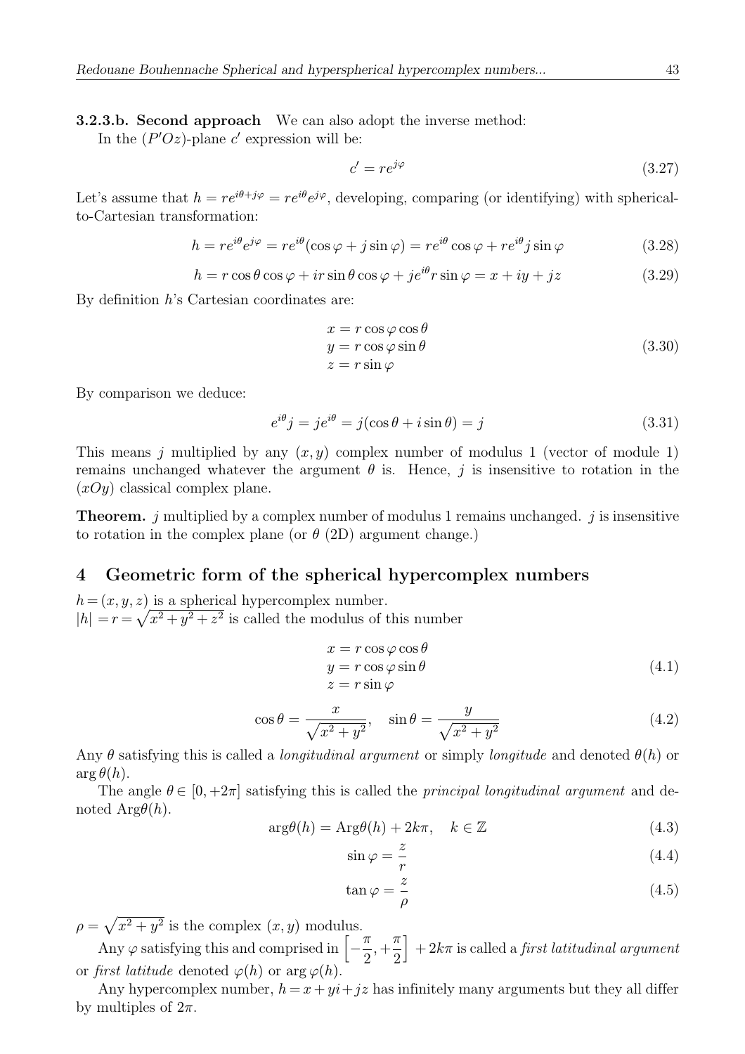**3.2.3.b. Second approach** We can also adopt the inverse method:

In the $(P'Oz)$-plane $c'$ expression will be:

$$c' = re^{j\varphi} \tag{3.27}$$

Let's assume that $h = re^{i\theta + j\varphi} = re^{i\theta}e^{j\varphi}$, developing, comparing (or identifying) with spherical-to-Cartesian transformation:

$$h = re^{i\theta}e^{j\varphi} = re^{i\theta}(\cos\varphi + j\sin\varphi) = re^{i\theta}\cos\varphi + re^{i\theta}j\sin\varphi \tag{3.28}$$

$$h = r\cos\theta\cos\varphi + ir\sin\theta\cos\varphi + je^{i\theta}r\sin\varphi = x + iy + jz \tag{3.29}$$

By definition $h$'s Cartesian coordinates are:

$$\begin{aligned} x &= r\cos\varphi\cos\theta \\ y &= r\cos\varphi\sin\theta \\ z &= r\sin\varphi \end{aligned} \tag{3.30}$$

By comparison we deduce:

$$e^{i\theta}j = je^{i\theta} = j(\cos\theta + i\sin\theta) = j \tag{3.31}$$

This means $j$ multiplied by any $(x, y)$ complex number of modulus 1 (vector of module 1) remains unchanged whatever the argument $\theta$ is. Hence, $j$ is insensitive to rotation in the $(xOy)$ classical complex plane.

**Theorem.** $j$ multiplied by a complex number of modulus 1 remains unchanged. $j$ is insensitive to rotation in the complex plane (or $\theta$ (2D) argument change.)

## 4 Geometric form of the spherical hypercomplex numbers

$h = (x, y, z)$ is a spherical hypercomplex number.
$|h| = r = \sqrt{x^2 + y^2 + z^2}$ is called the modulus of this number

$$\begin{aligned} x &= r\cos\varphi\cos\theta \\ y &= r\cos\varphi\sin\theta \\ z &= r\sin\varphi \end{aligned} \tag{4.1}$$

$$\cos\theta = \frac{x}{\sqrt{x^2 + y^2}}, \quad \sin\theta = \frac{y}{\sqrt{x^2 + y^2}} \tag{4.2}$$

Any $\theta$ satisfying this is called a *longitudinal argument* or simply *longitude* and denoted $\theta(h)$ or $\arg\theta(h)$.

The angle $\theta \in [0, +2\pi]$ satisfying this is called the *principal longitudinal argument* and denoted $\mathrm{Arg}\theta(h)$.

$$\arg\theta(h) = \mathrm{Arg}\theta(h) + 2k\pi, \quad k \in \mathbb{Z} \tag{4.3}$$

$$\sin\varphi = \frac{z}{r} \tag{4.4}$$

$$\tan\varphi = \frac{z}{\rho} \tag{4.5}$$

$\rho = \sqrt{x^2 + y^2}$ is the complex $(x, y)$ modulus.

Any $\varphi$ satisfying this and comprised in $\left[-\frac{\pi}{2}, +\frac{\pi}{2}\right] + 2k\pi$ is called a *first latitudinal argument* or *first latitude* denoted $\varphi(h)$ or $\arg\varphi(h)$.

Any hypercomplex number, $h = x + yi + jz$ has infinitely many arguments but they all differ by multiples of $2\pi$.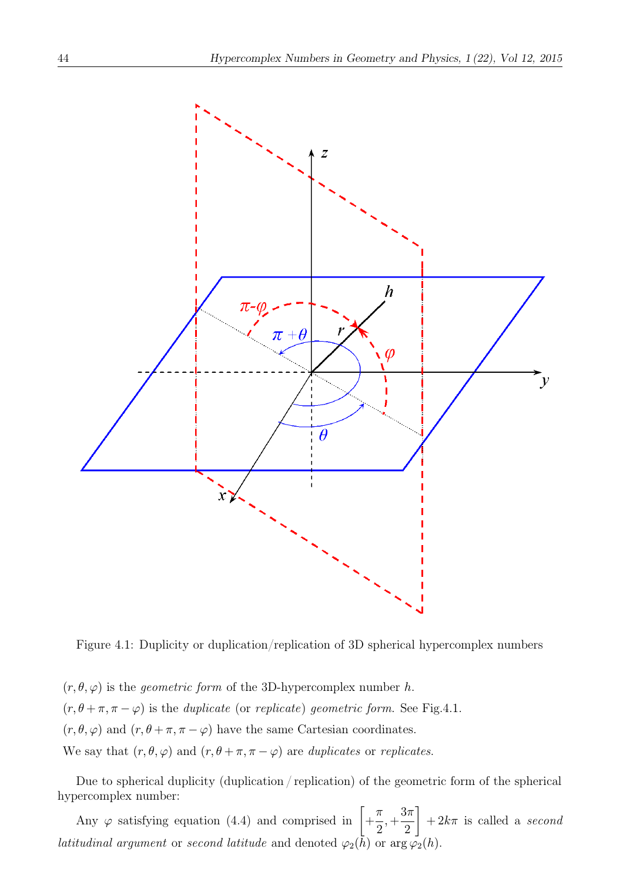Figure 4.1: Duplicity or duplication/replication of 3D spherical hypercomplex numbers

$(r, \theta, \varphi)$ is the *geometric form* of the 3D-hypercomplex number $h$.

$(r, \theta + \pi, \pi - \varphi)$ is the *duplicate* (or *replicate*) *geometric form*. See Fig.4.1.

$(r, \theta, \varphi)$ and $(r, \theta + \pi, \pi - \varphi)$ have the same Cartesian coordinates.

We say that $(r, \theta, \varphi)$ and $(r, \theta + \pi, \pi - \varphi)$ are *duplicates* or *replicates*.

Due to spherical duplicity (duplication / replication) of the geometric form of the spherical hypercomplex number:

Any $\varphi$ satisfying equation (4.4) and comprised in $\left[+\frac{\pi}{2}, +\frac{3\pi}{2}\right] + 2k\pi$ is called a *second latitudinal argument* or *second latitude* and denoted $\varphi_2(h)$ or $\arg \varphi_2(h)$.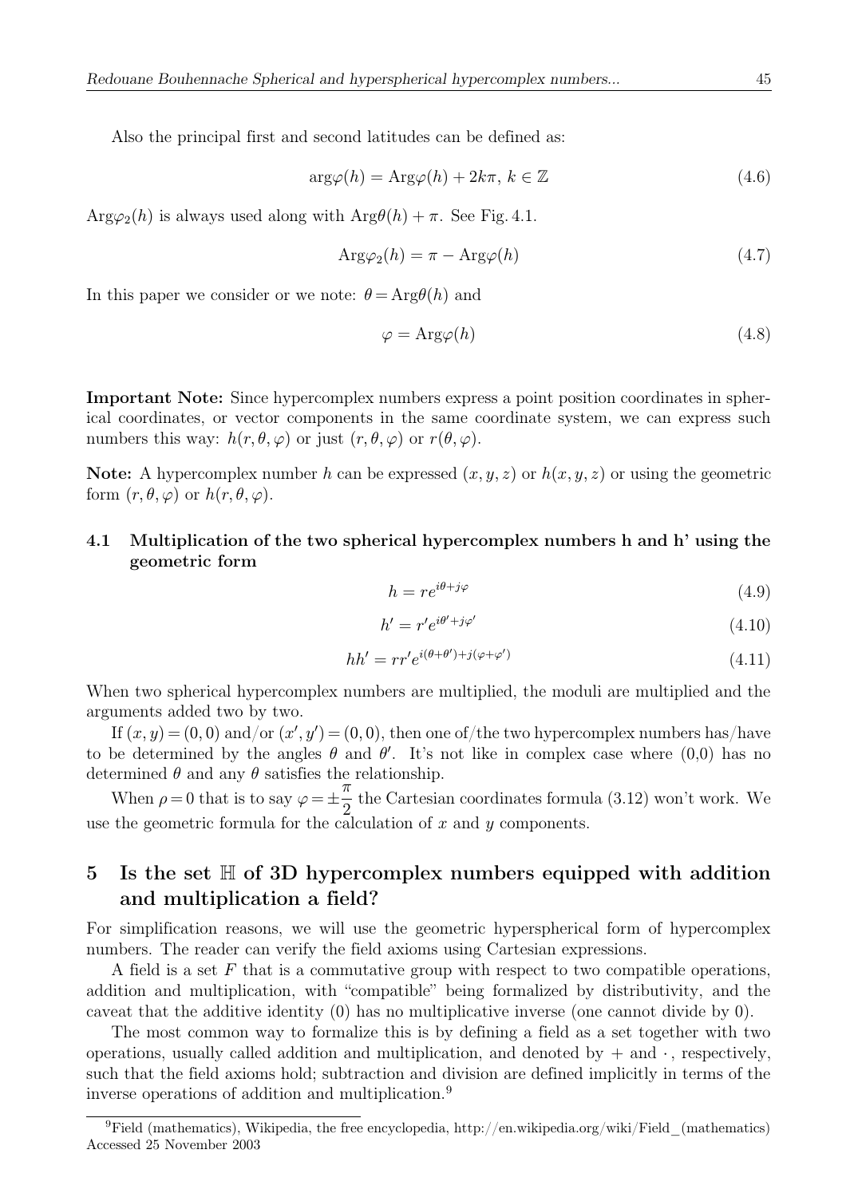Also the principal first and second latitudes can be defined as:

$$\arg\varphi(h) = \mathrm{Arg}\varphi(h) + 2k\pi,\ k \in \mathbb{Z} \tag{4.6}$$

$\mathrm{Arg}\varphi_2(h)$ is always used along with $\mathrm{Arg}\theta(h) + \pi$. See Fig. 4.1.

$$\mathrm{Arg}\varphi_2(h) = \pi - \mathrm{Arg}\varphi(h) \tag{4.7}$$

In this paper we consider or we note: $\theta = \mathrm{Arg}\theta(h)$ and

$$\varphi = \mathrm{Arg}\varphi(h) \tag{4.8}$$

**Important Note:** Since hypercomplex numbers express a point position coordinates in spherical coordinates, or vector components in the same coordinate system, we can express such numbers this way: $h(r, \theta, \varphi)$ or just $(r, \theta, \varphi)$ or $r(\theta, \varphi)$.

**Note:** A hypercomplex number $h$ can be expressed $(x, y, z)$ or $h(x, y, z)$ or using the geometric form $(r, \theta, \varphi)$ or $h(r, \theta, \varphi)$.

### 4.1 Multiplication of the two spherical hypercomplex numbers h and h' using the geometric form

$$h = re^{i\theta + j\varphi} \tag{4.9}$$

$$h' = r'e^{i\theta' + j\varphi'} \tag{4.10}$$

$$hh' = rr'e^{i(\theta+\theta') + j(\varphi+\varphi')} \tag{4.11}$$

When two spherical hypercomplex numbers are multiplied, the moduli are multiplied and the arguments added two by two.

If $(x, y) = (0, 0)$ and/or $(x', y') = (0, 0)$, then one of/the two hypercomplex numbers has/have to be determined by the angles $\theta$ and $\theta'$. It's not like in complex case where (0,0) has no determined $\theta$ and any $\theta$ satisfies the relationship.

When $\rho = 0$ that is to say $\varphi = \pm\dfrac{\pi}{2}$ the Cartesian coordinates formula (3.12) won't work. We use the geometric formula for the calculation of $x$ and $y$ components.

## 5 Is the set $\mathbb{H}$ of 3D hypercomplex numbers equipped with addition and multiplication a field?

For simplification reasons, we will use the geometric hyperspherical form of hypercomplex numbers. The reader can verify the field axioms using Cartesian expressions.

A field is a set $F$ that is a commutative group with respect to two compatible operations, addition and multiplication, with "compatible" being formalized by distributivity, and the caveat that the additive identity (0) has no multiplicative inverse (one cannot divide by 0).

The most common way to formalize this is by defining a field as a set together with two operations, usually called addition and multiplication, and denoted by + and ·, respectively, such that the field axioms hold; subtraction and division are defined implicitly in terms of the inverse operations of addition and multiplication.[9]

[9] Field (mathematics), Wikipedia, the free encyclopedia, http://en.wikipedia.org/wiki/Field_(mathematics) Accessed 25 November 2003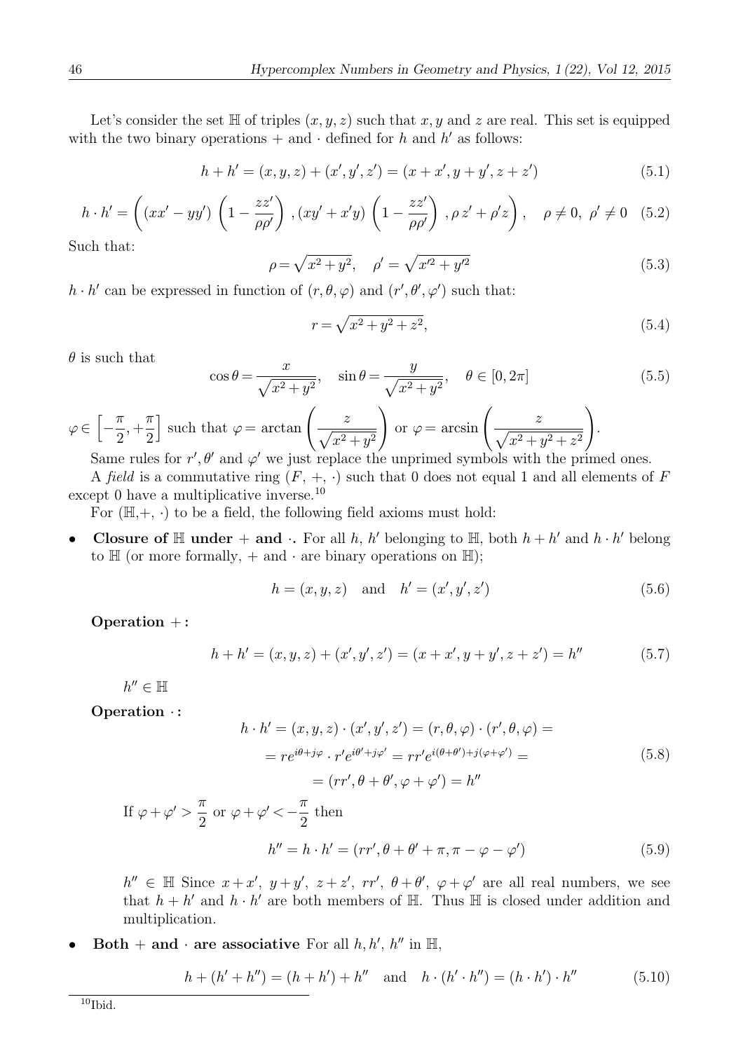Let's consider the set $\mathbb{H}$ of triples $(x, y, z)$ such that $x, y$ and $z$ are real. This set is equipped with the two binary operations $+$ and $\cdot$ defined for $h$ and $h'$ as follows:

$$h + h' = (x, y, z) + (x', y', z') = (x + x', y + y', z + z') \tag{5.1}$$

$$h \cdot h' = \left( (xx' - yy') \left(1 - \frac{zz'}{\rho\rho'}\right), (xy' + x'y) \left(1 - \frac{zz'}{\rho\rho'}\right), \rho\, z' + \rho' z \right), \quad \rho \neq 0,\ \rho' \neq 0 \tag{5.2}$$

Such that:

$$\rho = \sqrt{x^2 + y^2}, \quad \rho' = \sqrt{x'^2 + y'^2} \tag{5.3}$$

$h \cdot h'$ can be expressed in function of $(r, \theta, \varphi)$ and $(r', \theta', \varphi')$ such that:

$$r = \sqrt{x^2 + y^2 + z^2}, \tag{5.4}$$

$\theta$ is such that

$$\cos\theta = \frac{x}{\sqrt{x^2 + y^2}}, \quad \sin\theta = \frac{y}{\sqrt{x^2 + y^2}}, \quad \theta \in [0, 2\pi] \tag{5.5}$$

$\varphi \in \left[-\frac{\pi}{2}, +\frac{\pi}{2}\right]$ such that $\varphi = \arctan\left(\frac{z}{\sqrt{x^2+y^2}}\right)$ or $\varphi = \arcsin\left(\frac{z}{\sqrt{x^2+y^2+z^2}}\right)$.

Same rules for $r', \theta'$ and $\varphi'$ we just replace the unprimed symbols with the primed ones.

A *field* is a commutative ring $(F, +, \cdot)$ such that 0 does not equal 1 and all elements of $F$ except 0 have a multiplicative inverse.[10]

For $(\mathbb{H}, +, \cdot)$ to be a field, the following field axioms must hold:

- **Closure of $\mathbb{H}$ under $+$ and $\cdot$.** For all $h$, $h'$ belonging to $\mathbb{H}$, both $h + h'$ and $h \cdot h'$ belong to $\mathbb{H}$ (or more formally, $+$ and $\cdot$ are binary operations on $\mathbb{H}$);

$$h = (x, y, z) \quad \text{and} \quad h' = (x', y', z') \tag{5.6}$$

**Operation $+$:**

$$h + h' = (x, y, z) + (x', y', z') = (x + x', y + y', z + z') = h'' \tag{5.7}$$

$h'' \in \mathbb{H}$

**Operation $\cdot$:**

$$\begin{aligned} h \cdot h' = (x, y, z) \cdot (x', y', z') = (r, \theta, \varphi) \cdot (r', \theta, \varphi) = \\ = re^{i\theta + j\varphi} \cdot r'e^{i\theta' + j\varphi'} = rr'e^{i(\theta+\theta') + j(\varphi+\varphi')} = \\ = (rr', \theta + \theta', \varphi + \varphi') = h'' \end{aligned} \tag{5.8}$$

If $\varphi + \varphi' > \frac{\pi}{2}$ or $\varphi + \varphi' < -\frac{\pi}{2}$ then

$$h'' = h \cdot h' = (rr', \theta + \theta' + \pi, \pi - \varphi - \varphi') \tag{5.9}$$

$h'' \in \mathbb{H}$ Since $x + x'$, $y + y'$, $z + z'$, $rr'$, $\theta + \theta'$, $\varphi + \varphi'$ are all real numbers, we see that $h + h'$ and $h \cdot h'$ are both members of $\mathbb{H}$. Thus $\mathbb{H}$ is closed under addition and multiplication.

- **Both $+$ and $\cdot$ are associative** For all $h, h'$, $h''$ in $\mathbb{H}$,

$$h + (h' + h'') = (h + h') + h'' \quad \text{and} \quad h \cdot (h' \cdot h'') = (h \cdot h') \cdot h'' \tag{5.10}$$

[10] Ibid.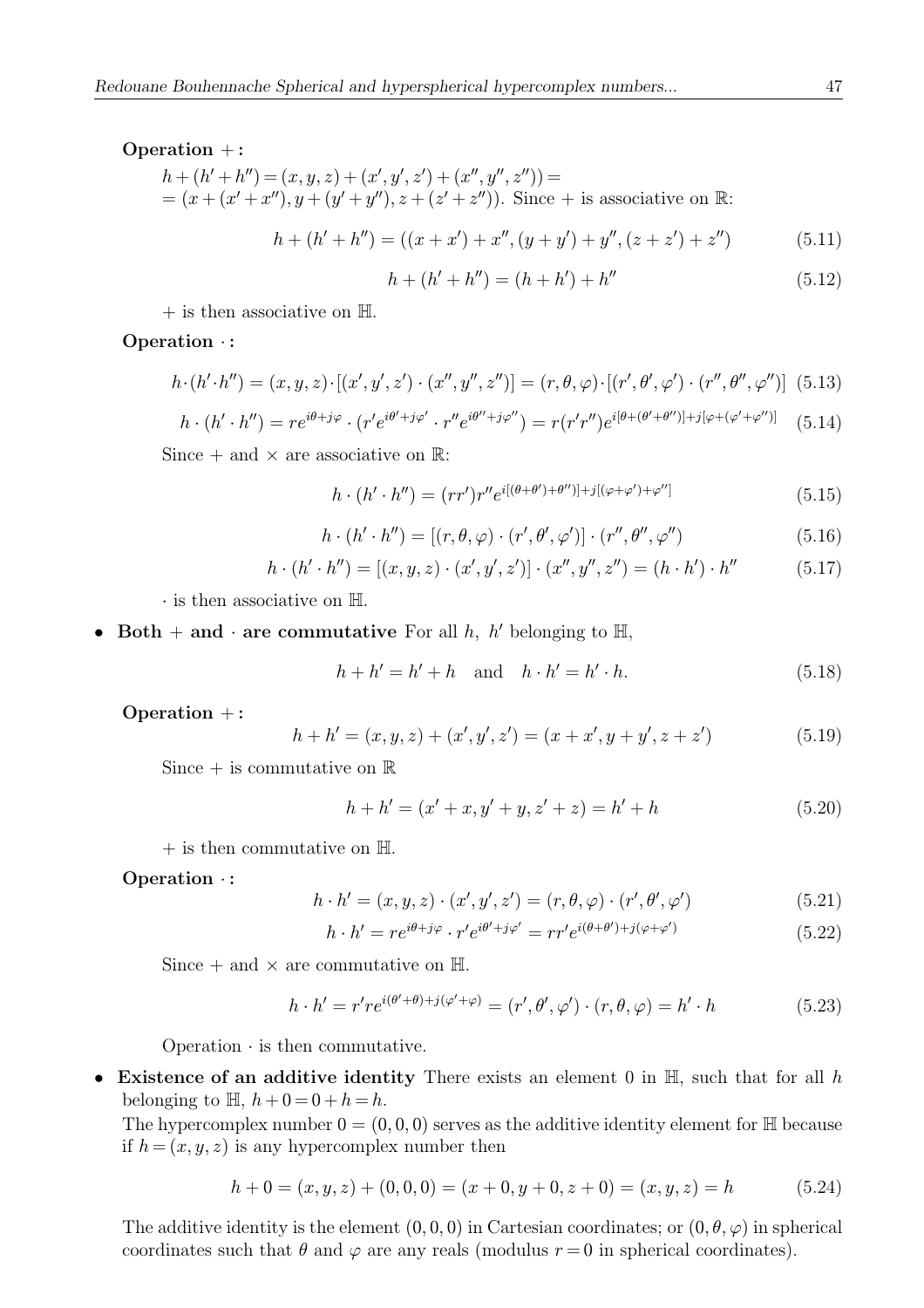**Operation $+$ :**

$h + (h' + h'') = (x, y, z) + (x', y', z') + (x'', y'', z'')) =$
$= (x + (x' + x''), y + (y' + y''), z + (z' + z''))$. Since $+$ is associative on $\mathbb{R}$:

$$h + (h' + h'') = ((x + x') + x'', (y + y') + y'', (z + z') + z'') \tag{5.11}$$

$$h + (h' + h'') = (h + h') + h'' \tag{5.12}$$

$+$ is then associative on $\mathbb{H}$.

**Operation $\cdot$ :**

$$h \cdot (h' \cdot h'') = (x, y, z) \cdot [(x', y', z') \cdot (x'', y'', z'')] = (r, \theta, \varphi) \cdot [(r', \theta', \varphi') \cdot (r'', \theta'', \varphi'')] \tag{5.13}$$

$$h \cdot (h' \cdot h'') = re^{i\theta + j\varphi} \cdot (r' e^{i\theta' + j\varphi'} \cdot r'' e^{i\theta'' + j\varphi''}) = r(r'r'')e^{i[\theta + (\theta' + \theta'')] + j[\varphi + (\varphi' + \varphi'')]} \tag{5.14}$$

Since $+$ and $\times$ are associative on $\mathbb{R}$:

$$h \cdot (h' \cdot h'') = (rr')r'' e^{i[(\theta + \theta') + \theta'')] + j[(\varphi + \varphi') + \varphi'']} \tag{5.15}$$

$$h \cdot (h' \cdot h'') = [(r, \theta, \varphi) \cdot (r', \theta', \varphi')] \cdot (r'', \theta'', \varphi'') \tag{5.16}$$

$$h \cdot (h' \cdot h'') = [(x, y, z) \cdot (x', y', z')] \cdot (x'', y'', z'') = (h \cdot h') \cdot h'' \tag{5.17}$$

$\cdot$ is then associative on $\mathbb{H}$.

- **Both $+$ and $\cdot$ are commutative** For all $h$, $h'$ belonging to $\mathbb{H}$,

$$h + h' = h' + h \quad \text{and} \quad h \cdot h' = h' \cdot h. \tag{5.18}$$

**Operation $+$ :**

$$h + h' = (x, y, z) + (x', y', z') = (x + x', y + y', z + z') \tag{5.19}$$

Since $+$ is commutative on $\mathbb{R}$

$$h + h' = (x' + x, y' + y, z' + z) = h' + h \tag{5.20}$$

$+$ is then commutative on $\mathbb{H}$.

**Operation $\cdot$ :**

$$h \cdot h' = (x, y, z) \cdot (x', y', z') = (r, \theta, \varphi) \cdot (r', \theta', \varphi') \tag{5.21}$$

$$h \cdot h' = re^{i\theta + j\varphi} \cdot r' e^{i\theta' + j\varphi'} = rr' e^{i(\theta + \theta') + j(\varphi + \varphi')} \tag{5.22}$$

Since $+$ and $\times$ are commutative on $\mathbb{H}$.

$$h \cdot h' = r' r e^{i(\theta' + \theta) + j(\varphi' + \varphi)} = (r', \theta', \varphi') \cdot (r, \theta, \varphi) = h' \cdot h \tag{5.23}$$

Operation $\cdot$ is then commutative.

- **Existence of an additive identity** There exists an element $0$ in $\mathbb{H}$, such that for all $h$ belonging to $\mathbb{H}$, $h + 0 = 0 + h = h$.
  The hypercomplex number $0 = (0, 0, 0)$ serves as the additive identity element for $\mathbb{H}$ because if $h = (x, y, z)$ is any hypercomplex number then

$$h + 0 = (x, y, z) + (0, 0, 0) = (x + 0, y + 0, z + 0) = (x, y, z) = h \tag{5.24}$$

The additive identity is the element $(0, 0, 0)$ in Cartesian coordinates; or $(0, \theta, \varphi)$ in spherical coordinates such that $\theta$ and $\varphi$ are any reals (modulus $r = 0$ in spherical coordinates).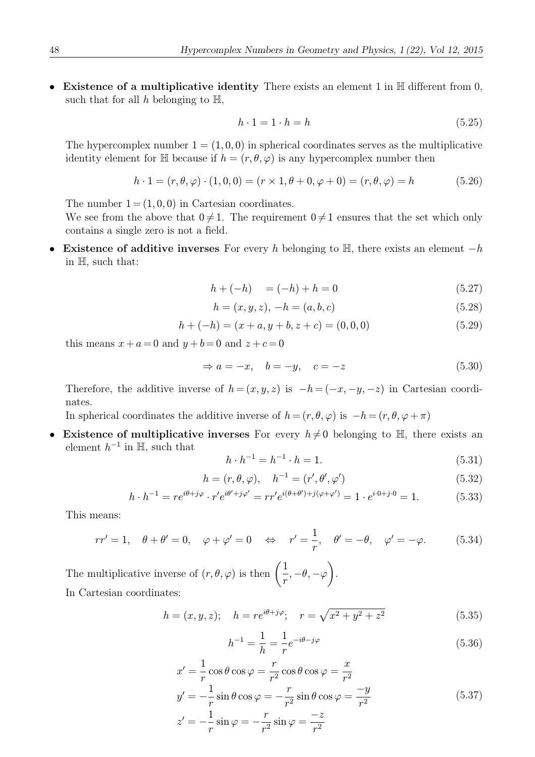- **Existence of a multiplicative identity** There exists an element 1 in $\mathbb{H}$ different from 0, such that for all $h$ belonging to $\mathbb{H}$,

$$h \cdot 1 = 1 \cdot h = h \tag{5.25}$$

The hypercomplex number $1 = (1, 0, 0)$ in spherical coordinates serves as the multiplicative identity element for $\mathbb{H}$ because if $h = (r, \theta, \varphi)$ is any hypercomplex number then

$$h \cdot 1 = (r, \theta, \varphi) \cdot (1, 0, 0) = (r \times 1, \theta + 0, \varphi + 0) = (r, \theta, \varphi) = h \tag{5.26}$$

The number $1 = (1, 0, 0)$ in Cartesian coordinates.
We see from the above that $0 \neq 1$. The requirement $0 \neq 1$ ensures that the set which only contains a single zero is not a field.

- **Existence of additive inverses** For every $h$ belonging to $\mathbb{H}$, there exists an element $-h$ in $\mathbb{H}$, such that:

$$h + (-h) \quad = (-h) + h = 0 \tag{5.27}$$

$$h = (x, y, z), \; -h = (a, b, c) \tag{5.28}$$

$$h + (-h) = (x + a, y + b, z + c) = (0, 0, 0) \tag{5.29}$$

this means $x + a = 0$ and $y + b = 0$ and $z + c = 0$

$$\Rightarrow a = -x, \quad b = -y, \quad c = -z \tag{5.30}$$

Therefore, the additive inverse of $h = (x, y, z)$ is $-h = (-x, -y, -z)$ in Cartesian coordinates.
In spherical coordinates the additive inverse of $h = (r, \theta, \varphi)$ is $-h = (r, \theta, \varphi + \pi)$

- **Existence of multiplicative inverses** For every $h \neq 0$ belonging to $\mathbb{H}$, there exists an element $h^{-1}$ in $\mathbb{H}$, such that

$$h \cdot h^{-1} = h^{-1} \cdot h = 1. \tag{5.31}$$

$$h = (r, \theta, \varphi), \quad h^{-1} = (r', \theta', \varphi') \tag{5.32}$$

$$h \cdot h^{-1} = re^{i\theta + j\varphi} \cdot r'e^{i\theta' + j\varphi'} = rr'e^{i(\theta+\theta') + j(\varphi+\varphi')} = 1 \cdot e^{i \cdot 0 + j \cdot 0} = 1. \tag{5.33}$$

This means:

$$rr' = 1, \quad \theta + \theta' = 0, \quad \varphi + \varphi' = 0 \quad \Leftrightarrow \quad r' = \frac{1}{r}, \quad \theta' = -\theta, \quad \varphi' = -\varphi. \tag{5.34}$$

The multiplicative inverse of $(r, \theta, \varphi)$ is then $\left(\dfrac{1}{r}, -\theta, -\varphi\right)$.
In Cartesian coordinates:

$$h = (x, y, z); \quad h = re^{i\theta + j\varphi}; \quad r = \sqrt{x^2 + y^2 + z^2} \tag{5.35}$$

$$h^{-1} = \frac{1}{h} = \frac{1}{r}e^{-i\theta - j\varphi} \tag{5.36}$$

$$\begin{aligned}
x' &= \frac{1}{r}\cos\theta\cos\varphi = \frac{r}{r^2}\cos\theta\cos\varphi = \frac{x}{r^2} \\
y' &= -\frac{1}{r}\sin\theta\cos\varphi = -\frac{r}{r^2}\sin\theta\cos\varphi = \frac{-y}{r^2} \\
z' &= -\frac{1}{r}\sin\varphi = -\frac{r}{r^2}\sin\varphi = \frac{-z}{r^2}
\end{aligned} \tag{5.37}$$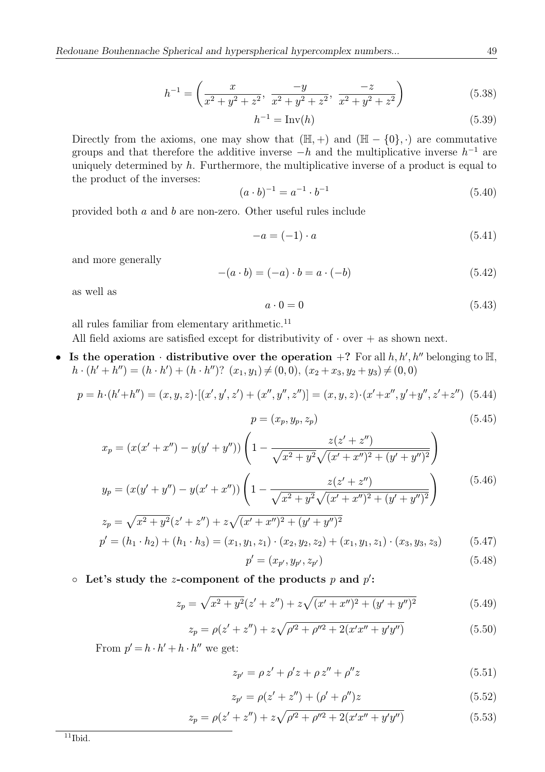$$h^{-1} = \left( \frac{x}{x^2+y^2+z^2},\ \frac{-y}{x^2+y^2+z^2},\ \frac{-z}{x^2+y^2+z^2} \right) \tag{5.38}$$

$$h^{-1} = \mathrm{Inv}(h) \tag{5.39}$$

Directly from the axioms, one may show that $(\mathbb{H}, +)$ and $(\mathbb{H} - \{0\}, \cdot)$ are commutative groups and that therefore the additive inverse $-h$ and the multiplicative inverse $h^{-1}$ are uniquely determined by $h$. Furthermore, the multiplicative inverse of a product is equal to the product of the inverses:

$$(a \cdot b)^{-1} = a^{-1} \cdot b^{-1} \tag{5.40}$$

provided both $a$ and $b$ are non-zero. Other useful rules include

$$-a = (-1) \cdot a \tag{5.41}$$

and more generally

$$-(a \cdot b) = (-a) \cdot b = a \cdot (-b) \tag{5.42}$$

as well as

$$a \cdot 0 = 0 \tag{5.43}$$

all rules familiar from elementary arithmetic.[11]

All field axioms are satisfied except for distributivity of $\cdot$ over $+$ as shown next.

- **Is the operation $\cdot$ distributive over the operation $+$?** For all $h, h', h''$ belonging to $\mathbb{H}$, $h \cdot (h' + h'') = (h \cdot h') + (h \cdot h'')$? $(x_1, y_1) \neq (0,0)$, $(x_2 + x_3, y_2 + y_3) \neq (0,0)$

$$p = h \cdot (h' + h'') = (x, y, z) \cdot [(x', y', z') + (x'', y'', z'')] = (x, y, z) \cdot (x' + x'', y' + y'', z' + z'') \tag{5.44}$$

$$p = (x_p, y_p, z_p) \tag{5.45}$$

$$\begin{aligned}
x_p &= (x(x'+x'') - y(y'+y''))\left(1 - \frac{z(z'+z'')}{\sqrt{x^2+y^2}\sqrt{(x'+x'')^2+(y'+y'')^2}}\right) \\
y_p &= (x(y'+y'') - y(x'+x''))\left(1 - \frac{z(z'+z'')}{\sqrt{x^2+y^2}\sqrt{(x'+x'')^2+(y'+y'')^2}}\right) \\
z_p &= \sqrt{x^2+y^2}(z'+z'') + z\sqrt{(x'+x'')^2+(y'+y'')^2}
\end{aligned} \tag{5.46}$$

$$p' = (h_1 \cdot h_2) + (h_1 \cdot h_3) = (x_1, y_1, z_1) \cdot (x_2, y_2, z_2) + (x_1, y_1, z_1) \cdot (x_3, y_3, z_3) \tag{5.47}$$

$$p' = (x_{p'}, y_{p'}, z_{p'}) \tag{5.48}$$

  - **Let's study the $z$-component of the products $p$ and $p'$:**

$$z_p = \sqrt{x^2+y^2}(z'+z'') + z\sqrt{(x'+x'')^2+(y'+y'')^2} \tag{5.49}$$

$$z_p = \rho(z'+z'') + z\sqrt{\rho'^2+\rho''^2+2(x'x''+y'y'')} \tag{5.50}$$

From $p' = h \cdot h' + h \cdot h''$ we get:

$$z_{p'} = \rho\, z' + \rho' z + \rho\, z'' + \rho'' z \tag{5.51}$$

$$z_{p'} = \rho(z'+z'') + (\rho' + \rho'')z \tag{5.52}$$

$$z_p = \rho(z'+z'') + z\sqrt{\rho'^2+\rho''^2+2(x'x''+y'y'')} \tag{5.53}$$

---

[11] Ibid.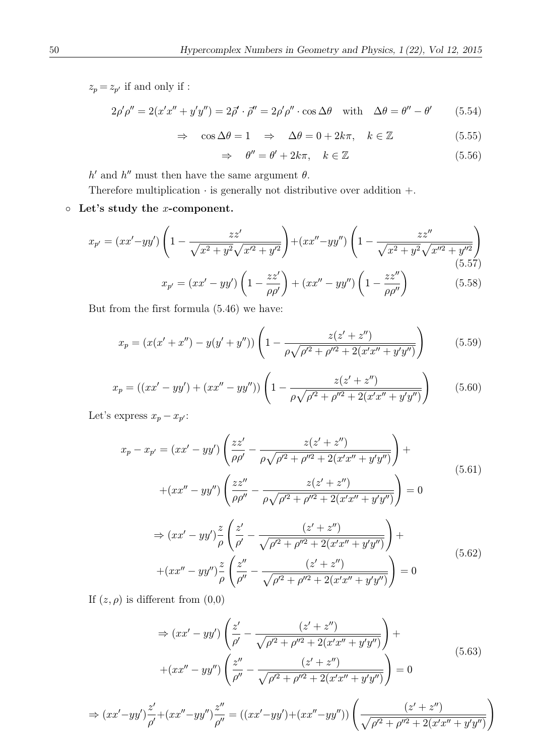$z_p = z_{p'}$ if and only if :

$$2\rho'\rho'' = 2(x'x'' + y'y'') = 2\vec{\rho}' \cdot \vec{\rho}'' = 2\rho'\rho'' \cdot \cos\Delta\theta \quad \text{with} \quad \Delta\theta = \theta'' - \theta' \tag{5.54}$$

$$\Rightarrow \quad \cos\Delta\theta = 1 \quad \Rightarrow \quad \Delta\theta = 0 + 2k\pi, \quad k \in \mathbb{Z} \tag{5.55}$$

$$\Rightarrow \quad \theta'' = \theta' + 2k\pi, \quad k \in \mathbb{Z} \tag{5.56}$$

$h'$ and $h''$ must then have the same argument $\theta$.

Therefore multiplication $\cdot$ is generally not distributive over addition $+$.

- **Let's study the $x$-component.**

$$x_{p'} = (xx' - yy')\left(1 - \frac{zz'}{\sqrt{x^2+y^2}\sqrt{x'^2+y'^2}}\right) + (xx'' - yy'')\left(1 - \frac{zz''}{\sqrt{x^2+y^2}\sqrt{x''^2+y''^2}}\right) \tag{5.57}$$

$$x_{p'} = (xx' - yy')\left(1 - \frac{zz'}{\rho\rho'}\right) + (xx'' - yy'')\left(1 - \frac{zz''}{\rho\rho''}\right) \tag{5.58}$$

But from the first formula (5.46) we have:

$$x_p = (x(x' + x'') - y(y' + y''))\left(1 - \frac{z(z' + z'')}{\rho\sqrt{\rho'^2 + \rho''^2 + 2(x'x'' + y'y'')}}\right) \tag{5.59}$$

$$x_p = ((xx' - yy') + (xx'' - yy''))\left(1 - \frac{z(z' + z'')}{\rho\sqrt{\rho'^2 + \rho''^2 + 2(x'x'' + y'y'')}}\right) \tag{5.60}$$

Let's express $x_p - x_{p'}$:

$$\begin{aligned} x_p - x_{p'} = (xx' - yy')\left(\frac{zz'}{\rho\rho'} - \frac{z(z' + z'')}{\rho\sqrt{\rho'^2 + \rho''^2 + 2(x'x'' + y'y'')}}\right) + \\ +(xx'' - yy'')\left(\frac{zz''}{\rho\rho''} - \frac{z(z' + z'')}{\rho\sqrt{\rho'^2 + \rho''^2 + 2(x'x'' + y'y'')}}\right) = 0 \end{aligned} \tag{5.61}$$

$$\begin{aligned} \Rightarrow (xx' - yy')\frac{z}{\rho}\left(\frac{z'}{\rho'} - \frac{(z' + z'')}{\sqrt{\rho'^2 + \rho''^2 + 2(x'x'' + y'y'')}}\right) + \\ +(xx'' - yy'')\frac{z}{\rho}\left(\frac{z''}{\rho''} - \frac{(z' + z'')}{\sqrt{\rho'^2 + \rho''^2 + 2(x'x'' + y'y'')}}\right) = 0 \end{aligned} \tag{5.62}$$

If $(z, \rho)$ is different from $(0,0)$

$$\begin{aligned} \Rightarrow (xx' - yy')\left(\frac{z'}{\rho'} - \frac{(z' + z'')}{\sqrt{\rho'^2 + \rho''^2 + 2(x'x'' + y'y'')}}\right) + \\ +(xx'' - yy'')\left(\frac{z''}{\rho''} - \frac{(z' + z'')}{\sqrt{\rho'^2 + \rho''^2 + 2(x'x'' + y'y'')}}\right) = 0 \end{aligned} \tag{5.63}$$

$$\Rightarrow (xx' - yy')\frac{z'}{\rho'} + (xx'' - yy'')\frac{z''}{\rho''} = ((xx' - yy') + (xx'' - yy''))\left(\frac{(z' + z'')}{\sqrt{\rho'^2 + \rho''^2 + 2(x'x'' + y'y'')}}\right)$$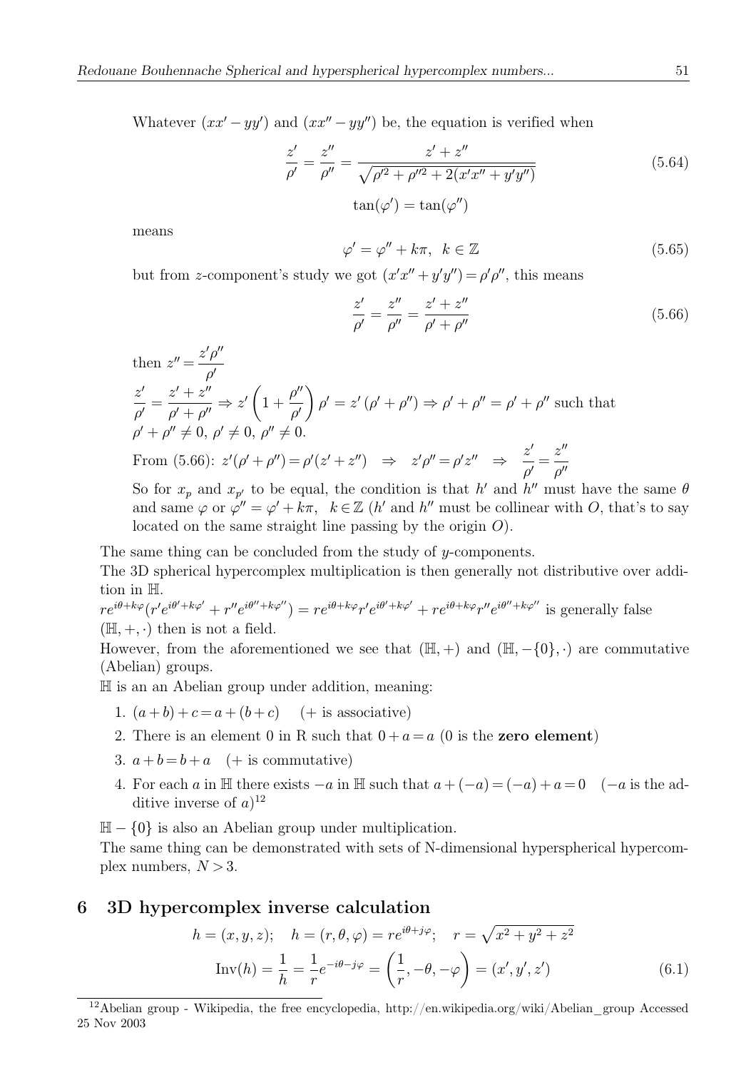Whatever $(xx' - yy')$ and $(xx'' - yy'')$ be, the equation is verified when

$$\frac{z'}{\rho'} = \frac{z''}{\rho''} = \frac{z' + z''}{\sqrt{\rho'^2 + \rho''^2 + 2(x'x'' + y'y'')}} \tag{5.64}$$

$$\tan(\varphi') = \tan(\varphi'')$$

means

$$\varphi' = \varphi'' + k\pi, \ \ k \in \mathbb{Z} \tag{5.65}$$

but from $z$-component's study we got $(x'x'' + y'y'') = \rho'\rho''$, this means

$$\frac{z'}{\rho'} = \frac{z''}{\rho''} = \frac{z' + z''}{\rho' + \rho''} \tag{5.66}$$

then $z'' = \dfrac{z'\rho''}{\rho'}$

$\dfrac{z'}{\rho'} = \dfrac{z' + z''}{\rho' + \rho''} \Rightarrow z'\left(1 + \dfrac{\rho''}{\rho'}\right)\rho' = z'\left(\rho' + \rho''\right) \Rightarrow \rho' + \rho'' = \rho' + \rho''$ such that $\rho' + \rho'' \neq 0$, $\rho' \neq 0$, $\rho'' \neq 0$.

From (5.66): $z'(\rho' + \rho'') = \rho'(z' + z'') \ \ \Rightarrow \ \ z'\rho'' = \rho' z'' \ \ \Rightarrow \ \ \dfrac{z'}{\rho'} = \dfrac{z''}{\rho''}$

So for $x_p$ and $x_{p'}$ to be equal, the condition is that $h'$ and $h''$ must have the same $\theta$ and same $\varphi$ or $\varphi'' = \varphi' + k\pi$, $k \in \mathbb{Z}$ ($h'$ and $h''$ must be collinear with $O$, that's to say located on the same straight line passing by the origin $O$).

The same thing can be concluded from the study of $y$-components.

The 3D spherical hypercomplex multiplication is then generally not distributive over addition in $\mathbb{H}$.

$re^{i\theta + k\varphi}(r'e^{i\theta' + k\varphi'} + r''e^{i\theta'' + k\varphi''}) = re^{i\theta + k\varphi}r'e^{i\theta' + k\varphi'} + re^{i\theta + k\varphi}r''e^{i\theta'' + k\varphi''}$ is generally false

$(\mathbb{H}, +, \cdot)$ then is not a field.

However, from the aforementioned we see that $(\mathbb{H}, +)$ and $(\mathbb{H}, -\{0\}, \cdot)$ are commutative (Abelian) groups.

$\mathbb{H}$ is an an Abelian group under addition, meaning:

1. $(a + b) + c = a + (b + c)$ (+ is associative)
2. There is an element 0 in R such that $0 + a = a$ (0 is the **zero element**)
3. $a + b = b + a$ (+ is commutative)
4. For each $a$ in $\mathbb{H}$ there exists $-a$ in $\mathbb{H}$ such that $a + (-a) = (-a) + a = 0$ ($-a$ is the additive inverse of $a$)[12]

$\mathbb{H} - \{0\}$ is also an Abelian group under multiplication.

The same thing can be demonstrated with sets of N-dimensional hyperspherical hypercomplex numbers, $N > 3$.

## 6 3D hypercomplex inverse calculation

$$h = (x, y, z); \quad h = (r, \theta, \varphi) = re^{i\theta + j\varphi}; \quad r = \sqrt{x^2 + y^2 + z^2}$$

$$\mathrm{Inv}(h) = \frac{1}{h} = \frac{1}{r}e^{-i\theta - j\varphi} = \left(\frac{1}{r}, -\theta, -\varphi\right) = (x', y', z') \tag{6.1}$$

[12] Abelian group - Wikipedia, the free encyclopedia, http://en.wikipedia.org/wiki/Abelian_group Accessed 25 Nov 2003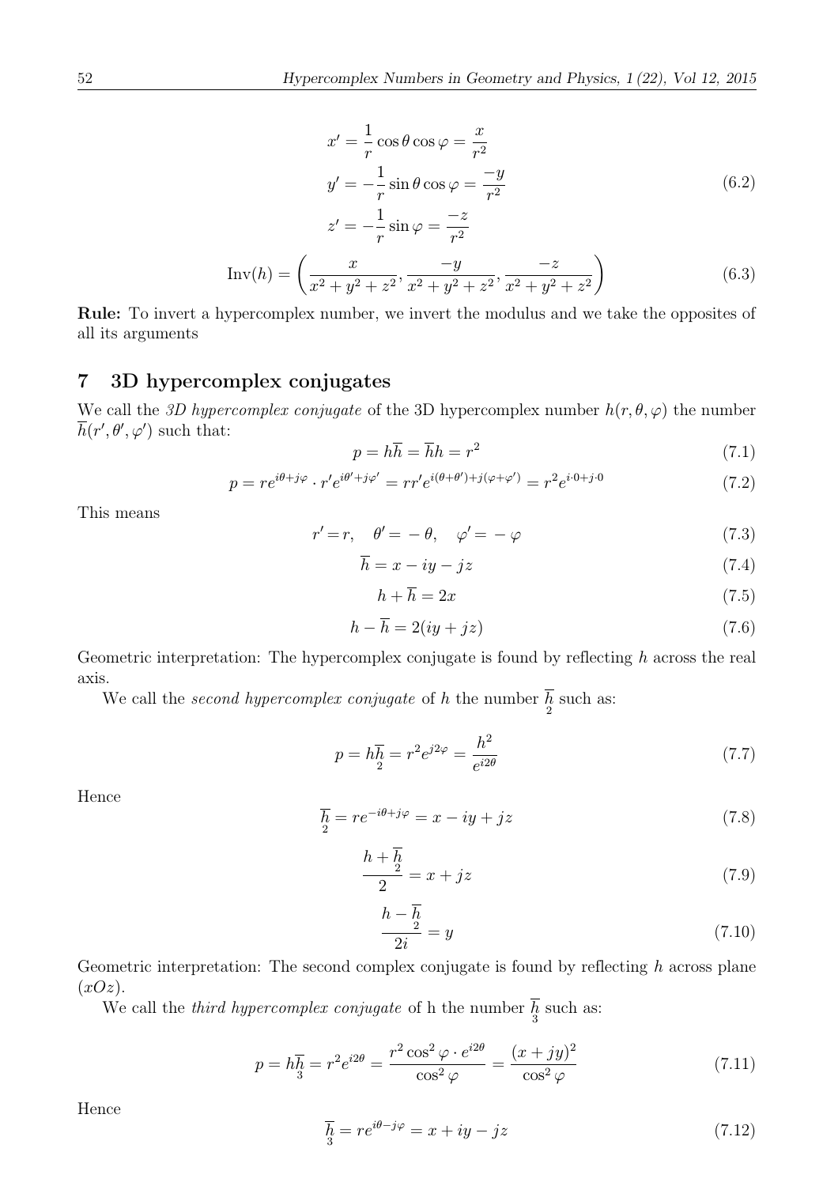$$
\begin{aligned}
x' &= \frac{1}{r}\cos\theta\cos\varphi = \frac{x}{r^2} \\
y' &= -\frac{1}{r}\sin\theta\cos\varphi = \frac{-y}{r^2} \\
z' &= -\frac{1}{r}\sin\varphi = \frac{-z}{r^2}
\end{aligned}
\tag{6.2}
$$

$$
\mathrm{Inv}(h) = \left(\frac{x}{x^2+y^2+z^2}, \frac{-y}{x^2+y^2+z^2}, \frac{-z}{x^2+y^2+z^2}\right)
\tag{6.3}
$$

**Rule:** To invert a hypercomplex number, we invert the modulus and we take the opposites of all its arguments

## 7 3D hypercomplex conjugates

We call the *3D hypercomplex conjugate* of the 3D hypercomplex number $h(r, \theta, \varphi)$ the number $\overline{h}(r', \theta', \varphi')$ such that:

$$
p = h\overline{h} = \overline{h}h = r^2
\tag{7.1}
$$

$$
p = re^{i\theta + j\varphi} \cdot r'e^{i\theta' + j\varphi'} = rr'e^{i(\theta+\theta') + j(\varphi+\varphi')} = r^2 e^{i\cdot 0 + j\cdot 0}
\tag{7.2}
$$

This means

$$
r' = r, \quad \theta' = -\theta, \quad \varphi' = -\varphi
\tag{7.3}
$$

$$
\overline{h} = x - iy - jz
\tag{7.4}
$$

$$
h + \overline{h} = 2x
\tag{7.5}
$$

$$
h - \overline{h} = 2(iy + jz)
\tag{7.6}
$$

Geometric interpretation: The hypercomplex conjugate is found by reflecting $h$ across the real axis.

We call the *second hypercomplex conjugate* of $h$ the number $\underset{2}{\overline{h}}$ such as:

$$
p = h\underset{2}{\overline{h}} = r^2 e^{j2\varphi} = \frac{h^2}{e^{i2\theta}}
\tag{7.7}
$$

Hence

$$
\underset{2}{\overline{h}} = re^{-i\theta + j\varphi} = x - iy + jz
\tag{7.8}
$$

$$
\frac{h + \underset{2}{\overline{h}}}{2} = x + jz
\tag{7.9}
$$

$$
\frac{h - \underset{2}{\overline{h}}}{2i} = y
\tag{7.10}
$$

Geometric interpretation: The second complex conjugate is found by reflecting $h$ across plane $(xOz)$.

We call the *third hypercomplex conjugate* of h the number $\underset{3}{\overline{h}}$ such as:

$$
p = h\underset{3}{\overline{h}} = r^2 e^{i2\theta} = \frac{r^2\cos^2\varphi \cdot e^{i2\theta}}{\cos^2\varphi} = \frac{(x+jy)^2}{\cos^2\varphi}
\tag{7.11}
$$

Hence

$$
\underset{3}{\overline{h}} = re^{i\theta - j\varphi} = x + iy - jz
\tag{7.12}
$$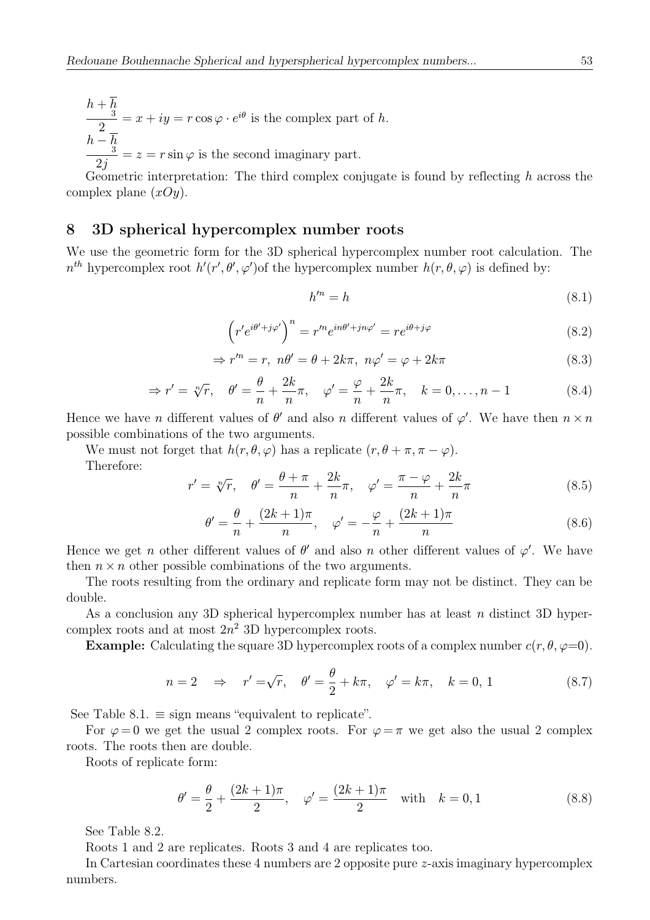$\dfrac{h+\overline{h}_3}{2} = x + iy = r\cos\varphi \cdot e^{i\theta}$ is the complex part of $h$.

$\dfrac{h-\overline{h}_3}{2j} = z = r\sin\varphi$ is the second imaginary part.

Geometric interpretation: The third complex conjugate is found by reflecting $h$ across the complex plane $(xOy)$.

## 8 3D spherical hypercomplex number roots

We use the geometric form for the 3D spherical hypercomplex number root calculation. The $n^{th}$ hypercomplex root $h'(r', \theta', \varphi')$of the hypercomplex number $h(r, \theta, \varphi)$ is defined by:

$$h'^n = h \tag{8.1}$$

$$\left(r' e^{i\theta' + j\varphi'}\right)^n = r'^n e^{in\theta' + jn\varphi'} = r e^{i\theta + j\varphi} \tag{8.2}$$

$$\Rightarrow r'^n = r,\ n\theta' = \theta + 2k\pi,\ n\varphi' = \varphi + 2k\pi \tag{8.3}$$

$$\Rightarrow r' = \sqrt[n]{r}, \quad \theta' = \frac{\theta}{n} + \frac{2k}{n}\pi, \quad \varphi' = \frac{\varphi}{n} + \frac{2k}{n}\pi, \quad k = 0, \ldots, n-1 \tag{8.4}$$

Hence we have $n$ different values of $\theta'$ and also $n$ different values of $\varphi'$. We have then $n \times n$ possible combinations of the two arguments.

We must not forget that $h(r, \theta, \varphi)$ has a replicate $(r, \theta + \pi, \pi - \varphi)$.

Therefore:

$$r' = \sqrt[n]{r}, \quad \theta' = \frac{\theta + \pi}{n} + \frac{2k}{n}\pi, \quad \varphi' = \frac{\pi - \varphi}{n} + \frac{2k}{n}\pi \tag{8.5}$$

$$\theta' = \frac{\theta}{n} + \frac{(2k+1)\pi}{n}, \quad \varphi' = -\frac{\varphi}{n} + \frac{(2k+1)\pi}{n} \tag{8.6}$$

Hence we get $n$ other different values of $\theta'$ and also $n$ other different values of $\varphi'$. We have then $n \times n$ other possible combinations of the two arguments.

The roots resulting from the ordinary and replicate form may not be distinct. They can be double.

As a conclusion any 3D spherical hypercomplex number has at least $n$ distinct 3D hypercomplex roots and at most $2n^2$ 3D hypercomplex roots.

**Example:** Calculating the square 3D hypercomplex roots of a complex number $c(r, \theta, \varphi{=}0)$.

$$n = 2 \quad \Rightarrow \quad r' = \sqrt{r}, \quad \theta' = \frac{\theta}{2} + k\pi, \quad \varphi' = k\pi, \quad k = 0,\, 1 \tag{8.7}$$

See Table 8.1. $\equiv$ sign means "equivalent to replicate".

For $\varphi = 0$ we get the usual 2 complex roots. For $\varphi = \pi$ we get also the usual 2 complex roots. The roots then are double.

Roots of replicate form:

$$\theta' = \frac{\theta}{2} + \frac{(2k+1)\pi}{2}, \quad \varphi' = \frac{(2k+1)\pi}{2} \quad \text{with} \quad k = 0, 1 \tag{8.8}$$

See Table 8.2.

Roots 1 and 2 are replicates. Roots 3 and 4 are replicates too.

In Cartesian coordinates these 4 numbers are 2 opposite pure $z$-axis imaginary hypercomplex numbers.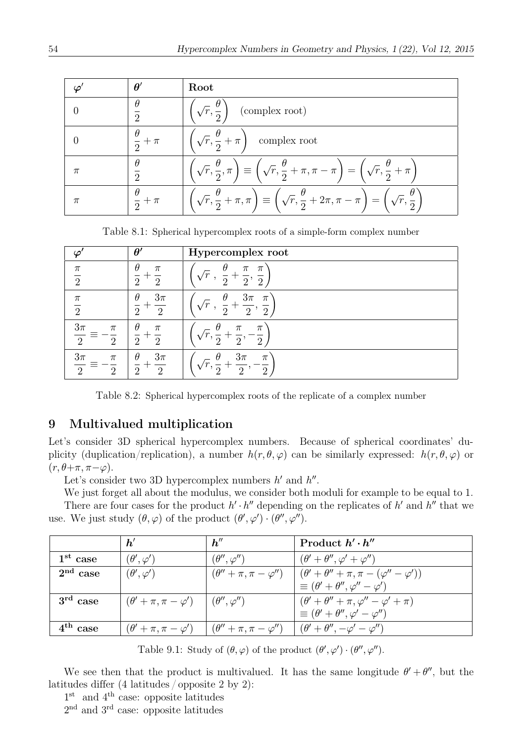| $\varphi'$ | $\theta'$ | **Root** |
|---|---|---|
| $0$ | $\dfrac{\theta}{2}$ | $\left(\sqrt{r}, \dfrac{\theta}{2}\right)$ (complex root) |
| $0$ | $\dfrac{\theta}{2}+\pi$ | $\left(\sqrt{r}, \dfrac{\theta}{2}+\pi\right)$ complex root |
| $\pi$ | $\dfrac{\theta}{2}$ | $\left(\sqrt{r}, \dfrac{\theta}{2}, \pi\right) \equiv \left(\sqrt{r}, \dfrac{\theta}{2}+\pi, \pi-\pi\right) = \left(\sqrt{r}, \dfrac{\theta}{2}+\pi\right)$ |
| $\pi$ | $\dfrac{\theta}{2}+\pi$ | $\left(\sqrt{r}, \dfrac{\theta}{2}+\pi, \pi\right) \equiv \left(\sqrt{r}, \dfrac{\theta}{2}+2\pi, \pi-\pi\right) = \left(\sqrt{r}, \dfrac{\theta}{2}\right)$ |

Table 8.1: Spherical hypercomplex roots of a simple-form complex number

| $\varphi'$ | $\theta'$ | **Hypercomplex root** |
|---|---|---|
| $\dfrac{\pi}{2}$ | $\dfrac{\theta}{2}+\dfrac{\pi}{2}$ | $\left(\sqrt{r}\ ,\ \dfrac{\theta}{2}+\dfrac{\pi}{2},\ \dfrac{\pi}{2}\right)$ |
| $\dfrac{\pi}{2}$ | $\dfrac{\theta}{2}+\dfrac{3\pi}{2}$ | $\left(\sqrt{r}\ ,\ \dfrac{\theta}{2}+\dfrac{3\pi}{2},\ \dfrac{\pi}{2}\right)$ |
| $\dfrac{3\pi}{2} \equiv -\dfrac{\pi}{2}$ | $\dfrac{\theta}{2}+\dfrac{\pi}{2}$ | $\left(\sqrt{r}, \dfrac{\theta}{2}+\dfrac{\pi}{2}, -\dfrac{\pi}{2}\right)$ |
| $\dfrac{3\pi}{2} \equiv -\dfrac{\pi}{2}$ | $\dfrac{\theta}{2}+\dfrac{3\pi}{2}$ | $\left(\sqrt{r}, \dfrac{\theta}{2}+\dfrac{3\pi}{2}, -\dfrac{\pi}{2}\right)$ |

Table 8.2: Spherical hypercomplex roots of the replicate of a complex number

## 9 Multivalued multiplication

Let's consider 3D spherical hypercomplex numbers. Because of spherical coordinates' duplicity (duplication/replication), a number $h(r,\theta,\varphi)$ can be similarly expressed: $h(r,\theta,\varphi)$ or $(r, \theta+\pi, \pi-\varphi)$.

Let's consider two 3D hypercomplex numbers $h'$ and $h''$.

We just forget all about the modulus, we consider both moduli for example to be equal to 1.

There are four cases for the product $h' \cdot h''$ depending on the replicates of $h'$ and $h''$ that we use. We just study $(\theta, \varphi)$ of the product $(\theta', \varphi') \cdot (\theta'', \varphi'')$.

| | $h'$ | $h''$ | **Product** $h' \cdot h''$ |
|---|---|---|---|
| **1st case** | $(\theta', \varphi')$ | $(\theta'', \varphi'')$ | $(\theta'+\theta'', \varphi'+\varphi'')$ |
| **2nd case** | $(\theta', \varphi')$ | $(\theta''+\pi, \pi-\varphi'')$ | $(\theta'+\theta''+\pi, \pi-(\varphi''-\varphi'))$ $\equiv (\theta'+\theta'', \varphi''-\varphi')$ |
| **3rd case** | $(\theta'+\pi, \pi-\varphi')$ | $(\theta'', \varphi'')$ | $(\theta'+\theta''+\pi, \varphi''-\varphi'+\pi)$ $\equiv (\theta'+\theta'', \varphi'-\varphi'')$ |
| **4th case** | $(\theta'+\pi, \pi-\varphi')$ | $(\theta''+\pi, \pi-\varphi'')$ | $(\theta'+\theta'', -\varphi'-\varphi'')$ |

Table 9.1: Study of $(\theta, \varphi)$ of the product $(\theta', \varphi') \cdot (\theta'', \varphi'')$.

We see then that the product is multivalued. It has the same longitude $\theta'+\theta''$, but the latitudes differ (4 latitudes / opposite 2 by 2):

1st and 4th case: opposite latitudes

2nd and 3rd case: opposite latitudes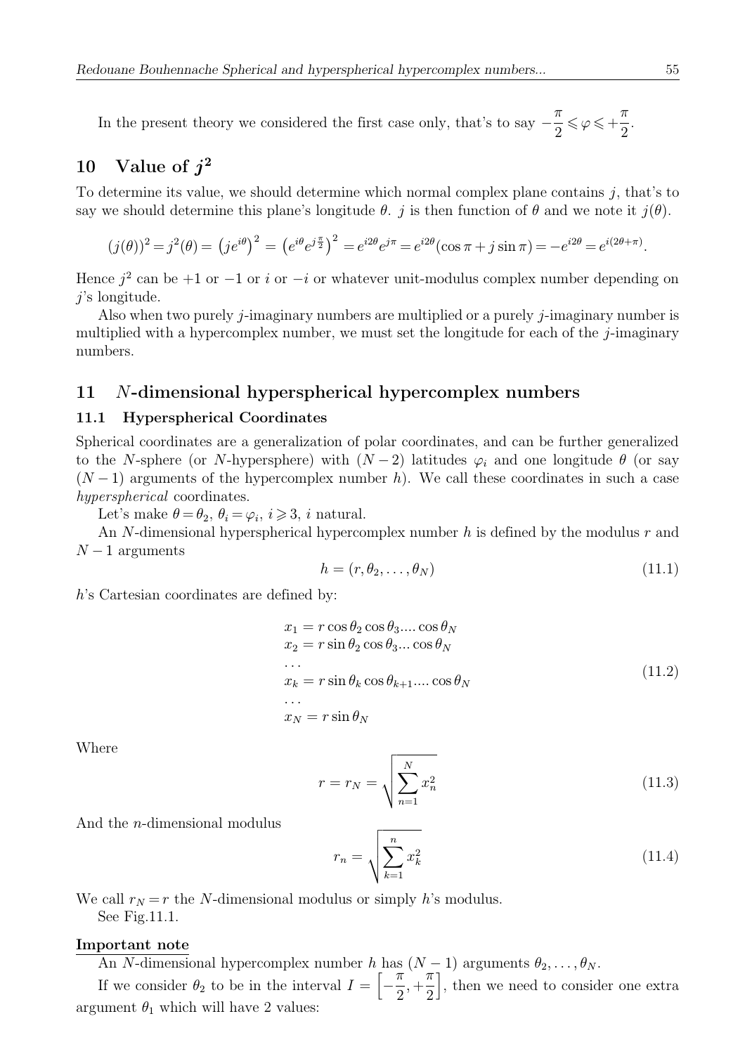In the present theory we considered the first case only, that's to say $-\frac{\pi}{2} \leqslant \varphi \leqslant +\frac{\pi}{2}$.

## 10 Value of $j^2$

To determine its value, we should determine which normal complex plane contains $j$, that's to say we should determine this plane's longitude $\theta$. $j$ is then function of $\theta$ and we note it $j(\theta)$.

$$(j(\theta))^2 = j^2(\theta) = \left(je^{i\theta}\right)^2 = \left(e^{i\theta}e^{j\frac{\pi}{2}}\right)^2 = e^{i2\theta}e^{j\pi} = e^{i2\theta}(\cos\pi + j\sin\pi) = -e^{i2\theta} = e^{i(2\theta+\pi)}.$$

Hence $j^2$ can be $+1$ or $-1$ or $i$ or $-i$ or whatever unit-modulus complex number depending on $j$'s longitude.

Also when two purely $j$-imaginary numbers are multiplied or a purely $j$-imaginary number is multiplied with a hypercomplex number, we must set the longitude for each of the $j$-imaginary numbers.

## 11 $N$-dimensional hyperspherical hypercomplex numbers

### 11.1 Hyperspherical Coordinates

Spherical coordinates are a generalization of polar coordinates, and can be further generalized to the $N$-sphere (or $N$-hypersphere) with $(N-2)$ latitudes $\varphi_i$ and one longitude $\theta$ (or say $(N-1)$ arguments of the hypercomplex number $h$). We call these coordinates in such a case *hyperspherical* coordinates.

Let's make $\theta = \theta_2$, $\theta_i = \varphi_i$, $i \geqslant 3$, $i$ natural.

An $N$-dimensional hyperspherical hypercomplex number $h$ is defined by the modulus $r$ and $N-1$ arguments

$$h = (r, \theta_2, \ldots, \theta_N) \tag{11.1}$$

$h$'s Cartesian coordinates are defined by:

$$\begin{aligned}
&x_1 = r\cos\theta_2\cos\theta_3....\cos\theta_N\\
&x_2 = r\sin\theta_2\cos\theta_3...\cos\theta_N\\
&\ldots\\
&x_k = r\sin\theta_k\cos\theta_{k+1}....\cos\theta_N\\
&\ldots\\
&x_N = r\sin\theta_N
\end{aligned} \tag{11.2}$$

Where

$$r = r_N = \sqrt{\sum_{n=1}^{N} x_n^2} \tag{11.3}$$

And the $n$-dimensional modulus

$$r_n = \sqrt{\sum_{k=1}^{n} x_k^2} \tag{11.4}$$

We call $r_N = r$ the $N$-dimensional modulus or simply $h$'s modulus.

See Fig.11.1.

**Important note**

An $N$-dimensional hypercomplex number $h$ has $(N-1)$ arguments $\theta_2, \ldots, \theta_N$.

If we consider $\theta_2$ to be in the interval $I = \left[-\frac{\pi}{2}, +\frac{\pi}{2}\right]$, then we need to consider one extra argument $\theta_1$ which will have 2 values: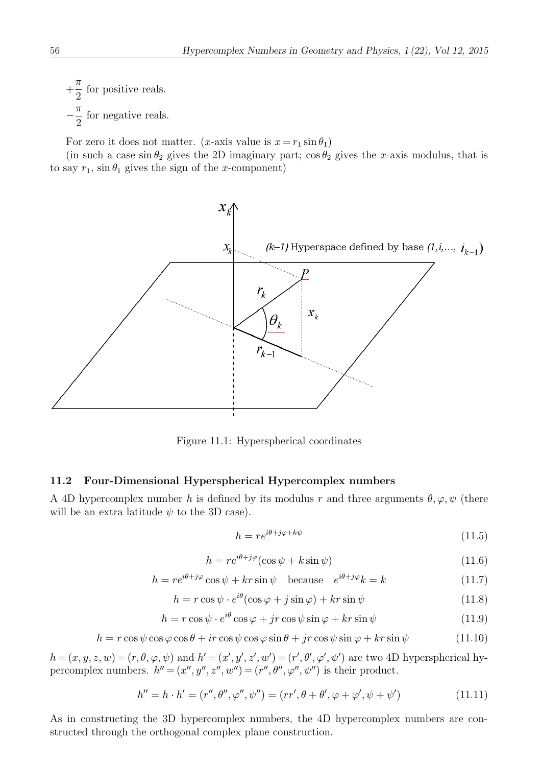$+\dfrac{\pi}{2}$ for positive reals.

$-\dfrac{\pi}{2}$ for negative reals.

For zero it does not matter. ($x$-axis value is $x = r_1 \sin\theta_1$)

(in such a case $\sin\theta_2$ gives the 2D imaginary part; $\cos\theta_2$ gives the $x$-axis modulus, that is to say $r_1$, $\sin\theta_1$ gives the sign of the $x$-component)

Figure 11.1: Hyperspherical coordinates

### 11.2 Four-Dimensional Hyperspherical Hypercomplex numbers

A 4D hypercomplex number $h$ is defined by its modulus $r$ and three arguments $\theta, \varphi, \psi$ (there will be an extra latitude $\psi$ to the 3D case).

$$h = re^{i\theta + j\varphi + k\psi} \tag{11.5}$$

$$h = re^{i\theta + j\varphi}(\cos\psi + k\sin\psi) \tag{11.6}$$

$$h = re^{i\theta + j\varphi}\cos\psi + kr\sin\psi \quad \text{because} \quad e^{i\theta + j\varphi}k = k \tag{11.7}$$

$$h = r\cos\psi \cdot e^{i\theta}(\cos\varphi + j\sin\varphi) + kr\sin\psi \tag{11.8}$$

$$h = r\cos\psi \cdot e^{i\theta}\cos\varphi + jr\cos\psi\sin\varphi + kr\sin\psi \tag{11.9}$$

$$h = r\cos\psi\cos\varphi\cos\theta + ir\cos\psi\cos\varphi\sin\theta + jr\cos\psi\sin\varphi + kr\sin\psi \tag{11.10}$$

$h = (x, y, z, w) = (r, \theta, \varphi, \psi)$ and $h' = (x', y', z', w') = (r', \theta', \varphi', \psi')$ are two 4D hyperspherical hypercomplex numbers. $h'' = (x'', y'', z'', w'') = (r'', \theta'', \varphi'', \psi'')$ is their product.

$$h'' = h \cdot h' = (r'', \theta'', \varphi'', \psi'') = (rr', \theta + \theta', \varphi + \varphi', \psi + \psi') \tag{11.11}$$

As in constructing the 3D hypercomplex numbers, the 4D hypercomplex numbers are constructed through the orthogonal complex plane construction.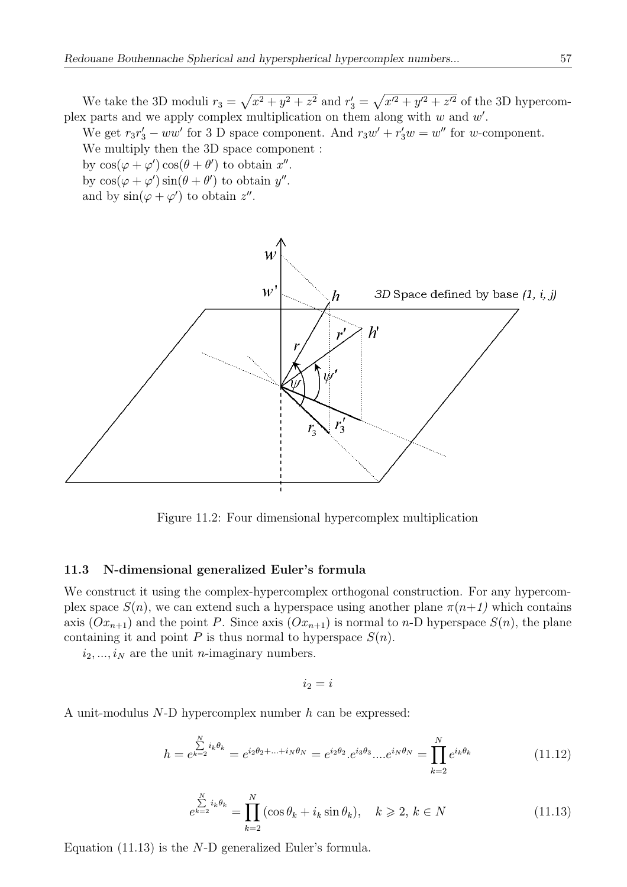We take the 3D moduli $r_3 = \sqrt{x^2 + y^2 + z^2}$ and $r'_3 = \sqrt{x'^2 + y'^2 + z'^2}$ of the 3D hypercomplex parts and we apply complex multiplication on them along with $w$ and $w'$.

We get $r_3 r'_3 - ww'$ for 3 D space component. And $r_3 w' + r'_3 w = w''$ for $w$-component.

We multiply then the 3D space component :

by $\cos(\varphi + \varphi')\cos(\theta + \theta')$ to obtain $x''$.

by $\cos(\varphi + \varphi')\sin(\theta + \theta')$ to obtain $y''$.

and by $\sin(\varphi + \varphi')$ to obtain $z''$.

Figure 11.2: Four dimensional hypercomplex multiplication

### 11.3 N-dimensional generalized Euler's formula

We construct it using the complex-hypercomplex orthogonal construction. For any hypercomplex space $S(n)$, we can extend such a hyperspace using another plane $\pi(n{+}1)$ which contains axis $(Ox_{n+1})$ and the point $P$. Since axis $(Ox_{n+1})$ is normal to $n$-D hyperspace $S(n)$, the plane containing it and point $P$ is thus normal to hyperspace $S(n)$.

$i_2, ..., i_N$ are the unit $n$-imaginary numbers.

$$i_2 = i$$

A unit-modulus $N$-D hypercomplex number $h$ can be expressed:

$$h = e^{\sum\limits_{k=2}^{N} i_k \theta_k} = e^{i_2\theta_2 + ... + i_N\theta_N} = e^{i_2\theta_2} . e^{i_3\theta_3} .... e^{i_N\theta_N} = \prod_{k=2}^{N} e^{i_k\theta_k} \tag{11.12}$$

$$e^{\sum\limits_{k=2}^{N} i_k \theta_k} = \prod_{k=2}^{N} (\cos\theta_k + i_k \sin\theta_k), \quad k \geqslant 2,\ k \in N \tag{11.13}$$

Equation (11.13) is the $N$-D generalized Euler's formula.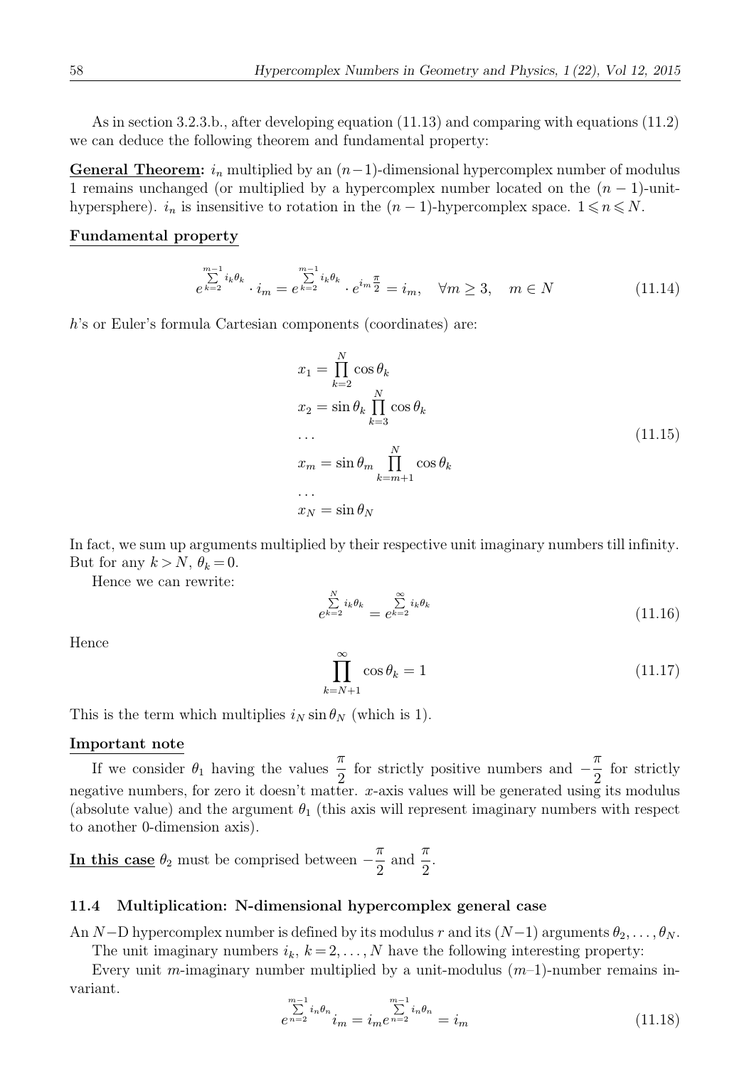As in section 3.2.3.b., after developing equation (11.13) and comparing with equations (11.2) we can deduce the following theorem and fundamental property:

**General Theorem:** $i_n$ multiplied by an $(n-1)$-dimensional hypercomplex number of modulus 1 remains unchanged (or multiplied by a hypercomplex number located on the $(n-1)$-unit-hypersphere). $i_n$ is insensitive to rotation in the $(n-1)$-hypercomplex space. $1 \leqslant n \leqslant N$.

**Fundamental property**

$$e^{\sum_{k=2}^{m-1} i_k \theta_k} \cdot i_m = e^{\sum_{k=2}^{m-1} i_k \theta_k} \cdot e^{i_m \frac{\pi}{2}} = i_m, \quad \forall m \geq 3, \quad m \in N \tag{11.14}$$

$h$'s or Euler's formula Cartesian components (coordinates) are:

$$\begin{aligned}
x_1 &= \prod_{k=2}^{N} \cos\theta_k \\
x_2 &= \sin\theta_k \prod_{k=3}^{N} \cos\theta_k \\
&\dots \\
x_m &= \sin\theta_m \prod_{k=m+1}^{N} \cos\theta_k \\
&\dots \\
x_N &= \sin\theta_N
\end{aligned} \tag{11.15}$$

In fact, we sum up arguments multiplied by their respective unit imaginary numbers till infinity. But for any $k > N$, $\theta_k = 0$.

Hence we can rewrite:

$$e^{\sum_{k=2}^{N} i_k \theta_k} = e^{\sum_{k=2}^{\infty} i_k \theta_k} \tag{11.16}$$

Hence

$$\prod_{k=N+1}^{\infty} \cos\theta_k = 1 \tag{11.17}$$

This is the term which multiplies $i_N \sin\theta_N$ (which is 1).

**Important note**

If we consider $\theta_1$ having the values $\frac{\pi}{2}$ for strictly positive numbers and $-\frac{\pi}{2}$ for strictly negative numbers, for zero it doesn't matter. $x$-axis values will be generated using its modulus (absolute value) and the argument $\theta_1$ (this axis will represent imaginary numbers with respect to another 0-dimension axis).

**In this case** $\theta_2$ must be comprised between $-\frac{\pi}{2}$ and $\frac{\pi}{2}$.

### 11.4 Multiplication: N-dimensional hypercomplex general case

An $N-$D hypercomplex number is defined by its modulus $r$ and its $(N-1)$ arguments $\theta_2, \dots, \theta_N$.

The unit imaginary numbers $i_k$, $k = 2, \dots, N$ have the following interesting property:

Every unit $m$-imaginary number multiplied by a unit-modulus $(m-1)$-number remains invariant.

$$e^{\sum_{n=2}^{m-1} i_n \theta_n} i_m = i_m e^{\sum_{n=2}^{m-1} i_n \theta_n} = i_m \tag{11.18}$$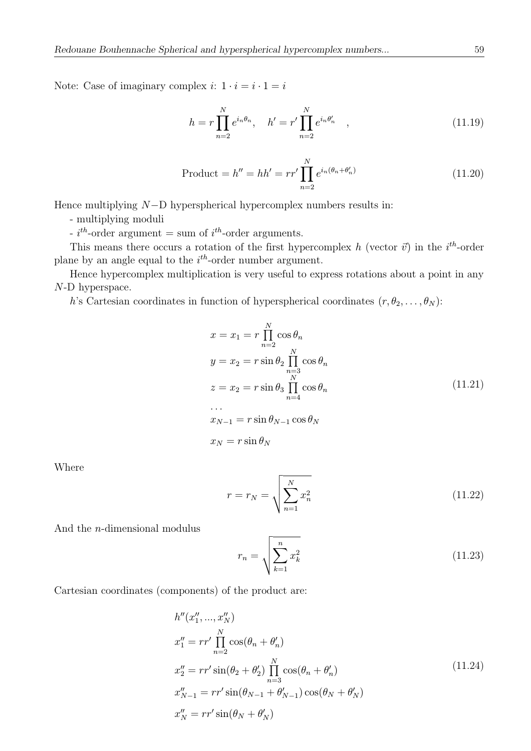Note: Case of imaginary complex $i$: $1 \cdot i = i \cdot 1 = i$

$$h = r \prod_{n=2}^{N} e^{i_n \theta_n}, \quad h' = r' \prod_{n=2}^{N} e^{i_n \theta'_n} \quad , \tag{11.19}$$

$$\text{Product} = h'' = hh' = rr' \prod_{n=2}^{N} e^{i_n(\theta_n + \theta'_n)} \tag{11.20}$$

Hence multiplying $N-$D hyperspherical hypercomplex numbers results in:

- multiplying moduli
- $i^{th}$-order argument = sum of $i^{th}$-order arguments.

This means there occurs a rotation of the first hypercomplex $h$ (vector $\vec{v}$) in the $i^{th}$-order plane by an angle equal to the $i^{th}$-order number argument.

Hence hypercomplex multiplication is very useful to express rotations about a point in any $N$-D hyperspace.

$h$'s Cartesian coordinates in function of hyperspherical coordinates $(r, \theta_2, \ldots, \theta_N)$:

$$\begin{aligned}
&x = x_1 = r \prod_{n=2}^{N} \cos\theta_n \\
&y = x_2 = r \sin\theta_2 \prod_{n=3}^{N} \cos\theta_n \\
&z = x_2 = r \sin\theta_3 \prod_{n=4}^{N} \cos\theta_n \\
&\ldots \\
&x_{N-1} = r \sin\theta_{N-1} \cos\theta_N \\
&x_N = r \sin\theta_N
\end{aligned} \tag{11.21}$$

Where

$$r = r_N = \sqrt{\sum_{n=1}^{N} x_n^2} \tag{11.22}$$

And the $n$-dimensional modulus

$$r_n = \sqrt{\sum_{k=1}^{n} x_k^2} \tag{11.23}$$

Cartesian coordinates (components) of the product are:

$$\begin{aligned}
&h''(x''_1, ..., x''_N) \\
&x''_1 = rr' \prod_{n=2}^{N} \cos(\theta_n + \theta'_n) \\
&x''_2 = rr' \sin(\theta_2 + \theta'_2) \prod_{n=3}^{N} \cos(\theta_n + \theta'_n) \\
&x''_{N-1} = rr' \sin(\theta_{N-1} + \theta'_{N-1}) \cos(\theta_N + \theta'_N) \\
&x''_N = rr' \sin(\theta_N + \theta'_N)
\end{aligned} \tag{11.24}$$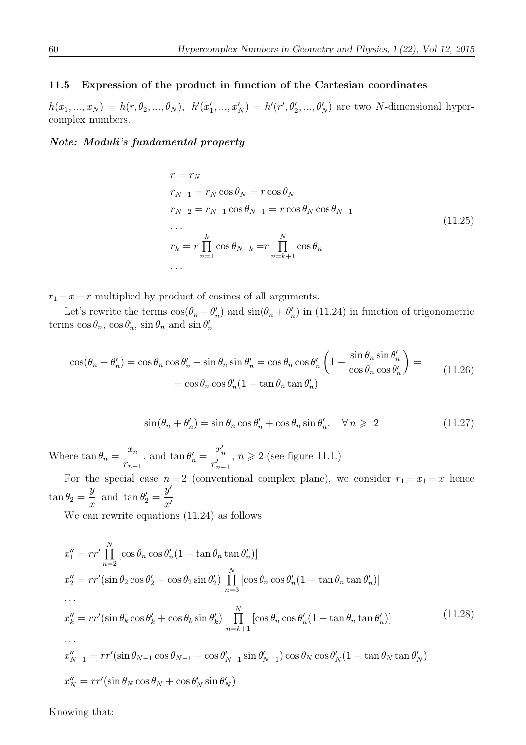### 11.5 Expression of the product in function of the Cartesian coordinates

$h(x_1, ..., x_N) = h(r, \theta_2, ..., \theta_N)$, $h'(x'_1, ..., x'_N) = h'(r', \theta'_2, ..., \theta'_N)$ are two $N$-dimensional hypercomplex numbers.

***Note: Moduli's fundamental property***

$$
\begin{aligned}
& r = r_N \\
& r_{N-1} = r_N \cos\theta_N = r\cos\theta_N \\
& r_{N-2} = r_{N-1}\cos\theta_{N-1} = r\cos\theta_N\cos\theta_{N-1} \\
& \ldots \\
& r_k = r\prod_{n=1}^{k}\cos\theta_{N-k} = r\prod_{n=k+1}^{N}\cos\theta_n \\
& \ldots
\end{aligned}
\tag{11.25}
$$

$r_1 = x = r$ multiplied by product of cosines of all arguments.

Let's rewrite the terms $\cos(\theta_n + \theta'_n)$ and $\sin(\theta_n + \theta'_n)$ in (11.24) in function of trigonometric terms $\cos\theta_n$, $\cos\theta'_n$, $\sin\theta_n$ and $\sin\theta'_n$

$$
\begin{aligned}
\cos(\theta_n + \theta'_n) = \cos\theta_n\cos\theta'_n - \sin\theta_n\sin\theta'_n = \cos\theta_n\cos\theta'_n\left(1 - \frac{\sin\theta_n\sin\theta'_n}{\cos\theta_n\cos\theta'_n}\right) = \\
= \cos\theta_n\cos\theta'_n(1 - \tan\theta_n\tan\theta'_n)
\end{aligned}
\tag{11.26}
$$

$$
\sin(\theta_n + \theta'_n) = \sin\theta_n\cos\theta'_n + \cos\theta_n\sin\theta'_n, \quad \forall\, n \geqslant 2 \tag{11.27}
$$

Where $\tan\theta_n = \dfrac{x_n}{r_{n-1}}$, and $\tan\theta'_n = \dfrac{x'_n}{r'_{n-1}}$, $n \geqslant 2$ (see figure 11.1.)

For the special case $n = 2$ (conventional complex plane), we consider $r_1 = x_1 = x$ hence $\tan\theta_2 = \dfrac{y}{x}$ and $\tan\theta'_2 = \dfrac{y'}{x'}$

We can rewrite equations (11.24) as follows:

$$
\begin{aligned}
& x''_1 = rr'\prod_{n=2}^{N}\left[\cos\theta_n\cos\theta'_n(1 - \tan\theta_n\tan\theta'_n)\right] \\
& x''_2 = rr'(\sin\theta_2\cos\theta'_2 + \cos\theta_2\sin\theta'_2)\prod_{n=3}^{N}\left[\cos\theta_n\cos\theta'_n(1 - \tan\theta_n\tan\theta'_n)\right] \\
& \ldots \\
& x''_k = rr'(\sin\theta_k\cos\theta'_k + \cos\theta_k\sin\theta'_k)\prod_{n=k+1}^{N}\left[\cos\theta_n\cos\theta'_n(1 - \tan\theta_n\tan\theta'_n)\right] \\
& \ldots \\
& x''_{N-1} = rr'(\sin\theta_{N-1}\cos\theta_{N-1} + \cos\theta'_{N-1}\sin\theta'_{N-1})\cos\theta_N\cos\theta'_N(1 - \tan\theta_N\tan\theta'_N) \\
& x''_N = rr'(\sin\theta_N\cos\theta_N + \cos\theta'_N\sin\theta'_N)
\end{aligned}
\tag{11.28}
$$

Knowing that: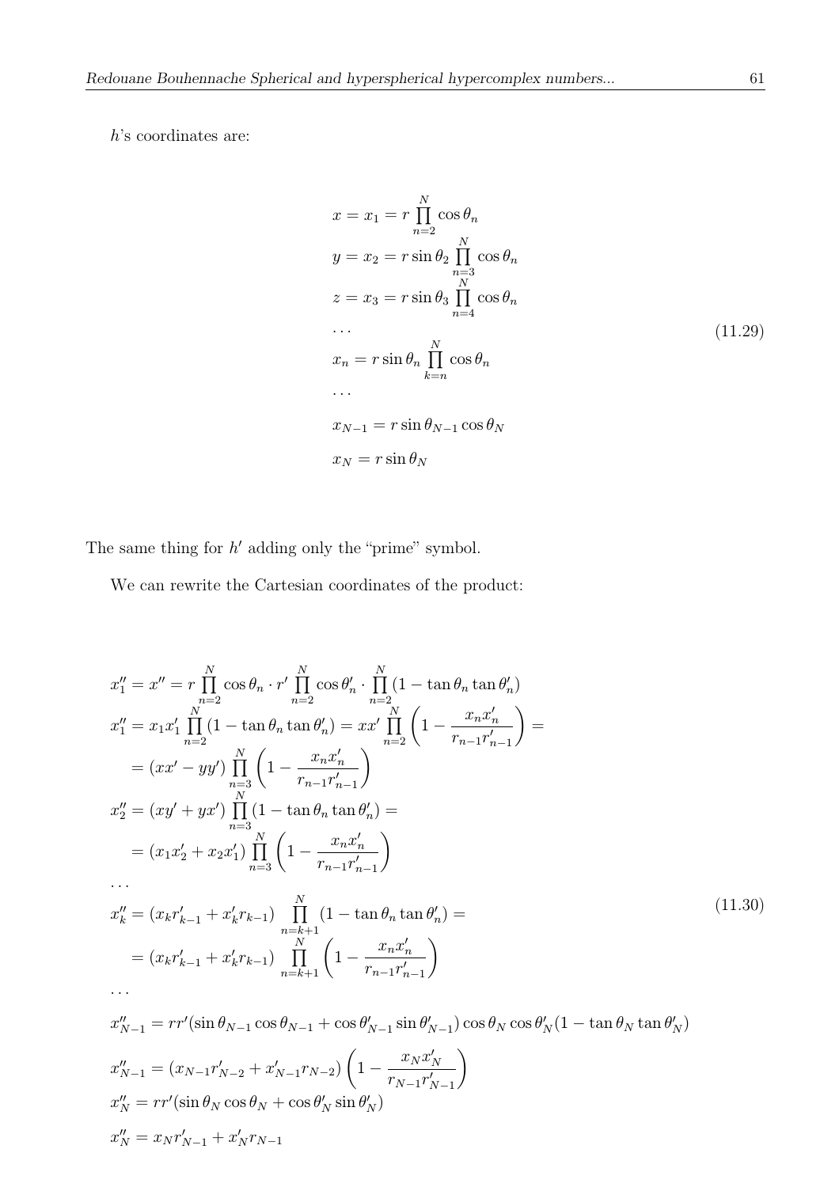$h$'s coordinates are:

$$
\begin{aligned}
&x = x_1 = r \prod_{n=2}^{N} \cos\theta_n \\
&y = x_2 = r \sin\theta_2 \prod_{n=3}^{N} \cos\theta_n \\
&z = x_3 = r \sin\theta_3 \prod_{n=4}^{N} \cos\theta_n \\
&\dots \\
&x_n = r \sin\theta_n \prod_{k=n}^{N} \cos\theta_n \\
&\dots \\
&x_{N-1} = r \sin\theta_{N-1} \cos\theta_N \\
&x_N = r \sin\theta_N
\end{aligned}
\tag{11.29}
$$

The same thing for $h'$ adding only the "prime" symbol.

We can rewrite the Cartesian coordinates of the product:

$$
\begin{aligned}
&x''_1 = x'' = r \prod_{n=2}^{N} \cos\theta_n \cdot r' \prod_{n=2}^{N} \cos\theta'_n \cdot \prod_{n=2}^{N} (1 - \tan\theta_n \tan\theta'_n) \\
&x''_1 = x_1 x'_1 \prod_{n=2}^{N} (1 - \tan\theta_n \tan\theta'_n) = x x' \prod_{n=2}^{N} \left(1 - \frac{x_n x'_n}{r_{n-1} r'_{n-1}}\right) = \\
&\quad = (x x' - y y') \prod_{n=3}^{N} \left(1 - \frac{x_n x'_n}{r_{n-1} r'_{n-1}}\right) \\
&x''_2 = (x y' + y x') \prod_{n=3}^{N} (1 - \tan\theta_n \tan\theta'_n) = \\
&\quad = (x_1 x'_2 + x_2 x'_1) \prod_{n=3}^{N} \left(1 - \frac{x_n x'_n}{r_{n-1} r'_{n-1}}\right) \\
&\dots \\
&x''_k = (x_k r'_{k-1} + x'_k r_{k-1}) \prod_{n=k+1}^{N} (1 - \tan\theta_n \tan\theta'_n) = \\
&\quad = (x_k r'_{k-1} + x'_k r_{k-1}) \prod_{n=k+1}^{N} \left(1 - \frac{x_n x'_n}{r_{n-1} r'_{n-1}}\right) \\
&\dots \\
&x''_{N-1} = r r' (\sin\theta_{N-1} \cos\theta_{N-1} + \cos\theta'_{N-1} \sin\theta'_{N-1}) \cos\theta_N \cos\theta'_N (1 - \tan\theta_N \tan\theta'_N) \\
&x''_{N-1} = (x_{N-1} r'_{N-2} + x'_{N-1} r_{N-2}) \left(1 - \frac{x_N x'_N}{r_{N-1} r'_{N-1}}\right) \\
&x''_N = r r' (\sin\theta_N \cos\theta_N + \cos\theta'_N \sin\theta'_N) \\
&x''_N = x_N r'_{N-1} + x'_N r_{N-1}
\end{aligned}
\tag{11.30}
$$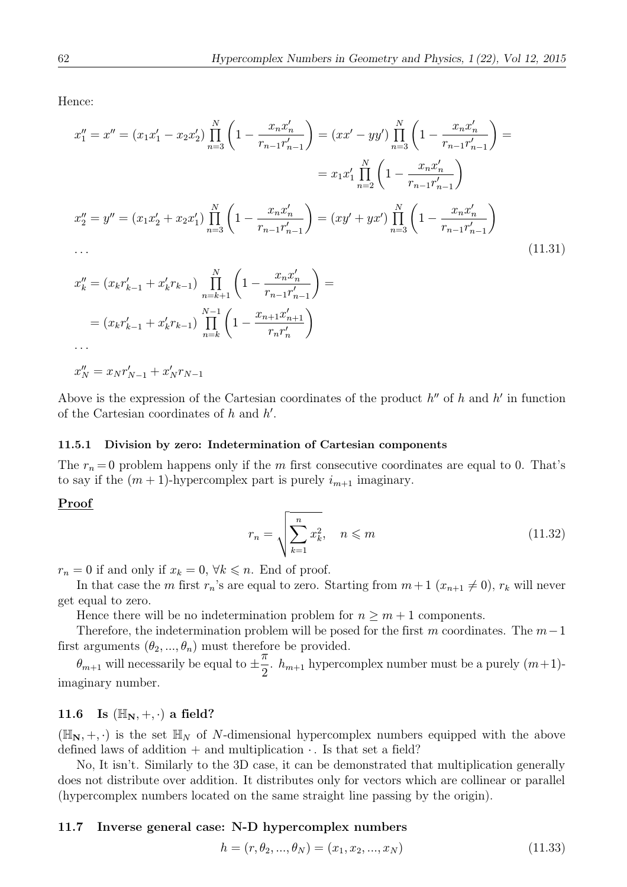Hence:

$$
\begin{aligned}
x''_1 = x'' &= (x_1 x'_1 - x_2 x'_2) \prod_{n=3}^{N} \left(1 - \frac{x_n x'_n}{r_{n-1} r'_{n-1}}\right) = (xx' - yy') \prod_{n=3}^{N} \left(1 - \frac{x_n x'_n}{r_{n-1} r'_{n-1}}\right) = \\
&= x_1 x'_1 \prod_{n=2}^{N} \left(1 - \frac{x_n x'_n}{r_{n-1} r'_{n-1}}\right) \\
x''_2 = y'' &= (x_1 x'_2 + x_2 x'_1) \prod_{n=3}^{N} \left(1 - \frac{x_n x'_n}{r_{n-1} r'_{n-1}}\right) = (xy' + yx') \prod_{n=3}^{N} \left(1 - \frac{x_n x'_n}{r_{n-1} r'_{n-1}}\right) \\
&\dots \\
x''_k &= (x_k r'_{k-1} + x'_k r_{k-1}) \prod_{n=k+1}^{N} \left(1 - \frac{x_n x'_n}{r_{n-1} r'_{n-1}}\right) = \\
&= (x_k r'_{k-1} + x'_k r_{k-1}) \prod_{n=k}^{N-1} \left(1 - \frac{x_{n+1} x'_{n+1}}{r_n r'_n}\right) \\
&\dots \\
x''_N &= x_N r'_{N-1} + x'_N r_{N-1}
\end{aligned}
\tag{11.31}
$$

Above is the expression of the Cartesian coordinates of the product $h''$ of $h$ and $h'$ in function of the Cartesian coordinates of $h$ and $h'$.

### 11.5.1 Division by zero: Indetermination of Cartesian components

The $r_n = 0$ problem happens only if the $m$ first consecutive coordinates are equal to 0. That's to say if the $(m+1)$-hypercomplex part is purely $i_{m+1}$ imaginary.

**Proof**

$$
r_n = \sqrt{\sum_{k=1}^{n} x_k^2}, \quad n \leqslant m \tag{11.32}
$$

$r_n = 0$ if and only if $x_k = 0$, $\forall k \leqslant n$. End of proof.

In that case the $m$ first $r_n$'s are equal to zero. Starting from $m+1$ ($x_{n+1} \neq 0$), $r_k$ will never get equal to zero.

Hence there will be no indetermination problem for $n \geq m+1$ components.

Therefore, the indetermination problem will be posed for the first $m$ coordinates. The $m-1$ first arguments $(\theta_2, ..., \theta_n)$ must therefore be provided.

$\theta_{m+1}$ will necessarily be equal to $\pm\frac{\pi}{2}$. $h_{m+1}$ hypercomplex number must be a purely $(m+1)$-imaginary number.

## 11.6 Is $(\mathbb{H}_\mathbf{N}, +, \cdot)$ a field?

$(\mathbb{H}_\mathbf{N}, +, \cdot)$ is the set $\mathbb{H}_N$ of $N$-dimensional hypercomplex numbers equipped with the above defined laws of addition $+$ and multiplication $\cdot$. Is that set a field?

No, It isn't. Similarly to the 3D case, it can be demonstrated that multiplication generally does not distribute over addition. It distributes only for vectors which are collinear or parallel (hypercomplex numbers located on the same straight line passing by the origin).

## 11.7 Inverse general case: N-D hypercomplex numbers

$$
h = (r, \theta_2, ..., \theta_N) = (x_1, x_2, ..., x_N) \tag{11.33}
$$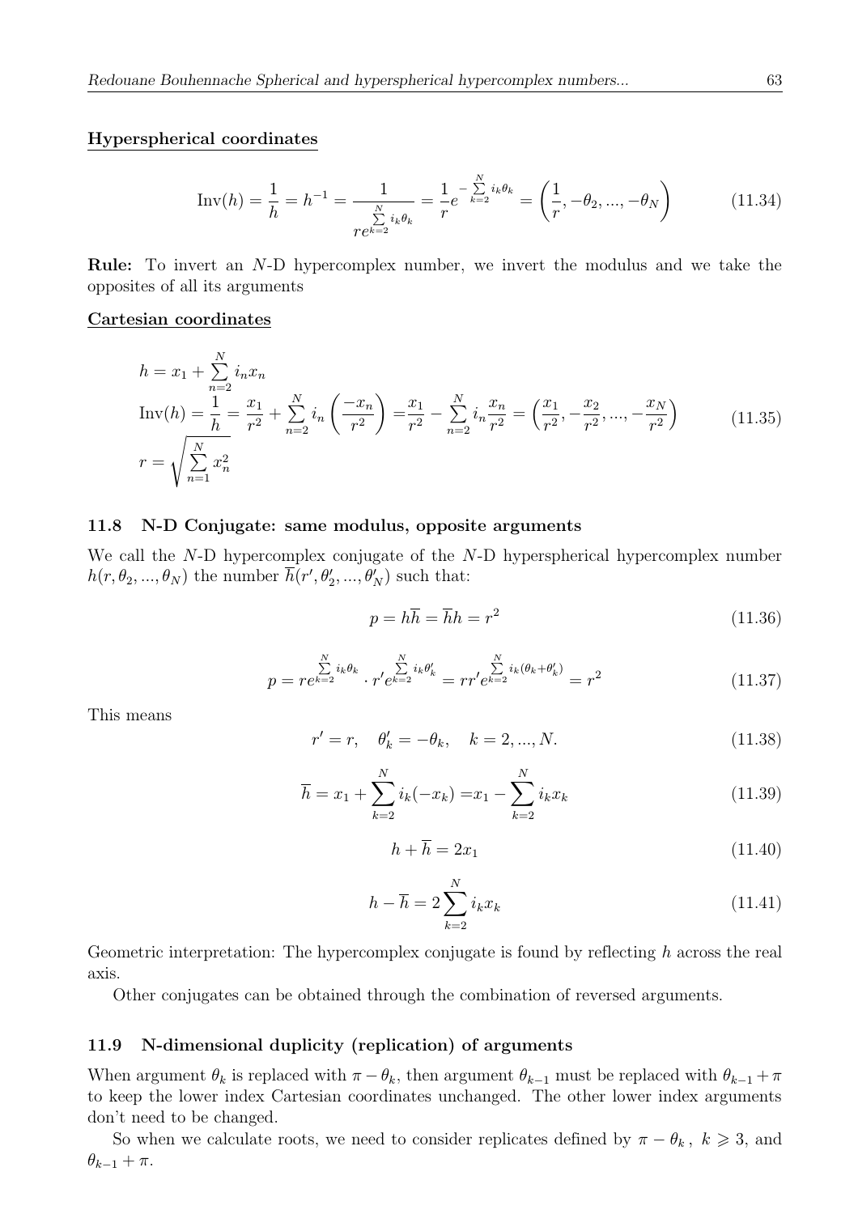**Hyperspherical coordinates**

$$\operatorname{Inv}(h) = \frac{1}{h} = h^{-1} = \frac{1}{re^{\sum\limits_{k=2}^{N} i_k\theta_k}} = \frac{1}{r}e^{-\sum\limits_{k=2}^{N} i_k\theta_k} = \left(\frac{1}{r}, -\theta_2, ..., -\theta_N\right) \tag{11.34}$$

**Rule:** To invert an $N$-D hypercomplex number, we invert the modulus and we take the opposites of all its arguments

**Cartesian coordinates**

$$\begin{aligned}
&h = x_1 + \sum_{n=2}^{N} i_n x_n \\
&\operatorname{Inv}(h) = \frac{1}{h} = \frac{x_1}{r^2} + \sum_{n=2}^{N} i_n\left(\frac{-x_n}{r^2}\right) = \frac{x_1}{r^2} - \sum_{n=2}^{N} i_n\frac{x_n}{r^2} = \left(\frac{x_1}{r^2}, -\frac{x_2}{r^2}, ..., -\frac{x_N}{r^2}\right) \\
&r = \sqrt{\sum_{n=1}^{N} x_n^2}
\end{aligned} \tag{11.35}$$

### 11.8 N-D Conjugate: same modulus, opposite arguments

We call the $N$-D hypercomplex conjugate of the $N$-D hyperspherical hypercomplex number $h(r, \theta_2, ..., \theta_N)$ the number $\overline{h}(r', \theta'_2, ..., \theta'_N)$ such that:

$$p = h\overline{h} = \overline{h}h = r^2 \tag{11.36}$$

$$p = re^{\sum\limits_{k=2}^{N} i_k\theta_k} \cdot r'e^{\sum\limits_{k=2}^{N} i_k\theta'_k} = rr'e^{\sum\limits_{k=2}^{N} i_k(\theta_k+\theta'_k)} = r^2 \tag{11.37}$$

This means

$$r' = r, \quad \theta'_k = -\theta_k, \quad k = 2, ..., N. \tag{11.38}$$

$$\overline{h} = x_1 + \sum_{k=2}^{N} i_k(-x_k) = x_1 - \sum_{k=2}^{N} i_k x_k \tag{11.39}$$

$$h + \overline{h} = 2x_1 \tag{11.40}$$

$$h - \overline{h} = 2\sum_{k=2}^{N} i_k x_k \tag{11.41}$$

Geometric interpretation: The hypercomplex conjugate is found by reflecting $h$ across the real axis.

Other conjugates can be obtained through the combination of reversed arguments.

### 11.9 N-dimensional duplicity (replication) of arguments

When argument $\theta_k$ is replaced with $\pi - \theta_k$, then argument $\theta_{k-1}$ must be replaced with $\theta_{k-1} + \pi$ to keep the lower index Cartesian coordinates unchanged. The other lower index arguments don't need to be changed.

So when we calculate roots, we need to consider replicates defined by $\pi - \theta_k$, $k \geqslant 3$, and $\theta_{k-1} + \pi$.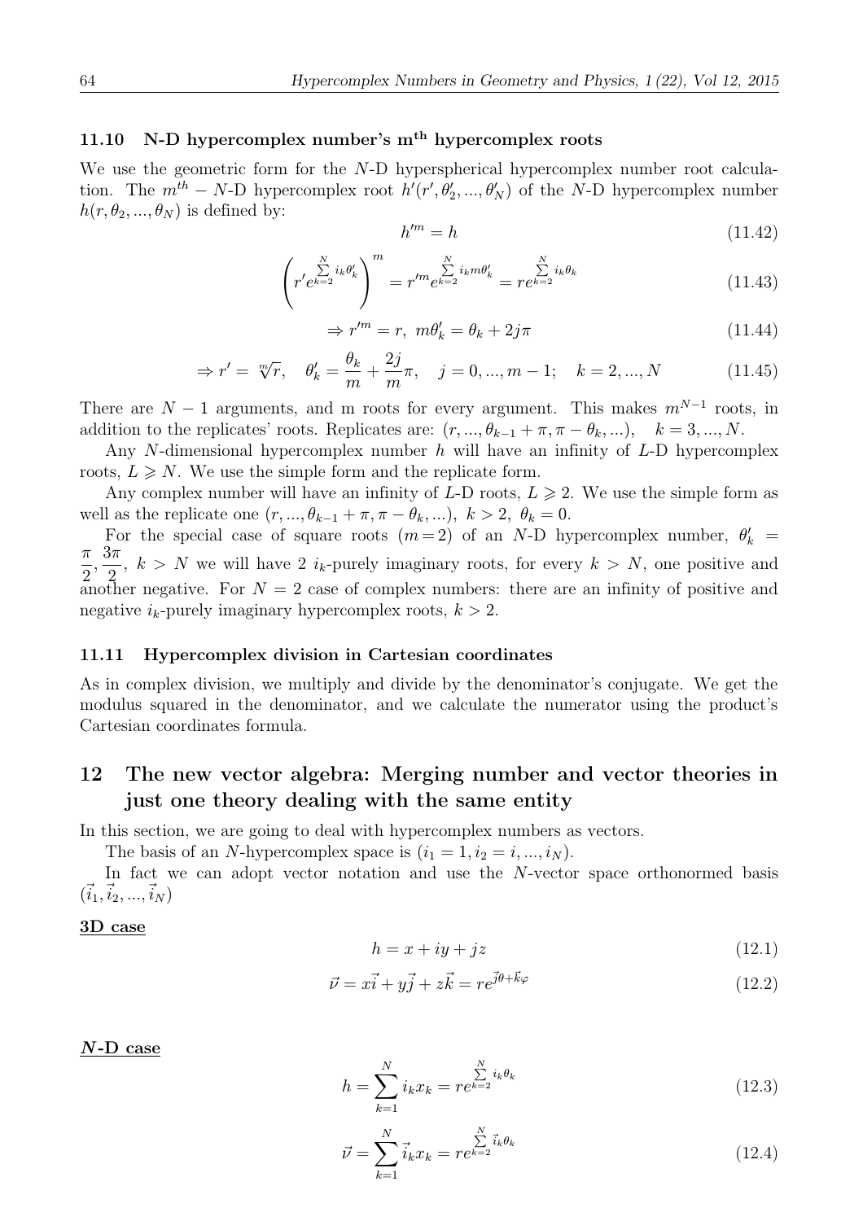### 11.10 N-D hypercomplex number's $m^{\text{th}}$ hypercomplex roots

We use the geometric form for the $N$-D hyperspherical hypercomplex number root calculation. The $m^{th}-N$-D hypercomplex root $h'(r',\theta'_2,...,\theta'_N)$ of the $N$-D hypercomplex number $h(r,\theta_2,...,\theta_N)$ is defined by:

$$h'^m = h \tag{11.42}$$

$$\left(r' e^{\sum\limits_{k=2}^{N} i_k \theta'_k}\right)^m = r'^m e^{\sum\limits_{k=2}^{N} i_k m \theta'_k} = r e^{\sum\limits_{k=2}^{N} i_k \theta_k} \tag{11.43}$$

$$\Rightarrow r'^m = r,\ m\theta'_k = \theta_k + 2j\pi \tag{11.44}$$

$$\Rightarrow r' = \sqrt[m]{r}, \quad \theta'_k = \frac{\theta_k}{m} + \frac{2j}{m}\pi, \quad j = 0,...,m-1; \quad k = 2,...,N \tag{11.45}$$

There are $N-1$ arguments, and m roots for every argument. This makes $m^{N-1}$ roots, in addition to the replicates' roots. Replicates are: $(r,...,\theta_{k-1}+\pi,\pi-\theta_k,...)$, $\quad k=3,...,N$.

Any $N$-dimensional hypercomplex number $h$ will have an infinity of $L$-D hypercomplex roots, $L \geqslant N$. We use the simple form and the replicate form.

Any complex number will have an infinity of $L$-D roots, $L \geqslant 2$. We use the simple form as well as the replicate one $(r,...,\theta_{k-1}+\pi,\pi-\theta_k,...)$, $k>2$, $\theta_k=0$.

For the special case of square roots $(m=2)$ of an $N$-D hypercomplex number, $\theta'_k = \dfrac{\pi}{2}, \dfrac{3\pi}{2}$, $k>N$ we will have 2 $i_k$-purely imaginary roots, for every $k>N$, one positive and another negative. For $N=2$ case of complex numbers: there are an infinity of positive and negative $i_k$-purely imaginary hypercomplex roots, $k>2$.

### 11.11 Hypercomplex division in Cartesian coordinates

As in complex division, we multiply and divide by the denominator's conjugate. We get the modulus squared in the denominator, and we calculate the numerator using the product's Cartesian coordinates formula.

## 12 The new vector algebra: Merging number and vector theories in just one theory dealing with the same entity

In this section, we are going to deal with hypercomplex numbers as vectors.

The basis of an $N$-hypercomplex space is $(i_1=1, i_2=i,...,i_N)$.

In fact we can adopt vector notation and use the $N$-vector space orthonormed basis $(\vec{i}_1,\vec{i}_2,...,\vec{i}_N)$

**3D case**

$$h = x + iy + jz \tag{12.1}$$

$$\vec{\nu} = x\vec{i} + y\vec{j} + z\vec{k} = re^{\vec{j}\theta+\vec{k}\varphi} \tag{12.2}$$

***N*-D case**

$$h = \sum_{k=1}^{N} i_k x_k = re^{\sum\limits_{k=2}^{N} i_k \theta_k} \tag{12.3}$$

$$\vec{\nu} = \sum_{k=1}^{N} \vec{i}_k x_k = re^{\sum\limits_{k=2}^{N} \vec{i}_k \theta_k} \tag{12.4}$$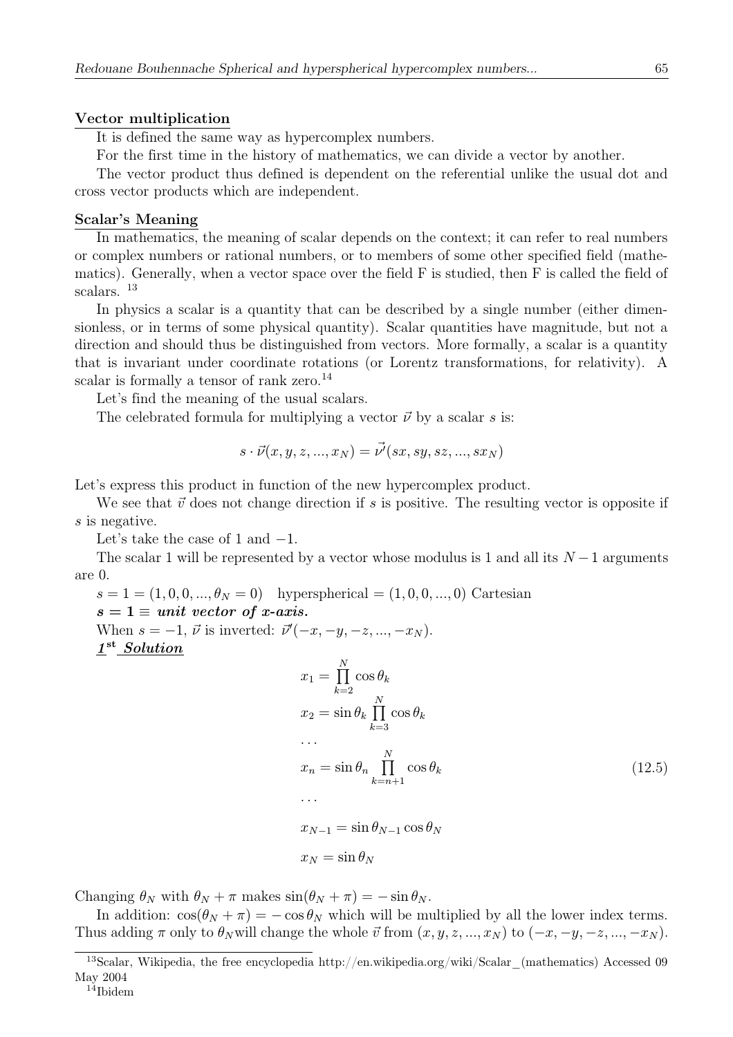**Vector multiplication**

It is defined the same way as hypercomplex numbers.

For the first time in the history of mathematics, we can divide a vector by another.

The vector product thus defined is dependent on the referential unlike the usual dot and cross vector products which are independent.

**Scalar's Meaning**

In mathematics, the meaning of scalar depends on the context; it can refer to real numbers or complex numbers or rational numbers, or to members of some other specified field (mathematics). Generally, when a vector space over the field F is studied, then F is called the field of scalars. [13]

In physics a scalar is a quantity that can be described by a single number (either dimensionless, or in terms of some physical quantity). Scalar quantities have magnitude, but not a direction and should thus be distinguished from vectors. More formally, a scalar is a quantity that is invariant under coordinate rotations (or Lorentz transformations, for relativity). A scalar is formally a tensor of rank zero.[14]

Let's find the meaning of the usual scalars.

The celebrated formula for multiplying a vector $\vec{\nu}$ by a scalar $s$ is:

$$s \cdot \vec{\nu}(x, y, z, ..., x_N) = \vec{\nu'}(sx, sy, sz, ..., sx_N)$$

Let's express this product in function of the new hypercomplex product.

We see that $\vec{v}$ does not change direction if $s$ is positive. The resulting vector is opposite if $s$ is negative.

Let's take the case of 1 and $-1$.

The scalar 1 will be represented by a vector whose modulus is 1 and all its $N-1$ arguments are 0.

$s = 1 = (1, 0, 0, ..., \theta_N = 0)$ hyperspherical $= (1, 0, 0, ..., 0)$ Cartesian

***$s = 1 \equiv$ unit vector of x-axis.***

When $s = -1$, $\vec{\nu}$ is inverted: $\vec{\nu'}(-x, -y, -z, ..., -x_N)$.

***1st Solution***

$$
\begin{aligned}
x_1 &= \prod_{k=2}^{N} \cos\theta_k \\
x_2 &= \sin\theta_k \prod_{k=3}^{N} \cos\theta_k \\
&\dots \\
x_n &= \sin\theta_n \prod_{k=n+1}^{N} \cos\theta_k \\
&\dots \\
x_{N-1} &= \sin\theta_{N-1} \cos\theta_N \\
x_N &= \sin\theta_N
\end{aligned}
\tag{12.5}
$$

Changing $\theta_N$ with $\theta_N + \pi$ makes $\sin(\theta_N + \pi) = -\sin\theta_N$.

In addition: $\cos(\theta_N + \pi) = -\cos\theta_N$ which will be multiplied by all the lower index terms. Thus adding $\pi$ only to $\theta_N$ will change the whole $\vec{v}$ from $(x, y, z, ..., x_N)$ to $(-x, -y, -z, ..., -x_N)$.

---

[13] Scalar, Wikipedia, the free encyclopedia http://en.wikipedia.org/wiki/Scalar_(mathematics) Accessed 09 May 2004

[14] Ibidem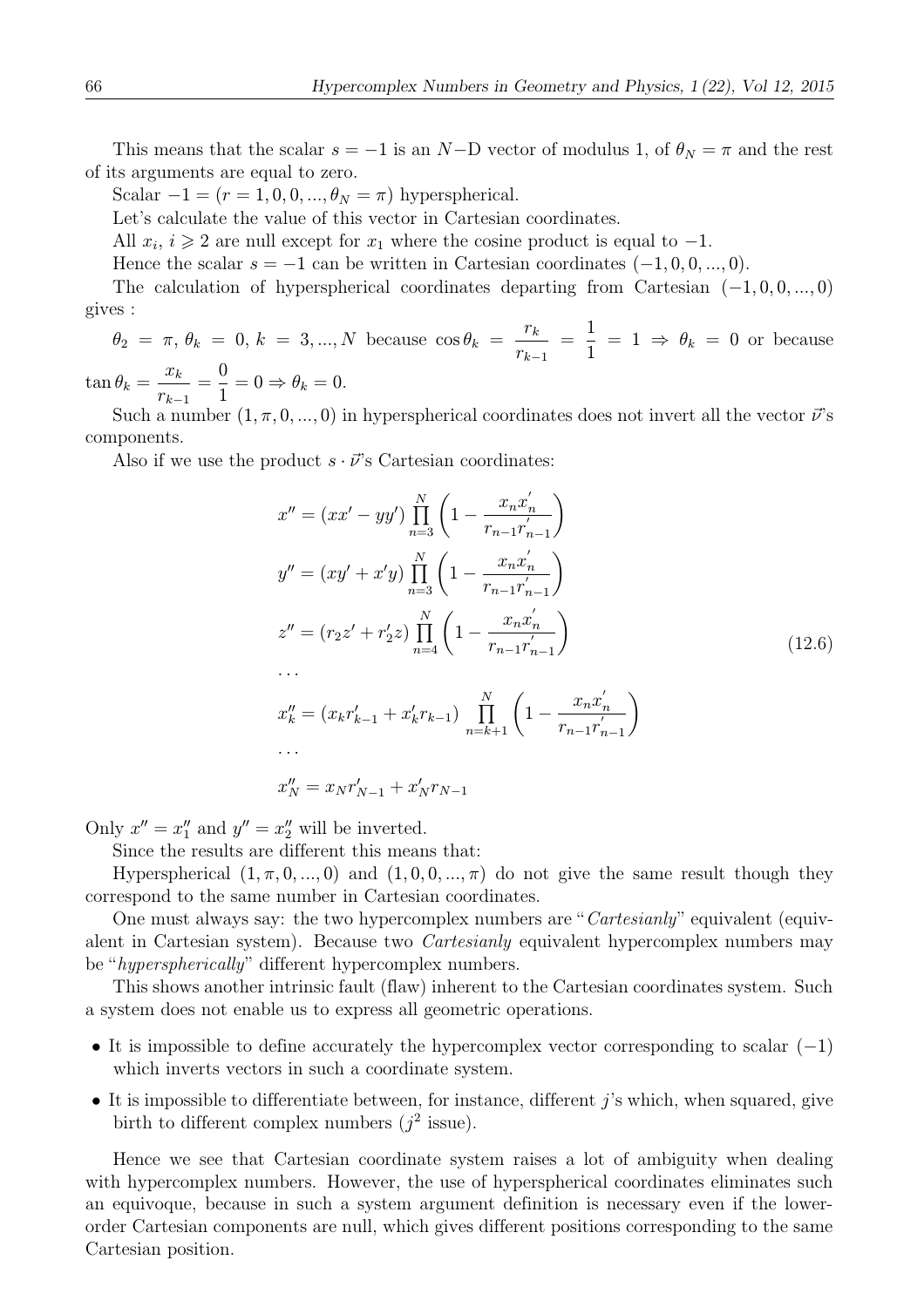This means that the scalar $s = -1$ is an $N-$D vector of modulus 1, of $\theta_N = \pi$ and the rest of its arguments are equal to zero.

Scalar $-1 = (r = 1, 0, 0, ..., \theta_N = \pi)$ hyperspherical.

Let's calculate the value of this vector in Cartesian coordinates.

All $x_i$, $i \geqslant 2$ are null except for $x_1$ where the cosine product is equal to $-1$.

Hence the scalar $s = -1$ can be written in Cartesian coordinates $(-1, 0, 0, ..., 0)$.

The calculation of hyperspherical coordinates departing from Cartesian $(-1, 0, 0, ..., 0)$ gives :

$\theta_2 = \pi$, $\theta_k = 0$, $k = 3, ..., N$ because $\cos\theta_k = \dfrac{r_k}{r_{k-1}} = \dfrac{1}{1} = 1 \Rightarrow \theta_k = 0$ or because $\tan\theta_k = \dfrac{x_k}{r_{k-1}} = \dfrac{0}{1} = 0 \Rightarrow \theta_k = 0$.

Such a number $(1, \pi, 0, ..., 0)$ in hyperspherical coordinates does not invert all the vector $\vec{\nu}$'s components.

Also if we use the product $s \cdot \vec{\nu}$'s Cartesian coordinates:

$$
\begin{aligned}
x'' &= (xx' - yy')\prod_{n=3}^{N}\left(1 - \frac{x_n x_n'}{r_{n-1}r_{n-1}'}\right)\\
y'' &= (xy' + x'y)\prod_{n=3}^{N}\left(1 - \frac{x_n x_n'}{r_{n-1}r_{n-1}'}\right)\\
z'' &= (r_2 z' + r_2' z)\prod_{n=4}^{N}\left(1 - \frac{x_n x_n'}{r_{n-1}r_{n-1}'}\right)\\
&\dots\\
x_k'' &= (x_k r_{k-1}' + x_k' r_{k-1})\prod_{n=k+1}^{N}\left(1 - \frac{x_n x_n'}{r_{n-1}r_{n-1}'}\right)\\
&\dots\\
x_N'' &= x_N r_{N-1}' + x_N' r_{N-1}
\end{aligned}
\tag{12.6}
$$

Only $x'' = x_1''$ and $y'' = x_2''$ will be inverted.

Since the results are different this means that:

Hyperspherical $(1, \pi, 0, ..., 0)$ and $(1, 0, 0, ..., \pi)$ do not give the same result though they correspond to the same number in Cartesian coordinates.

One must always say: the two hypercomplex numbers are "*Cartesianly*" equivalent (equivalent in Cartesian system). Because two *Cartesianly* equivalent hypercomplex numbers may be "*hyperspherically*" different hypercomplex numbers.

This shows another intrinsic fault (flaw) inherent to the Cartesian coordinates system. Such a system does not enable us to express all geometric operations.

- It is impossible to define accurately the hypercomplex vector corresponding to scalar $(-1)$ which inverts vectors in such a coordinate system.
- It is impossible to differentiate between, for instance, different $j$'s which, when squared, give birth to different complex numbers ($j^2$ issue).

Hence we see that Cartesian coordinate system raises a lot of ambiguity when dealing with hypercomplex numbers. However, the use of hyperspherical coordinates eliminates such an equivoque, because in such a system argument definition is necessary even if the lower-order Cartesian components are null, which gives different positions corresponding to the same Cartesian position.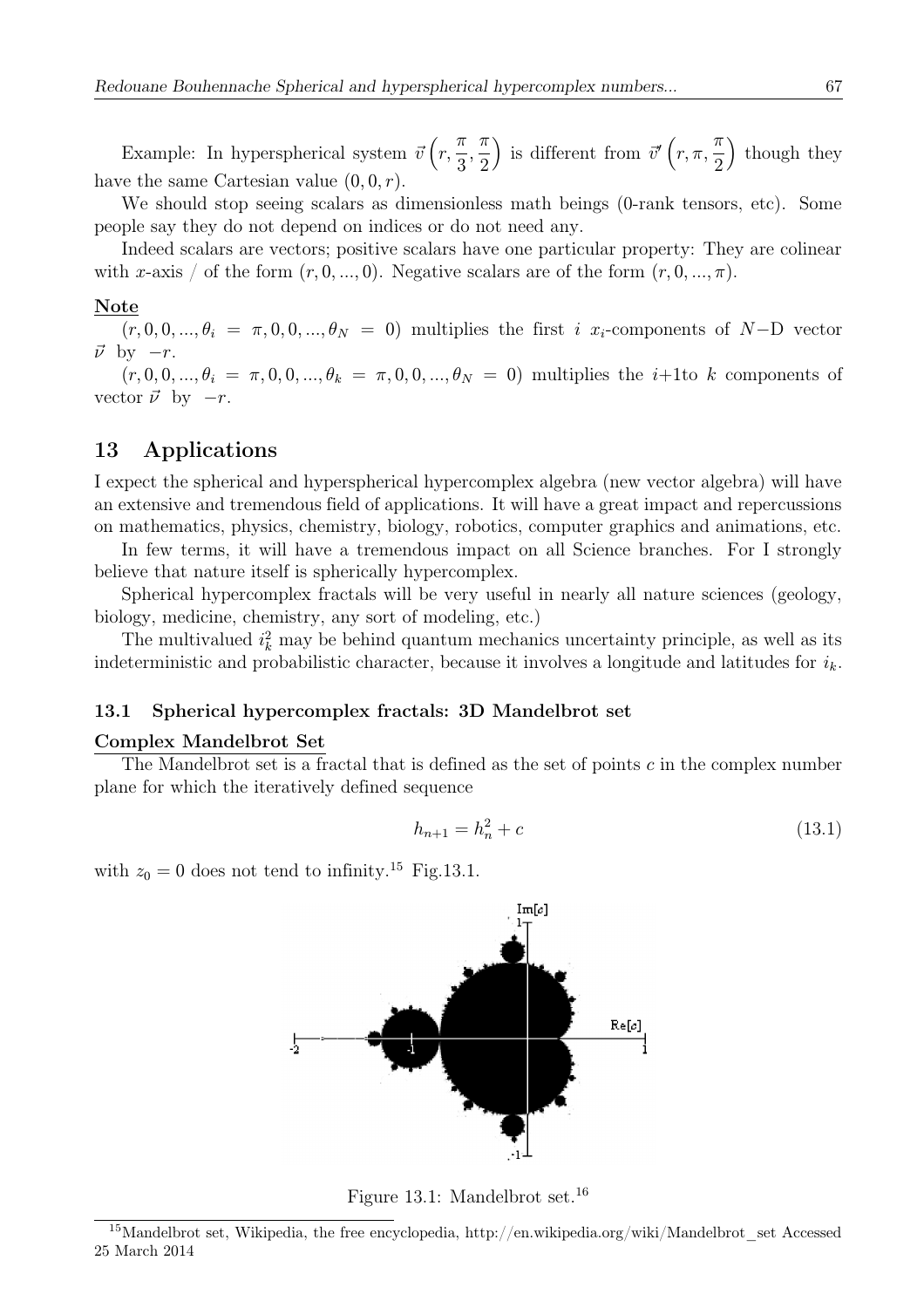Example: In hyperspherical system $\vec{v}\left(r, \frac{\pi}{3}, \frac{\pi}{2}\right)$ is different from $\vec{v'}\left(r, \pi, \frac{\pi}{2}\right)$ though they have the same Cartesian value $(0, 0, r)$.

We should stop seeing scalars as dimensionless math beings (0-rank tensors, etc). Some people say they do not depend on indices or do not need any.

Indeed scalars are vectors; positive scalars have one particular property: They are colinear with $x$-axis / of the form $(r, 0, ..., 0)$. Negative scalars are of the form $(r, 0, ..., \pi)$.

**Note**

$(r, 0, 0, ..., \theta_i = \pi, 0, 0, ..., \theta_N = 0)$ multiplies the first $i$ $x_i$-components of $N-$D vector $\vec{\nu}$ by $-r$.

$(r, 0, 0, ..., \theta_i = \pi, 0, 0, ..., \theta_k = \pi, 0, 0, ..., \theta_N = 0)$ multiplies the $i$+1to $k$ components of vector $\vec{\nu}$ by $-r$.

## 13 Applications

I expect the spherical and hyperspherical hypercomplex algebra (new vector algebra) will have an extensive and tremendous field of applications. It will have a great impact and repercussions on mathematics, physics, chemistry, biology, robotics, computer graphics and animations, etc.

In few terms, it will have a tremendous impact on all Science branches. For I strongly believe that nature itself is spherically hypercomplex.

Spherical hypercomplex fractals will be very useful in nearly all nature sciences (geology, biology, medicine, chemistry, any sort of modeling, etc.)

The multivalued $i_k^2$ may be behind quantum mechanics uncertainty principle, as well as its indeterministic and probabilistic character, because it involves a longitude and latitudes for $i_k$.

### 13.1 Spherical hypercomplex fractals: 3D Mandelbrot set

**Complex Mandelbrot Set**

The Mandelbrot set is a fractal that is defined as the set of points $c$ in the complex number plane for which the iteratively defined sequence

$$h_{n+1} = h_n^2 + c \tag{13.1}$$

with $z_0 = 0$ does not tend to infinity.[15] Fig.13.1.

Figure 13.1: Mandelbrot set.[16]

[15] Mandelbrot set, Wikipedia, the free encyclopedia, http://en.wikipedia.org/wiki/Mandelbrot_set Accessed 25 March 2014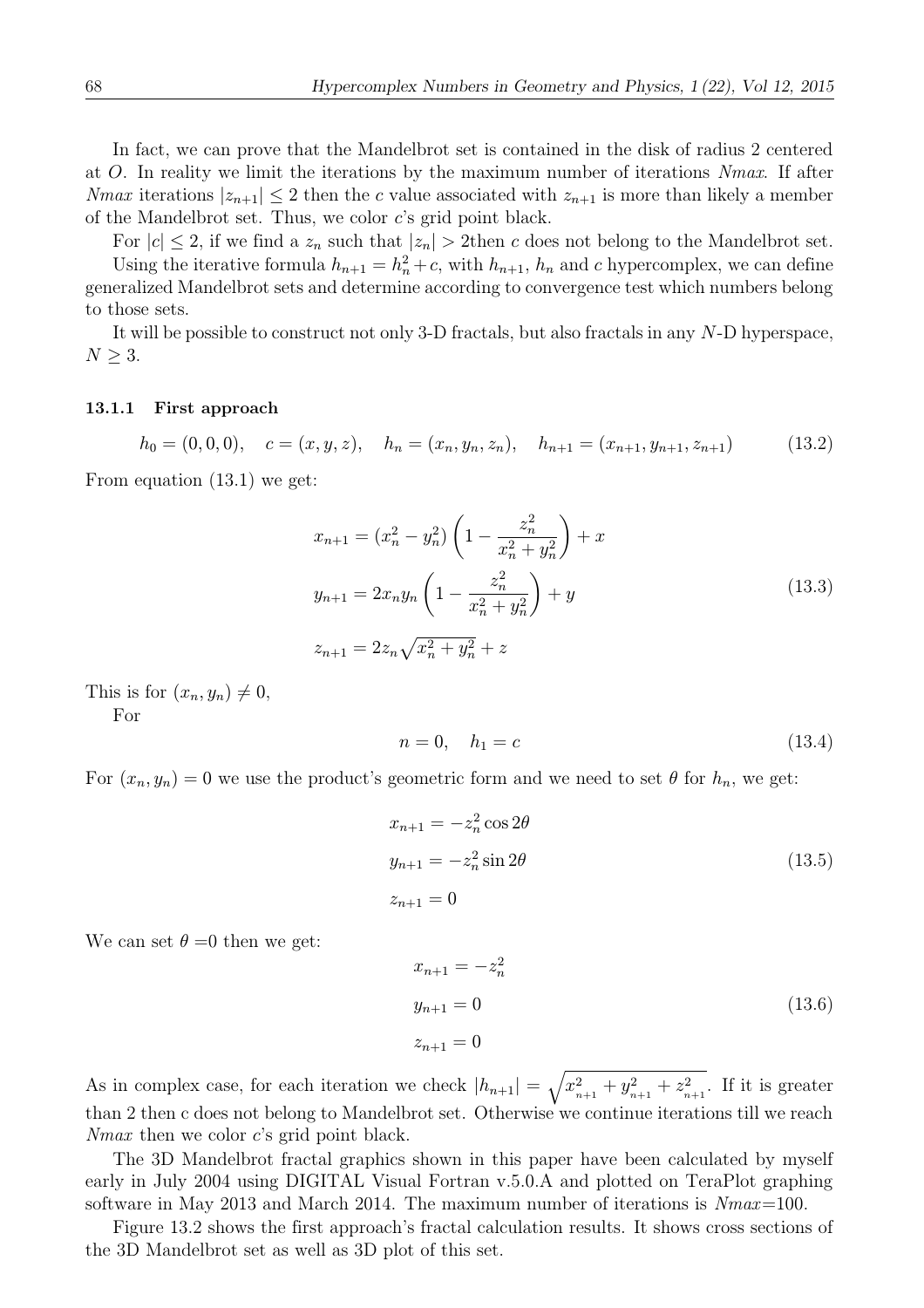In fact, we can prove that the Mandelbrot set is contained in the disk of radius 2 centered at $O$. In reality we limit the iterations by the maximum number of iterations *Nmax*. If after *Nmax* iterations $|z_{n+1}| \leq 2$ then the $c$ value associated with $z_{n+1}$ is more than likely a member of the Mandelbrot set. Thus, we color $c$'s grid point black.

For $|c| \leq 2$, if we find a $z_n$ such that $|z_n| > 2$then $c$ does not belong to the Mandelbrot set.

Using the iterative formula $h_{n+1} = h_n^2 + c$, with $h_{n+1}$, $h_n$ and $c$ hypercomplex, we can define generalized Mandelbrot sets and determine according to convergence test which numbers belong to those sets.

It will be possible to construct not only 3-D fractals, but also fractals in any $N$-D hyperspace, $N \geq 3$.

#### 13.1.1 First approach

$$h_0 = (0, 0, 0), \quad c = (x, y, z), \quad h_n = (x_n, y_n, z_n), \quad h_{n+1} = (x_{n+1}, y_{n+1}, z_{n+1}) \tag{13.2}$$

From equation (13.1) we get:

$$\begin{aligned}
x_{n+1} &= (x_n^2 - y_n^2)\left(1 - \frac{z_n^2}{x_n^2 + y_n^2}\right) + x \\
y_{n+1} &= 2x_n y_n \left(1 - \frac{z_n^2}{x_n^2 + y_n^2}\right) + y \\
z_{n+1} &= 2z_n\sqrt{x_n^2 + y_n^2} + z
\end{aligned} \tag{13.3}$$

This is for $(x_n, y_n) \neq 0$,

For

$$n = 0, \quad h_1 = c \tag{13.4}$$

For $(x_n, y_n) = 0$ we use the product's geometric form and we need to set $\theta$ for $h_n$, we get:

$$\begin{aligned}
x_{n+1} &= -z_n^2 \cos 2\theta \\
y_{n+1} &= -z_n^2 \sin 2\theta \\
z_{n+1} &= 0
\end{aligned} \tag{13.5}$$

We can set $\theta$ =0 then we get:

$$\begin{aligned}
x_{n+1} &= -z_n^2 \\
y_{n+1} &= 0 \\
z_{n+1} &= 0
\end{aligned} \tag{13.6}$$

As in complex case, for each iteration we check $|h_{n+1}| = \sqrt{x_{n+1}^2 + y_{n+1}^2 + z_{n+1}^2}$. If it is greater than 2 then c does not belong to Mandelbrot set. Otherwise we continue iterations till we reach *Nmax* then we color $c$'s grid point black.

The 3D Mandelbrot fractal graphics shown in this paper have been calculated by myself early in July 2004 using DIGITAL Visual Fortran v.5.0.A and plotted on TeraPlot graphing software in May 2013 and March 2014. The maximum number of iterations is *Nmax*=100.

Figure 13.2 shows the first approach's fractal calculation results. It shows cross sections of the 3D Mandelbrot set as well as 3D plot of this set.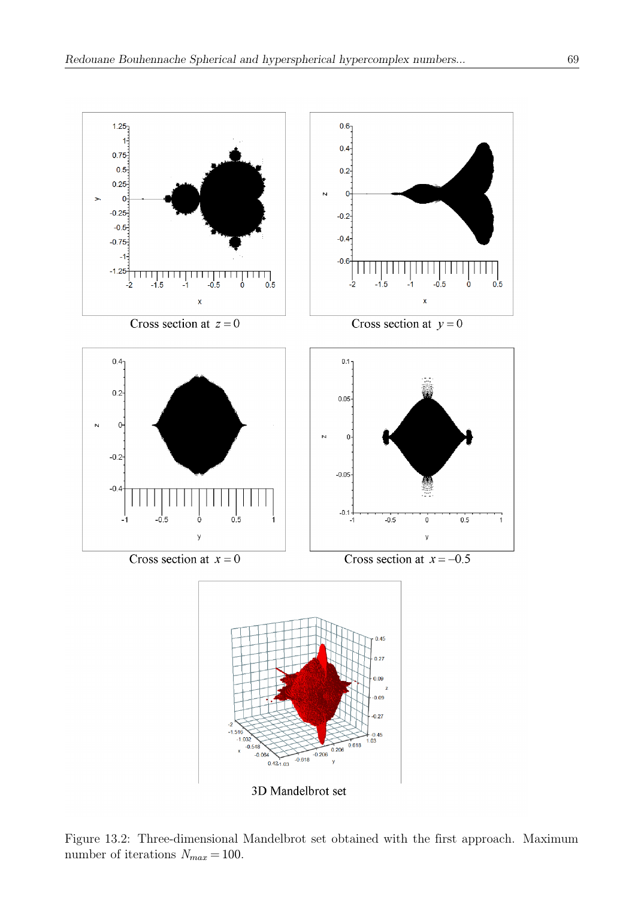Cross section at $z = 0$

Cross section at $y = 0$

Cross section at $x = 0$

Cross section at $x = -0.5$

3D Mandelbrot set

Figure 13.2: Three-dimensional Mandelbrot set obtained with the first approach. Maximum number of iterations $N_{max} = 100$.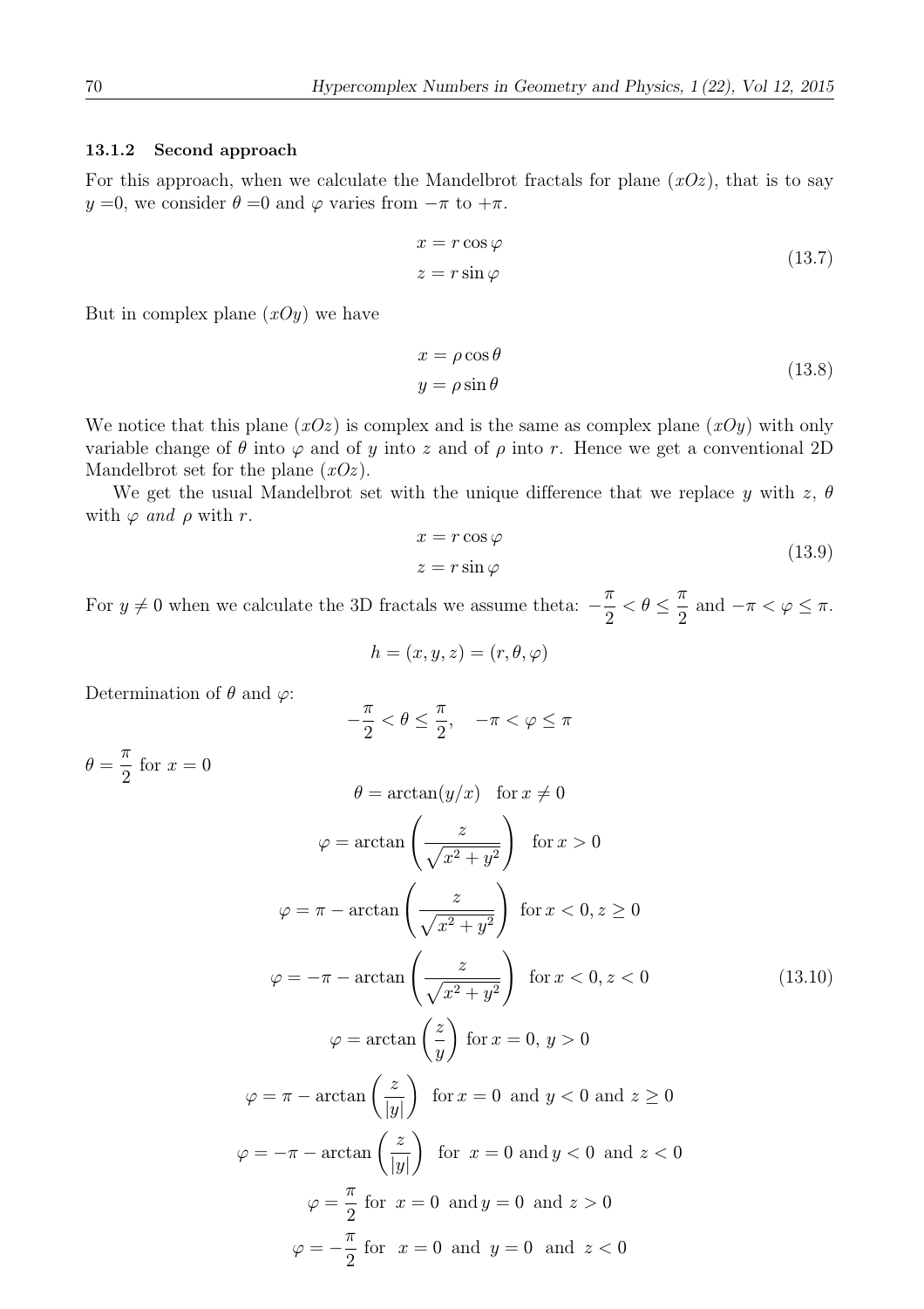#### 13.1.2 Second approach

For this approach, when we calculate the Mandelbrot fractals for plane $(xOz)$, that is to say $y = 0$, we consider $\theta = 0$ and $\varphi$ varies from $-\pi$ to $+\pi$.

$$
\begin{aligned}
x &= r\cos\varphi \\
z &= r\sin\varphi
\end{aligned}
\tag{13.7}
$$

But in complex plane $(xOy)$ we have

$$
\begin{aligned}
x &= \rho\cos\theta \\
y &= \rho\sin\theta
\end{aligned}
\tag{13.8}
$$

We notice that this plane $(xOz)$ is complex and is the same as complex plane $(xOy)$ with only variable change of $\theta$ into $\varphi$ and of $y$ into $z$ and of $\rho$ into $r$. Hence we get a conventional 2D Mandelbrot set for the plane $(xOz)$.

We get the usual Mandelbrot set with the unique difference that we replace $y$ with $z$, $\theta$ with $\varphi$ *and* $\rho$ with $r$.

$$
\begin{aligned}
x &= r\cos\varphi \\
z &= r\sin\varphi
\end{aligned}
\tag{13.9}
$$

For $y \neq 0$ when we calculate the 3D fractals we assume theta: $-\dfrac{\pi}{2} < \theta \leq \dfrac{\pi}{2}$ and $-\pi < \varphi \leq \pi$.

$$h = (x, y, z) = (r, \theta, \varphi)$$

Determination of $\theta$ and $\varphi$:

$$-\frac{\pi}{2} < \theta \leq \frac{\pi}{2}, \quad -\pi < \varphi \leq \pi$$

$\theta = \dfrac{\pi}{2}$ for $x = 0$

$$
\begin{aligned}
&\theta = \arctan(y/x) \quad \text{for } x \neq 0 \\
&\varphi = \arctan\left(\frac{z}{\sqrt{x^2+y^2}}\right) \quad \text{for } x > 0 \\
&\varphi = \pi - \arctan\left(\frac{z}{\sqrt{x^2+y^2}}\right) \quad \text{for } x < 0, z \geq 0 \\
&\varphi = -\pi - \arctan\left(\frac{z}{\sqrt{x^2+y^2}}\right) \quad \text{for } x < 0, z < 0 \\
&\varphi = \arctan\left(\frac{z}{y}\right) \quad \text{for } x = 0,\ y > 0 \\
&\varphi = \pi - \arctan\left(\frac{z}{|y|}\right) \quad \text{for } x = 0 \ \text{ and } y < 0 \text{ and } z \geq 0 \\
&\varphi = -\pi - \arctan\left(\frac{z}{|y|}\right) \quad \text{for } \ x = 0 \text{ and } y < 0 \ \text{ and } \ z < 0 \\
&\varphi = \frac{\pi}{2} \ \text{for} \ \ x = 0 \ \text{ and } y = 0 \ \text{ and } \ z > 0 \\
&\varphi = -\frac{\pi}{2} \ \text{for} \ \ x = 0 \ \text{ and } \ y = 0 \ \text{ and } \ z < 0
\end{aligned}
\tag{13.10}
$$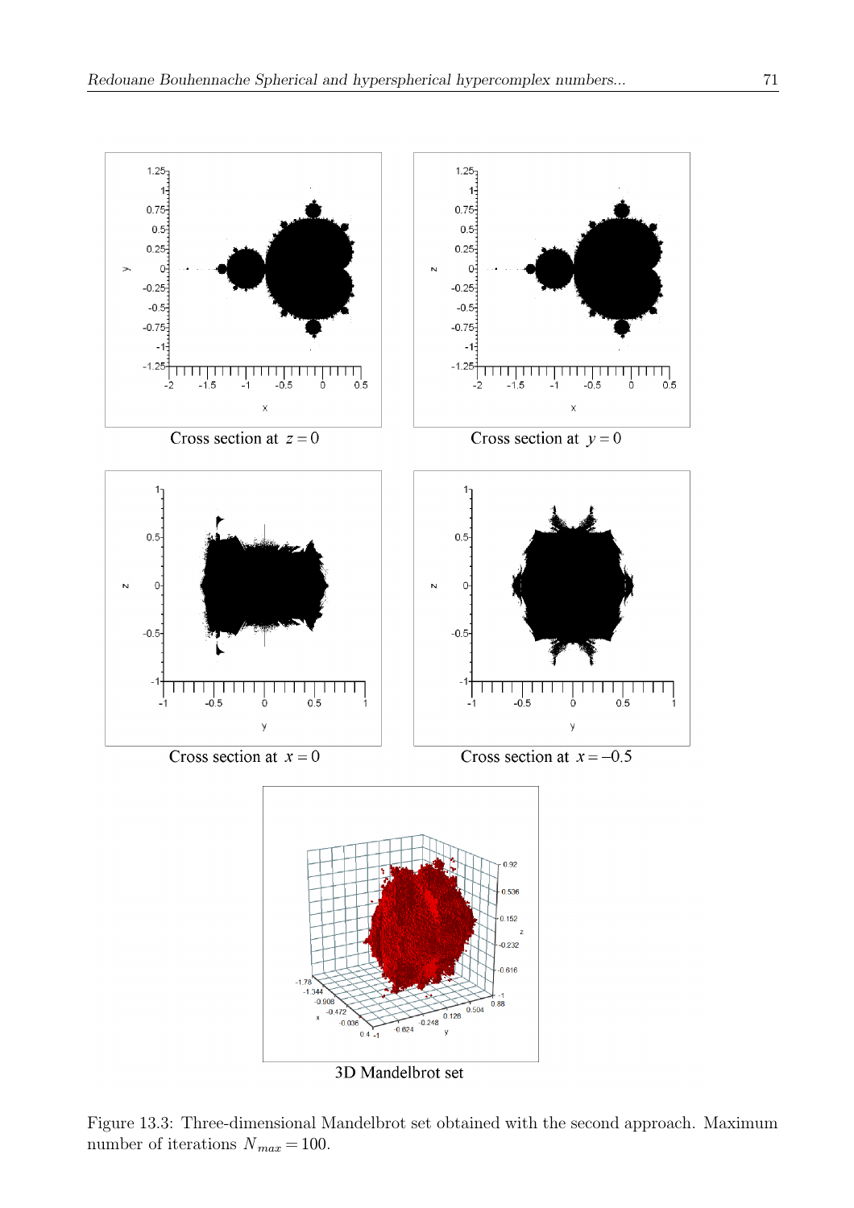Cross section at $z = 0$

Cross section at $y = 0$

Cross section at $x = 0$

Cross section at $x = -0.5$

3D Mandelbrot set

Figure 13.3: Three-dimensional Mandelbrot set obtained with the second approach. Maximum number of iterations $N_{max} = 100$.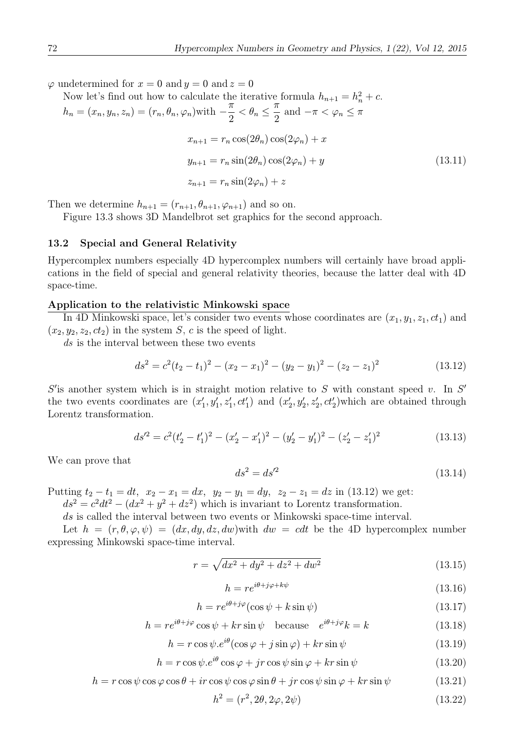$\varphi$ undetermined for $x = 0$ and $y = 0$ and $z = 0$

Now let's find out how to calculate the iterative formula $h_{n+1} = h_n^2 + c$.

$h_n = (x_n, y_n, z_n) = (r_n, \theta_n, \varphi_n)$ with $-\dfrac{\pi}{2} < \theta_n \leq \dfrac{\pi}{2}$ and $-\pi < \varphi_n \leq \pi$

$$
\begin{aligned}
x_{n+1} &= r_n \cos(2\theta_n)\cos(2\varphi_n) + x \\
y_{n+1} &= r_n \sin(2\theta_n)\cos(2\varphi_n) + y \\
z_{n+1} &= r_n \sin(2\varphi_n) + z
\end{aligned}
\tag{13.11}
$$

Then we determine $h_{n+1} = (r_{n+1}, \theta_{n+1}, \varphi_{n+1})$ and so on.

Figure 13.3 shows 3D Mandelbrot set graphics for the second approach.

### 13.2 Special and General Relativity

Hypercomplex numbers especially 4D hypercomplex numbers will certainly have broad applications in the field of special and general relativity theories, because the latter deal with 4D space-time.

**Application to the relativistic Minkowski space**

In 4D Minkowski space, let's consider two events whose coordinates are $(x_1, y_1, z_1, ct_1)$ and $(x_2, y_2, z_2, ct_2)$ in the system $S$, $c$ is the speed of light.

$ds$ is the interval between these two events

$$ds^2 = c^2(t_2 - t_1)^2 - (x_2 - x_1)^2 - (y_2 - y_1)^2 - (z_2 - z_1)^2 \tag{13.12}$$

$S'$ is another system which is in straight motion relative to $S$ with constant speed $v$. In $S'$ the two events coordinates are $(x_1', y_1', z_1', ct_1')$ and $(x_2', y_2', z_2', ct_2')$ which are obtained through Lorentz transformation.

$$ds'^2 = c^2(t_2' - t_1')^2 - (x_2' - x_1')^2 - (y_2' - y_1')^2 - (z_2' - z_1')^2 \tag{13.13}$$

We can prove that

$$ds^2 = ds'^2 \tag{13.14}$$

Putting $t_2 - t_1 = dt,\ x_2 - x_1 = dx,\ y_2 - y_1 = dy,\ z_2 - z_1 = dz$ in (13.12) we get:

$ds^2 = c^2dt^2 - (dx^2 + y^2 + dz^2)$ which is invariant to Lorentz transformation.

$ds$ is called the interval between two events or Minkowski space-time interval.

Let $h = (r, \theta, \varphi, \psi) = (dx, dy, dz, dw)$ with $dw = cdt$ be the 4D hypercomplex number expressing Minkowski space-time interval.

$$r = \sqrt{dx^2 + dy^2 + dz^2 + dw^2} \tag{13.15}$$

$$h = re^{i\theta + j\varphi + k\psi} \tag{13.16}$$

$$h = re^{i\theta + j\varphi}(\cos\psi + k\sin\psi) \tag{13.17}$$

$$h = re^{i\theta + j\varphi}\cos\psi + kr\sin\psi \quad \text{because} \quad e^{i\theta + j\varphi}k = k \tag{13.18}$$

$$h = r\cos\psi . e^{i\theta}(\cos\varphi + j\sin\varphi) + kr\sin\psi \tag{13.19}$$

$$h = r\cos\psi . e^{i\theta}\cos\varphi + jr\cos\psi\sin\varphi + kr\sin\psi \tag{13.20}$$

$$h = r\cos\psi\cos\varphi\cos\theta + ir\cos\psi\cos\varphi\sin\theta + jr\cos\psi\sin\varphi + kr\sin\psi \tag{13.21}$$

$$h^2 = (r^2, 2\theta, 2\varphi, 2\psi) \tag{13.22}$$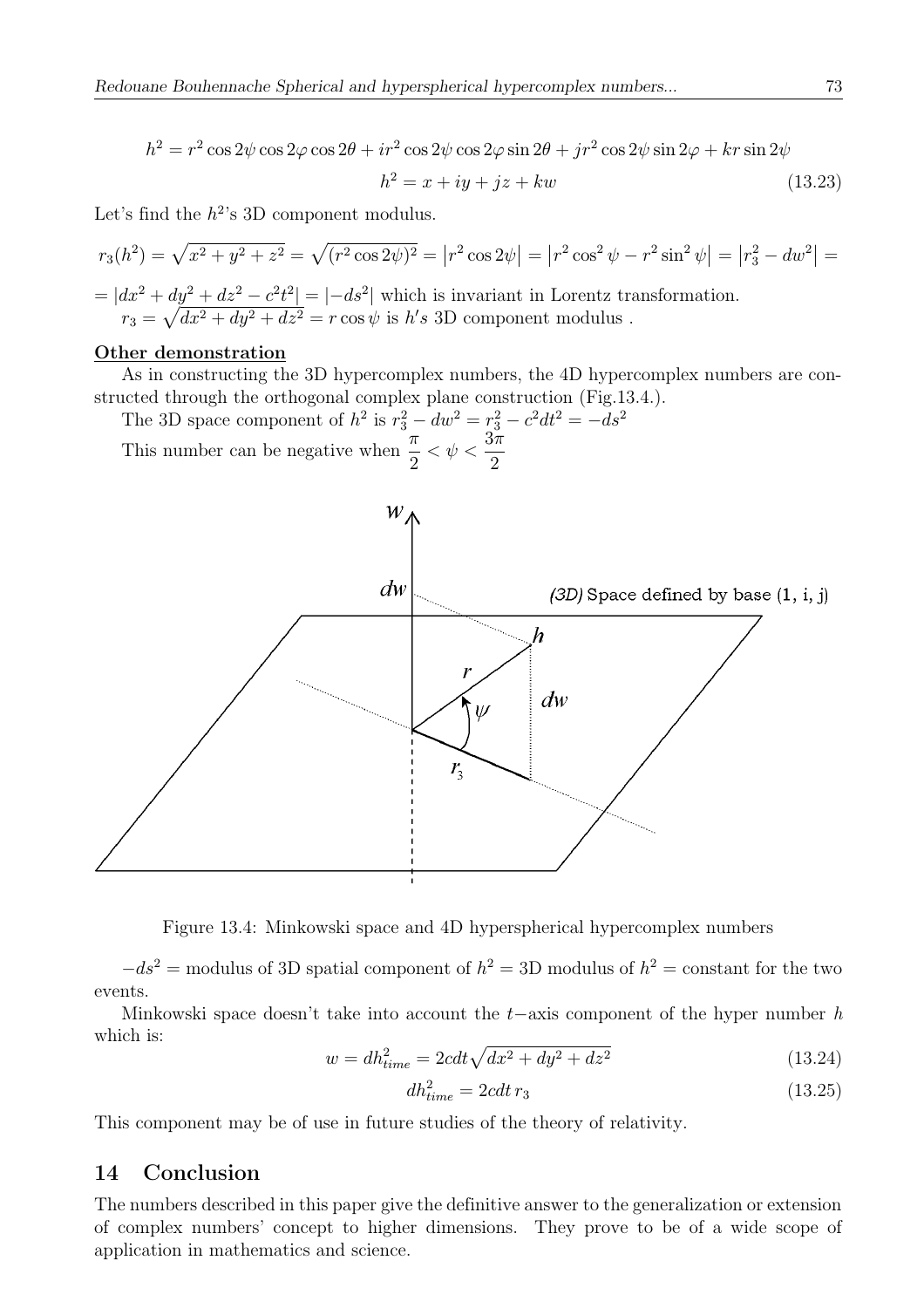$$h^2 = r^2 \cos 2\psi \cos 2\varphi \cos 2\theta + ir^2 \cos 2\psi \cos 2\varphi \sin 2\theta + jr^2 \cos 2\psi \sin 2\varphi + kr \sin 2\psi$$

$$h^2 = x + iy + jz + kw \tag{13.23}$$

Let's find the $h^2$'s 3D component modulus.

$r_3(h^2) = \sqrt{x^2 + y^2 + z^2} = \sqrt{(r^2 \cos 2\psi)^2} = \left|r^2 \cos 2\psi\right| = \left|r^2 \cos^2 \psi - r^2 \sin^2 \psi\right| = \left|r_3^2 - dw^2\right| =$

$= |dx^2 + dy^2 + dz^2 - c^2t^2| = |-ds^2|$ which is invariant in Lorentz transformation.

$r_3 = \sqrt{dx^2 + dy^2 + dz^2} = r \cos \psi$ is $h's$ 3D component modulus .

**Other demonstration**

As in constructing the 3D hypercomplex numbers, the 4D hypercomplex numbers are constructed through the orthogonal complex plane construction (Fig.13.4.).

The 3D space component of $h^2$ is $r_3^2 - dw^2 = r_3^2 - c^2dt^2 = -ds^2$

This number can be negative when $\frac{\pi}{2} < \psi < \frac{3\pi}{2}$

Figure 13.4: Minkowski space and 4D hyperspherical hypercomplex numbers

$-ds^2 =$ modulus of 3D spatial component of $h^2 =$ 3D modulus of $h^2 =$ constant for the two events.

Minkowski space doesn't take into account the $t-$axis component of the hyper number $h$ which is:

$$w = dh_{time}^2 = 2cdt\sqrt{dx^2 + dy^2 + dz^2} \tag{13.24}$$

$$dh_{time}^2 = 2cdt\, r_3 \tag{13.25}$$

This component may be of use in future studies of the theory of relativity.

## 14 Conclusion

The numbers described in this paper give the definitive answer to the generalization or extension of complex numbers' concept to higher dimensions. They prove to be of a wide scope of application in mathematics and science.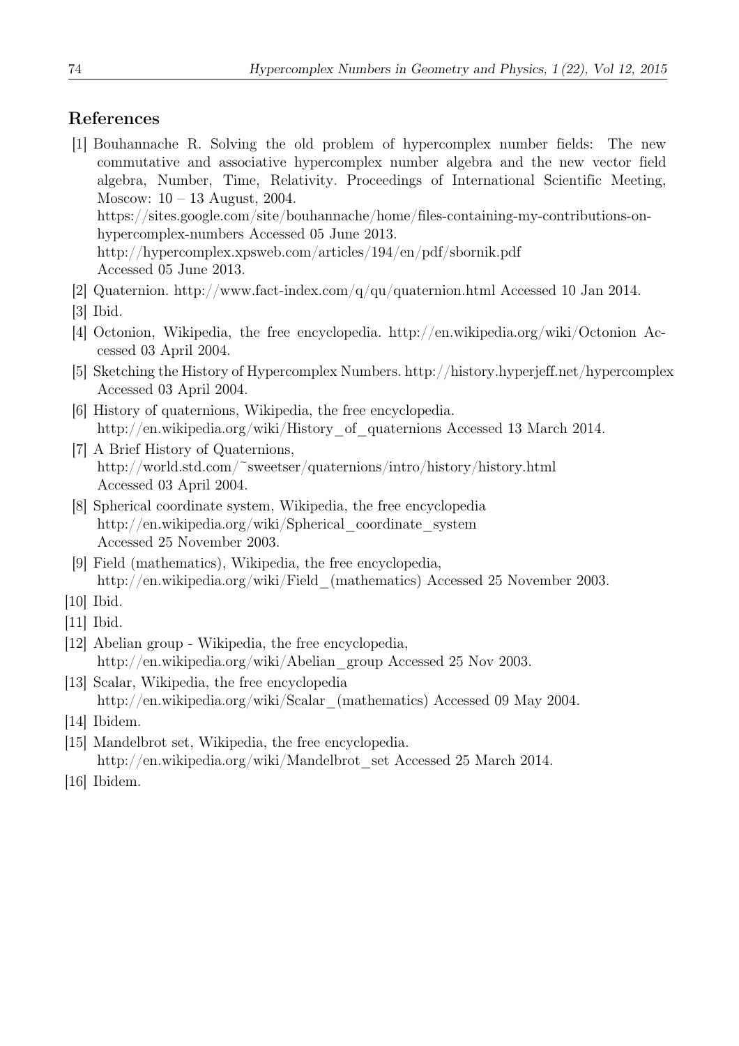## References

[1] Bouhannache R. Solving the old problem of hypercomplex number fields: The new commutative and associative hypercomplex number algebra and the new vector field algebra, Number, Time, Relativity. Proceedings of International Scientific Meeting, Moscow: 10 – 13 August, 2004.
https://sites.google.com/site/bouhannache/home/files-containing-my-contributions-on-hypercomplex-numbers Accessed 05 June 2013.
http://hypercomplex.xpsweb.com/articles/194/en/pdf/sbornik.pdf
Accessed 05 June 2013.

[2] Quaternion. http://www.fact-index.com/q/qu/quaternion.html Accessed 10 Jan 2014.

[3] Ibid.

[4] Octonion, Wikipedia, the free encyclopedia. http://en.wikipedia.org/wiki/Octonion Accessed 03 April 2004.

[5] Sketching the History of Hypercomplex Numbers. http://history.hyperjeff.net/hypercomplex Accessed 03 April 2004.

[6] History of quaternions, Wikipedia, the free encyclopedia.
http://en.wikipedia.org/wiki/History_of_quaternions Accessed 13 March 2014.

[7] A Brief History of Quaternions,
http://world.std.com/~sweetser/quaternions/intro/history/history.html
Accessed 03 April 2004.

[8] Spherical coordinate system, Wikipedia, the free encyclopedia
http://en.wikipedia.org/wiki/Spherical_coordinate_system
Accessed 25 November 2003.

[9] Field (mathematics), Wikipedia, the free encyclopedia,
http://en.wikipedia.org/wiki/Field_(mathematics) Accessed 25 November 2003.

[10] Ibid.

[11] Ibid.

[12] Abelian group - Wikipedia, the free encyclopedia,
http://en.wikipedia.org/wiki/Abelian_group Accessed 25 Nov 2003.

[13] Scalar, Wikipedia, the free encyclopedia
http://en.wikipedia.org/wiki/Scalar_(mathematics) Accessed 09 May 2004.

[14] Ibidem.

[15] Mandelbrot set, Wikipedia, the free encyclopedia.
http://en.wikipedia.org/wiki/Mandelbrot_set Accessed 25 March 2014.

[16] Ibidem.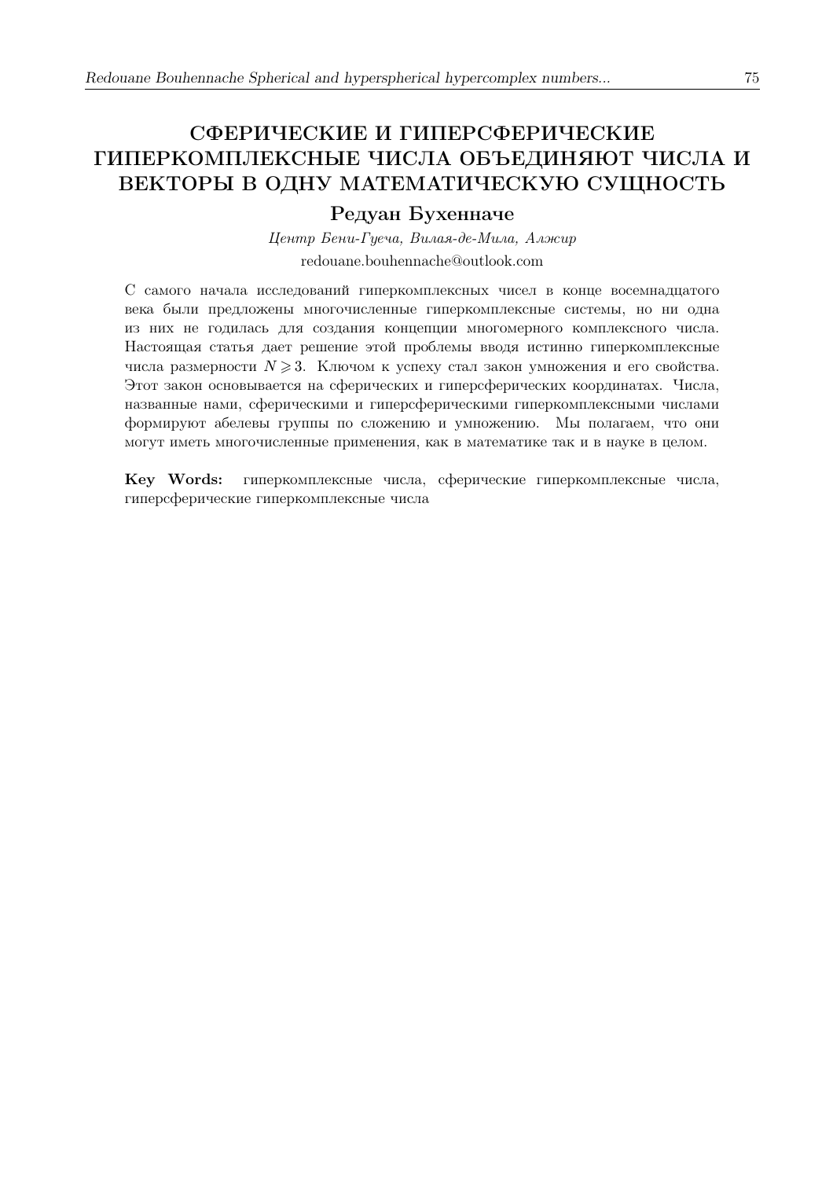# СФЕРИЧЕСКИЕ И ГИПЕРСФЕРИЧЕСКИЕ ГИПЕРКОМПЛЕКСНЫЕ ЧИСЛА ОБЪЕДИНЯЮТ ЧИСЛА И ВЕКТОРЫ В ОДНУ МАТЕМАТИЧЕСКУЮ СУЩНОСТЬ

**Редуан Бухенначе**

*Центр Бени-Гуеча, Вилая-де-Мила, Алжир*

redouane.bouhennache@outlook.com

С самого начала исследований гиперкомплексных чисел в конце восемнадцатого века были предложены многочисленные гиперкомплексные системы, но ни одна из них не годилась для создания концепции многомерного комплексного числа. Настоящая статья дает решение этой проблемы вводя истинно гиперкомплексные числа размерности $N \geqslant 3$. Ключом к успеху стал закон умножения и его свойства. Этот закон основывается на сферических и гиперсферических координатах. Числа, названные нами, сферическими и гиперсферическими гиперкомплексными числами формируют абелевы группы по сложению и умножению. Мы полагаем, что они могут иметь многочисленные применения, как в математике так и в науке в целом.

**Key Words:** гиперкомплексные числа, сферические гиперкомплексные числа, гиперсферические гиперкомплексные числа